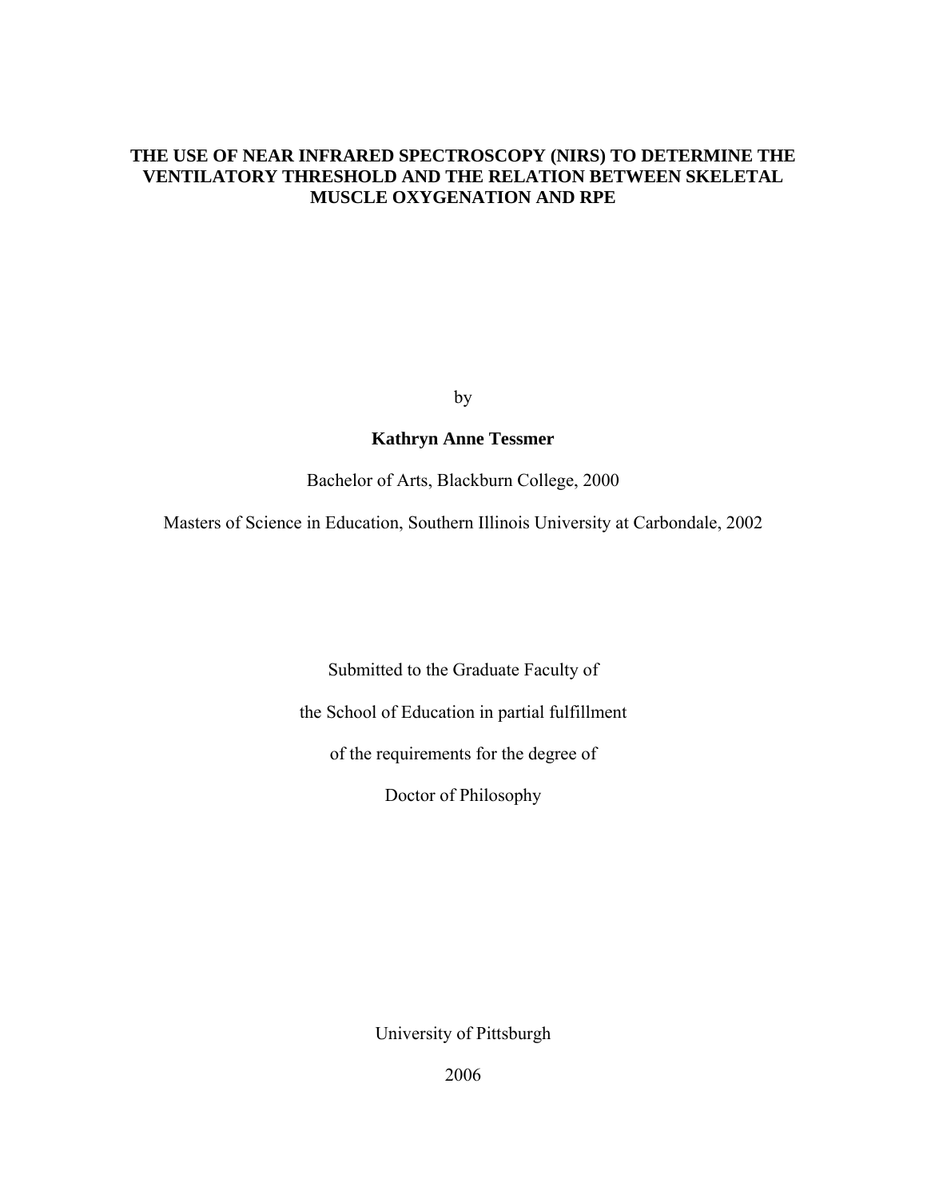# THE USE OF NEAR INFRARED SPECTROSCOPY (NIRS) TO DETERMINE THE VENTILATORY THRESHOLD AND THE RELATION BETWEEN SKELETAL MUSCLE OXYGENATION AND RPE

by

**Kathryn Anne Tessmer**

Bachelor of Arts, Blackburn College, 2000

Masters of Science in Education, Southern Illinois University at Carbondale, 2002

Submitted to the Graduate Faculty of

the School of Education in partial fulfillment

of the requirements for the degree of

Doctor of Philosophy

University of Pittsburgh

2006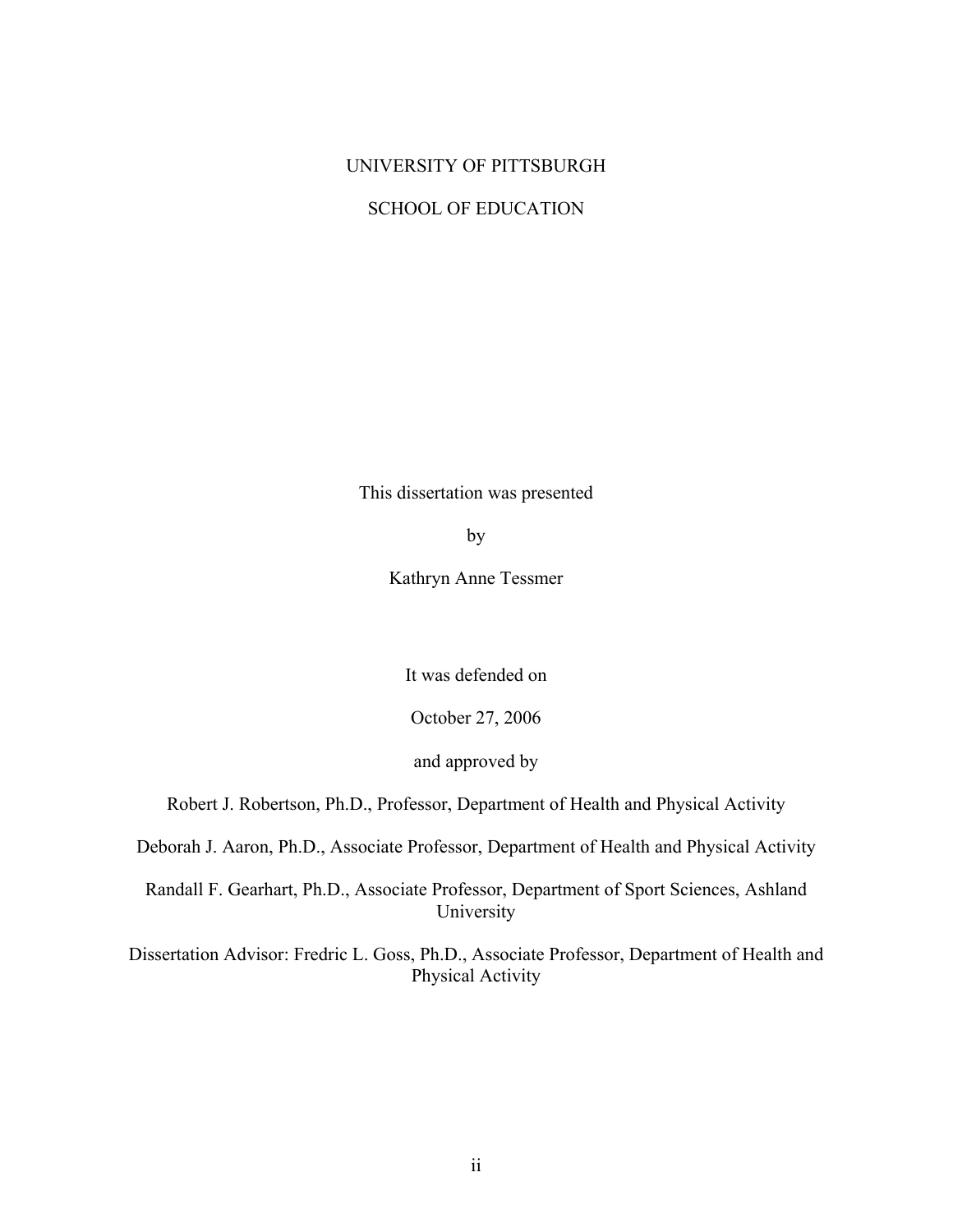UNIVERSITY OF PITTSBURGH

SCHOOL OF EDUCATION

This dissertation was presented

by

Kathryn Anne Tessmer

It was defended on

October 27, 2006

and approved by

Robert J. Robertson, Ph.D., Professor, Department of Health and Physical Activity

Deborah J. Aaron, Ph.D., Associate Professor, Department of Health and Physical Activity

Randall F. Gearhart, Ph.D., Associate Professor, Department of Sport Sciences, Ashland University

Dissertation Advisor: Fredric L. Goss, Ph.D., Associate Professor, Department of Health and Physical Activity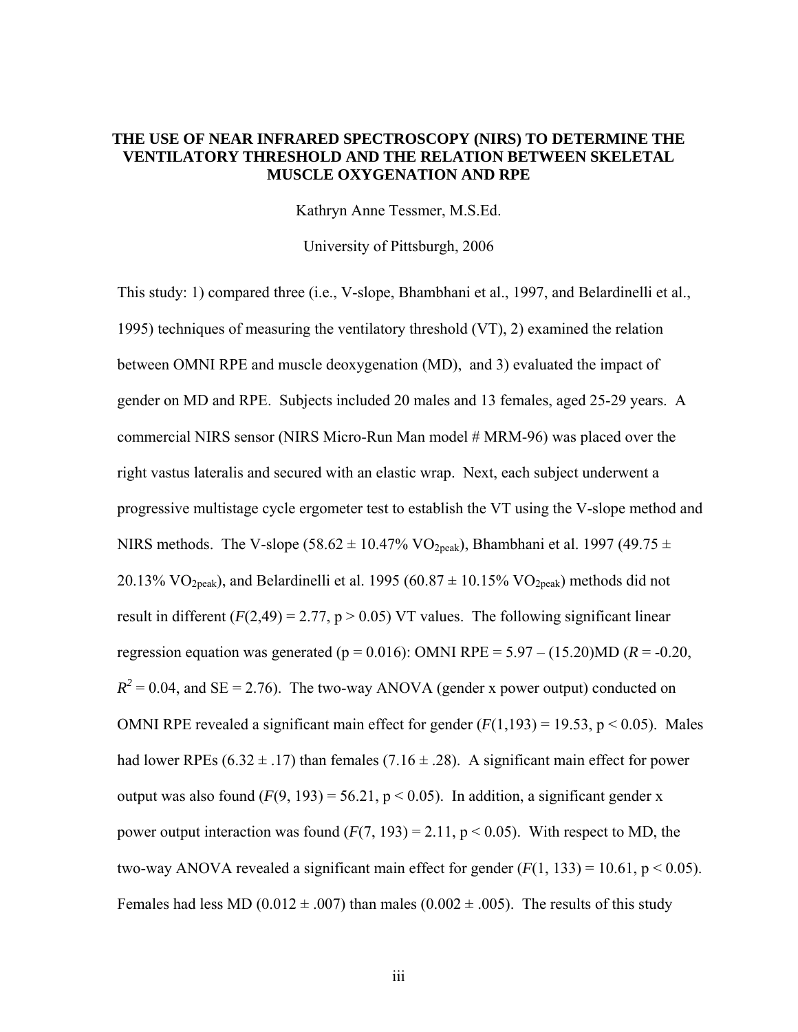**THE USE OF NEAR INFRARED SPECTROSCOPY (NIRS) TO DETERMINE THE VENTILATORY THRESHOLD AND THE RELATION BETWEEN SKELETAL MUSCLE OXYGENATION AND RPE**

Kathryn Anne Tessmer, M.S.Ed.

University of Pittsburgh, 2006

This study: 1) compared three (i.e., V-slope, Bhambhani et al., 1997, and Belardinelli et al., 1995) techniques of measuring the ventilatory threshold (VT), 2) examined the relation between OMNI RPE and muscle deoxygenation (MD), and 3) evaluated the impact of gender on MD and RPE. Subjects included 20 males and 13 females, aged 25-29 years. A commercial NIRS sensor (NIRS Micro-Run Man model # MRM-96) was placed over the right vastus lateralis and secured with an elastic wrap. Next, each subject underwent a progressive multistage cycle ergometer test to establish the VT using the V-slope method and NIRS methods. The V-slope (58.62 ± 10.47% $VO_{2peak}$), Bhambhani et al. 1997 (49.75 ± 20.13% $VO_{2peak}$), and Belardinelli et al. 1995 (60.87 ± 10.15% $VO_{2peak}$) methods did not result in different ($F(2,49) = 2.77$, $p > 0.05$) VT values. The following significant linear regression equation was generated ($p = 0.016$): OMNI RPE = 5.97 – (15.20)MD ($R = -0.20$, $R^2 = 0.04$, and SE = 2.76). The two-way ANOVA (gender x power output) conducted on OMNI RPE revealed a significant main effect for gender ($F(1,193) = 19.53$, $p < 0.05$). Males had lower RPEs (6.32 ± .17) than females (7.16 ± .28). A significant main effect for power output was also found ($F(9, 193) = 56.21$, $p < 0.05$). In addition, a significant gender x power output interaction was found ($F(7, 193) = 2.11$, $p < 0.05$). With respect to MD, the two-way ANOVA revealed a significant main effect for gender ($F(1, 133) = 10.61$, $p < 0.05$). Females had less MD (0.012 ± .007) than males (0.002 ± .005). The results of this study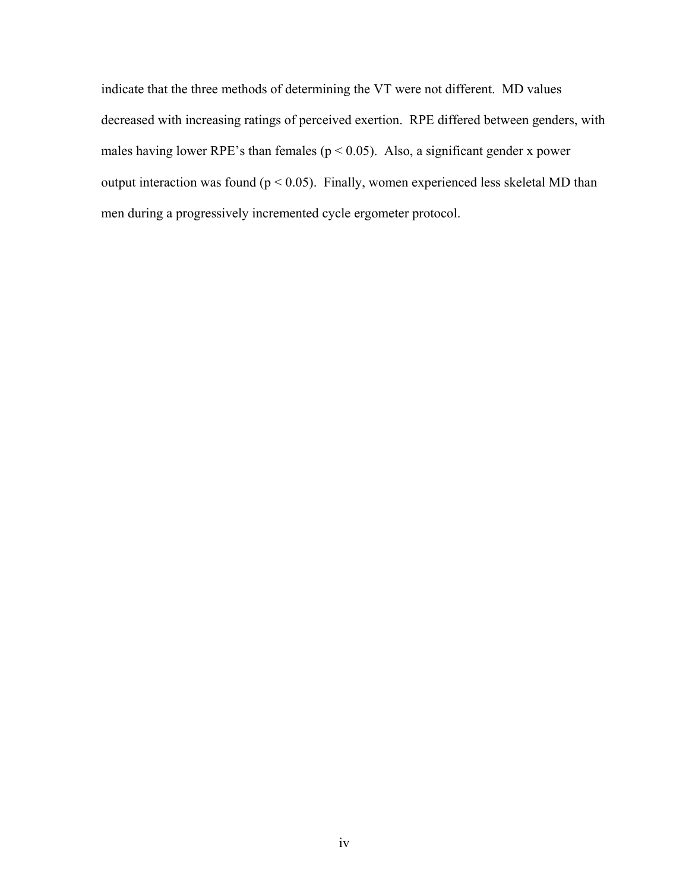indicate that the three methods of determining the VT were not different. MD values decreased with increasing ratings of perceived exertion. RPE differed between genders, with males having lower RPE's than females ($p < 0.05$). Also, a significant gender x power output interaction was found ($p < 0.05$). Finally, women experienced less skeletal MD than men during a progressively incremented cycle ergometer protocol.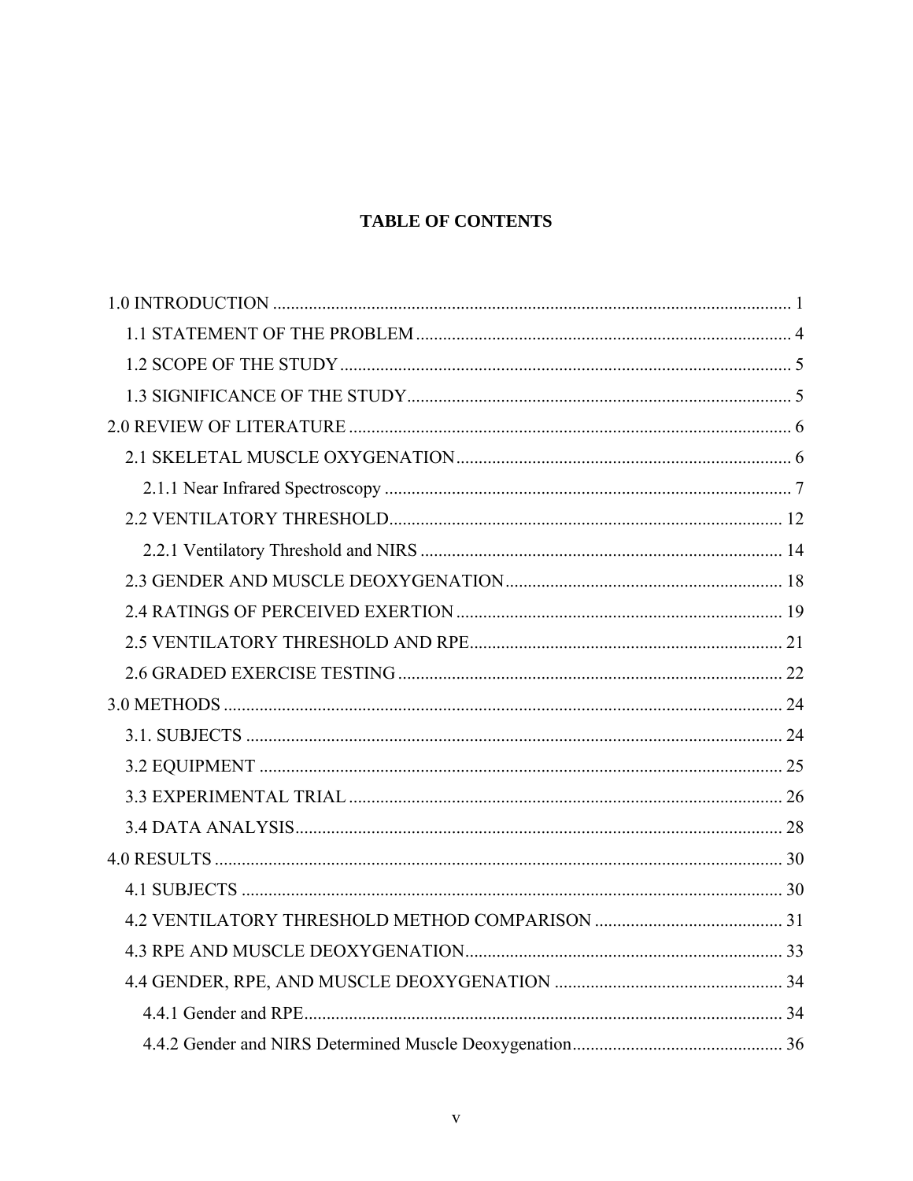## TABLE OF CONTENTS

1.0 INTRODUCTION ........................................................................................................... 1

- 1.1 STATEMENT OF THE PROBLEM ............................................................................ 4
- 1.2 SCOPE OF THE STUDY ............................................................................................ 5
- 1.3 SIGNIFICANCE OF THE STUDY.............................................................................. 5

2.0 REVIEW OF LITERATURE .......................................................................................... 6

- 2.1 SKELETAL MUSCLE OXYGENATION................................................................... 6
  - 2.1.1 Near Infrared Spectroscopy ................................................................................... 7
- 2.2 VENTILATORY THRESHOLD................................................................................ 12
  - 2.2.1 Ventilatory Threshold and NIRS ......................................................................... 14
- 2.3 GENDER AND MUSCLE DEOXYGENATION...................................................... 18
- 2.4 RATINGS OF PERCEIVED EXERTION ................................................................. 19
- 2.5 VENTILATORY THRESHOLD AND RPE.............................................................. 21
- 2.6 GRADED EXERCISE TESTING .............................................................................. 22

3.0 METHODS .................................................................................................................... 24

- 3.1. SUBJECTS ................................................................................................................ 24
- 3.2 EQUIPMENT ............................................................................................................. 25
- 3.3 EXPERIMENTAL TRIAL ......................................................................................... 26
- 3.4 DATA ANALYSIS..................................................................................................... 28

4.0 RESULTS ...................................................................................................................... 30

- 4.1 SUBJECTS ................................................................................................................ 30
- 4.2 VENTILATORY THRESHOLD METHOD COMPARISON .................................. 31
- 4.3 RPE AND MUSCLE DEOXYGENATION................................................................ 33
- 4.4 GENDER, RPE, AND MUSCLE DEOXYGENATION ........................................... 34
  - 4.4.1 Gender and RPE.................................................................................................. 34
  - 4.4.2 Gender and NIRS Determined Muscle Deoxygenation....................................... 36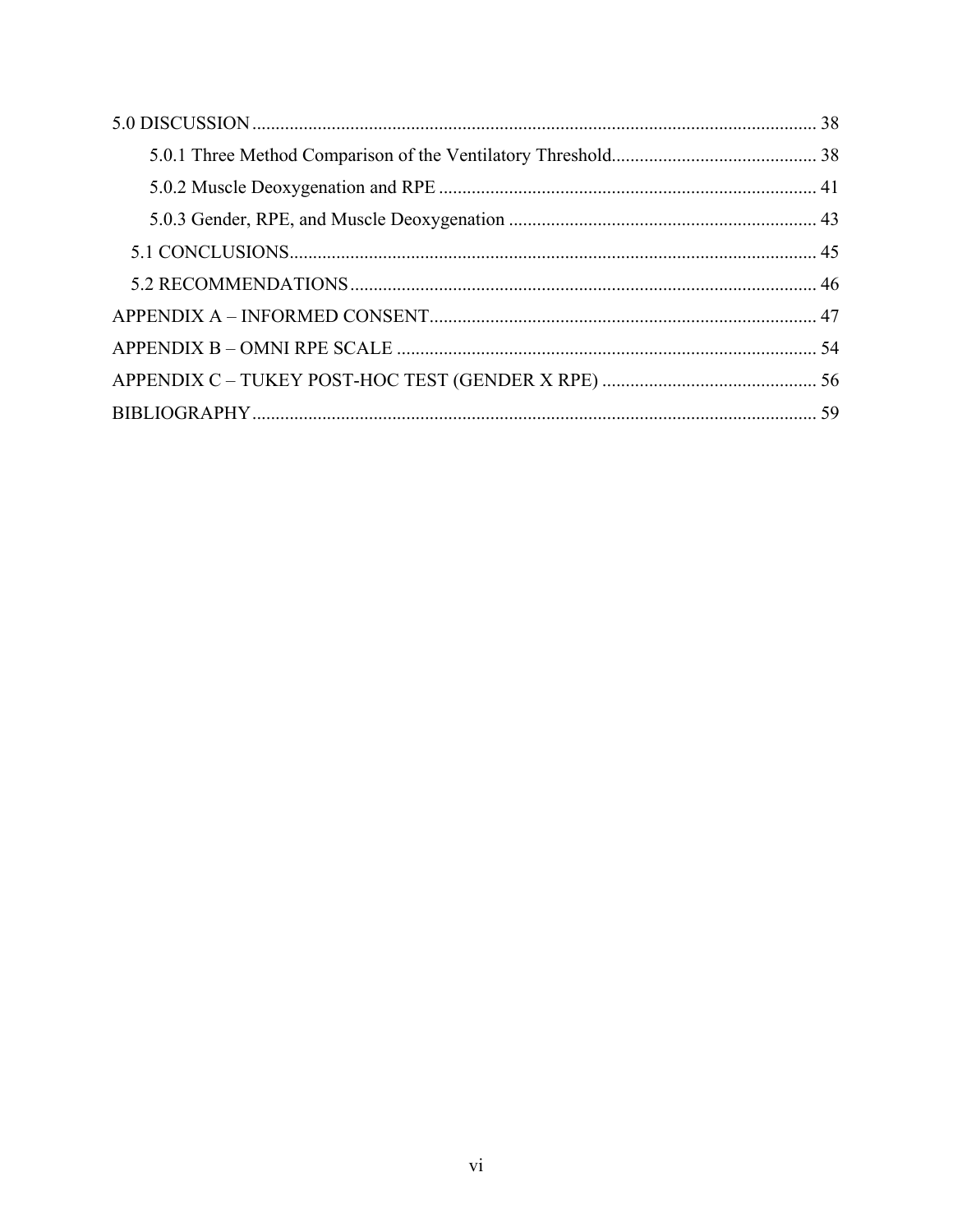5.0 DISCUSSION ........................................................................................................................ 38

5.0.1 Three Method Comparison of the Ventilatory Threshold............................................ 38

5.0.2 Muscle Deoxygenation and RPE ................................................................................. 41

5.0.3 Gender, RPE, and Muscle Deoxygenation .................................................................. 43

5.1 CONCLUSIONS................................................................................................................ 45

5.2 RECOMMENDATIONS................................................................................................... 46

APPENDIX A – INFORMED CONSENT.................................................................................. 47

APPENDIX B – OMNI RPE SCALE .......................................................................................... 54

APPENDIX C – TUKEY POST-HOC TEST (GENDER X RPE) .............................................. 56

BIBLIOGRAPHY........................................................................................................................ 59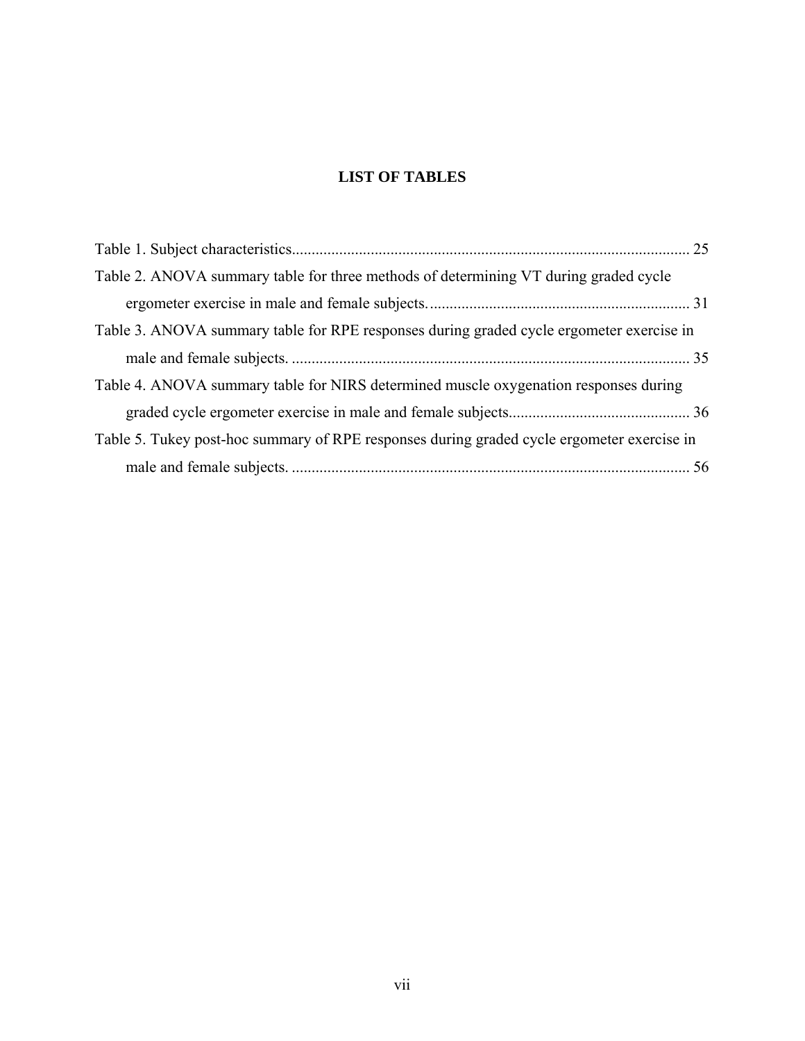# LIST OF TABLES

Table 1. Subject characteristics.................................................................................................... 25

Table 2. ANOVA summary table for three methods of determining VT during graded cycle ergometer exercise in male and female subjects. ................................................................ 31

Table 3. ANOVA summary table for RPE responses during graded cycle ergometer exercise in male and female subjects. .................................................................................................. 35

Table 4. ANOVA summary table for NIRS determined muscle oxygenation responses during graded cycle ergometer exercise in male and female subjects............................................. 36

Table 5. Tukey post-hoc summary of RPE responses during graded cycle ergometer exercise in male and female subjects. .................................................................................................. 56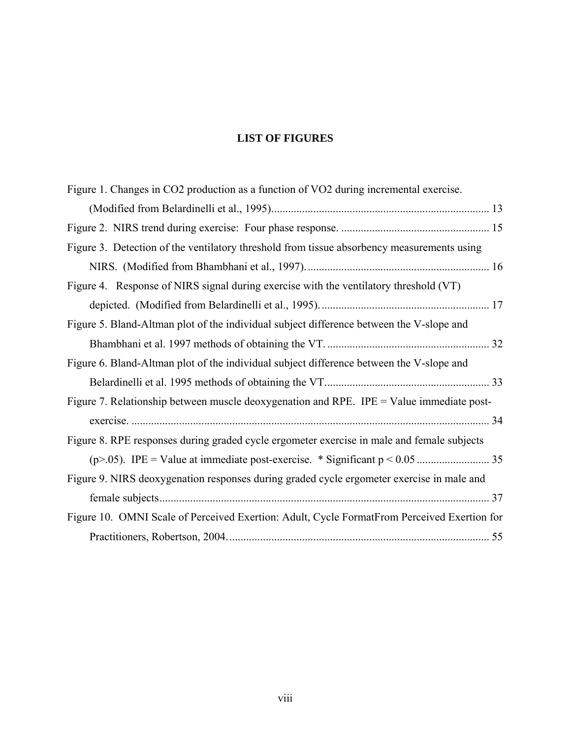# LIST OF FIGURES

Figure 1. Changes in $CO_2$ production as a function of $VO_2$ during incremental exercise. (Modified from Belardinelli et al., 1995)............................................................................. 13

Figure 2. NIRS trend during exercise: Four phase response. ..................................................... 15

Figure 3. Detection of the ventilatory threshold from tissue absorbency measurements using NIRS. (Modified from Bhambhani et al., 1997)................................................................. 16

Figure 4. Response of NIRS signal during exercise with the ventilatory threshold (VT) depicted. (Modified from Belardinelli et al., 1995)............................................................ 17

Figure 5. Bland-Altman plot of the individual subject difference between the V-slope and Bhambhani et al. 1997 methods of obtaining the VT. ......................................................... 32

Figure 6. Bland-Altman plot of the individual subject difference between the V-slope and Belardinelli et al. 1995 methods of obtaining the VT.......................................................... 33

Figure 7. Relationship between muscle deoxygenation and RPE. IPE = Value immediate post-exercise. ............................................................................................................................... 34

Figure 8. RPE responses during graded cycle ergometer exercise in male and female subjects ($p>.05$). IPE = Value at immediate post-exercise. * Significant $p < 0.05$ .......................... 35

Figure 9. NIRS deoxygenation responses during graded cycle ergometer exercise in male and female subjects..................................................................................................................... 37

Figure 10. OMNI Scale of Perceived Exertion: Adult, Cycle FormatFrom Perceived Exertion for Practitioners, Robertson, 2004............................................................................................. 55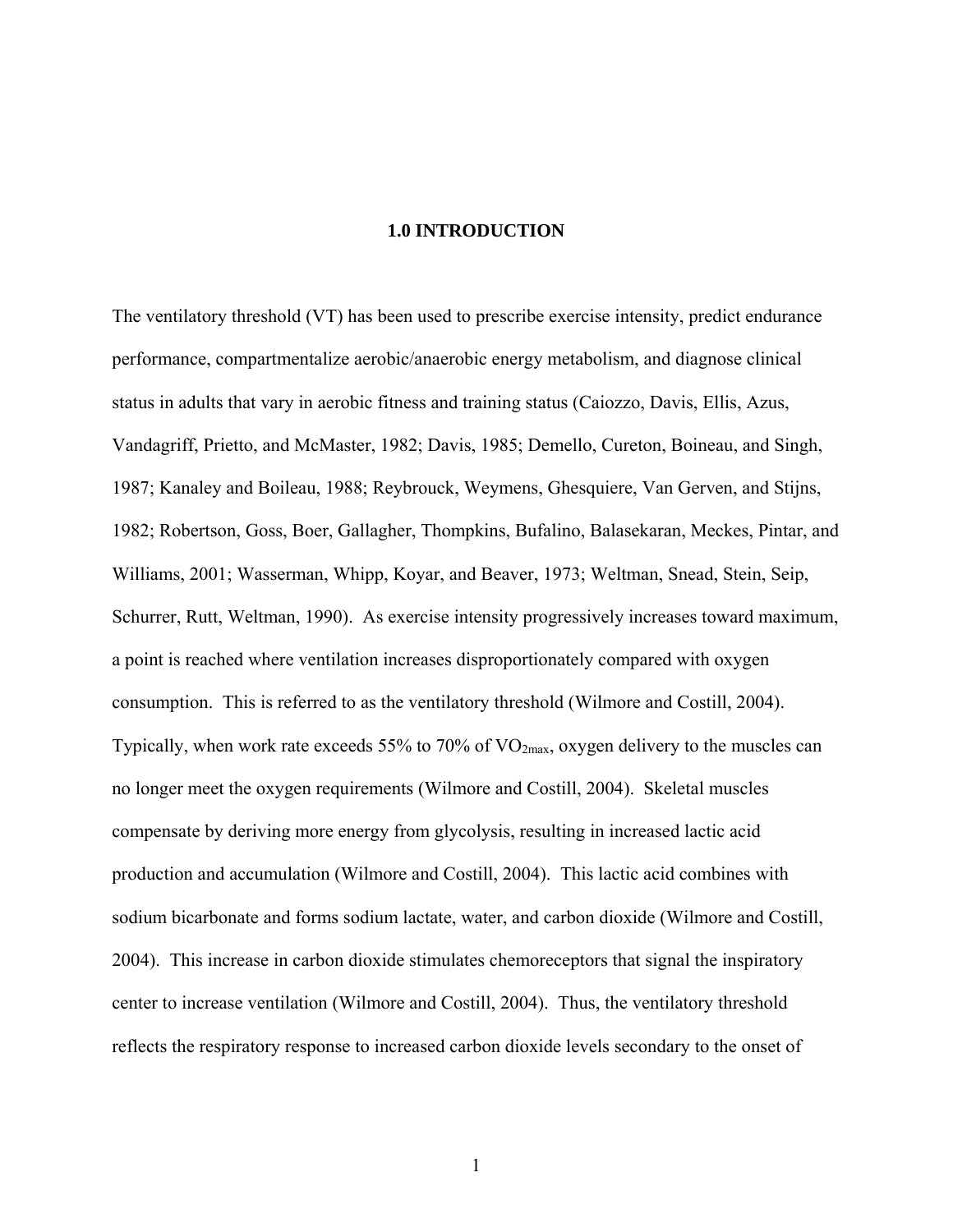# 1.0 INTRODUCTION

The ventilatory threshold (VT) has been used to prescribe exercise intensity, predict endurance performance, compartmentalize aerobic/anaerobic energy metabolism, and diagnose clinical status in adults that vary in aerobic fitness and training status (Caiozzo, Davis, Ellis, Azus, Vandagriff, Prietto, and McMaster, 1982; Davis, 1985; Demello, Cureton, Boineau, and Singh, 1987; Kanaley and Boileau, 1988; Reybrouck, Weymens, Ghesquiere, Van Gerven, and Stijns, 1982; Robertson, Goss, Boer, Gallagher, Thompkins, Bufalino, Balasekaran, Meckes, Pintar, and Williams, 2001; Wasserman, Whipp, Koyar, and Beaver, 1973; Weltman, Snead, Stein, Seip, Schurrer, Rutt, Weltman, 1990). As exercise intensity progressively increases toward maximum, a point is reached where ventilation increases disproportionately compared with oxygen consumption. This is referred to as the ventilatory threshold (Wilmore and Costill, 2004). Typically, when work rate exceeds 55% to 70% of $VO_{2max}$, oxygen delivery to the muscles can no longer meet the oxygen requirements (Wilmore and Costill, 2004). Skeletal muscles compensate by deriving more energy from glycolysis, resulting in increased lactic acid production and accumulation (Wilmore and Costill, 2004). This lactic acid combines with sodium bicarbonate and forms sodium lactate, water, and carbon dioxide (Wilmore and Costill, 2004). This increase in carbon dioxide stimulates chemoreceptors that signal the inspiratory center to increase ventilation (Wilmore and Costill, 2004). Thus, the ventilatory threshold reflects the respiratory response to increased carbon dioxide levels secondary to the onset of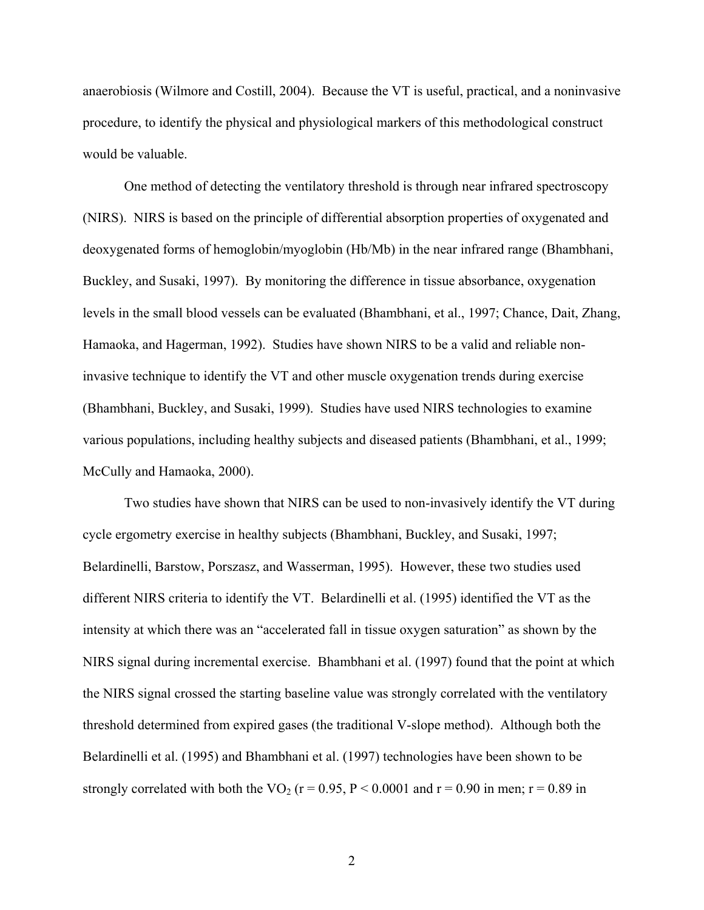anaerobiosis (Wilmore and Costill, 2004). Because the VT is useful, practical, and a noninvasive procedure, to identify the physical and physiological markers of this methodological construct would be valuable.

One method of detecting the ventilatory threshold is through near infrared spectroscopy (NIRS). NIRS is based on the principle of differential absorption properties of oxygenated and deoxygenated forms of hemoglobin/myoglobin (Hb/Mb) in the near infrared range (Bhambhani, Buckley, and Susaki, 1997). By monitoring the difference in tissue absorbance, oxygenation levels in the small blood vessels can be evaluated (Bhambhani, et al., 1997; Chance, Dait, Zhang, Hamaoka, and Hagerman, 1992). Studies have shown NIRS to be a valid and reliable non-invasive technique to identify the VT and other muscle oxygenation trends during exercise (Bhambhani, Buckley, and Susaki, 1999). Studies have used NIRS technologies to examine various populations, including healthy subjects and diseased patients (Bhambhani, et al., 1999; McCully and Hamaoka, 2000).

Two studies have shown that NIRS can be used to non-invasively identify the VT during cycle ergometry exercise in healthy subjects (Bhambhani, Buckley, and Susaki, 1997; Belardinelli, Barstow, Porszasz, and Wasserman, 1995). However, these two studies used different NIRS criteria to identify the VT. Belardinelli et al. (1995) identified the VT as the intensity at which there was an "accelerated fall in tissue oxygen saturation" as shown by the NIRS signal during incremental exercise. Bhambhani et al. (1997) found that the point at which the NIRS signal crossed the starting baseline value was strongly correlated with the ventilatory threshold determined from expired gases (the traditional V-slope method). Although both the Belardinelli et al. (1995) and Bhambhani et al. (1997) technologies have been shown to be strongly correlated with both the $VO_2$ ($r = 0.95$, $P < 0.0001$ and $r = 0.90$ in men; $r = 0.89$ in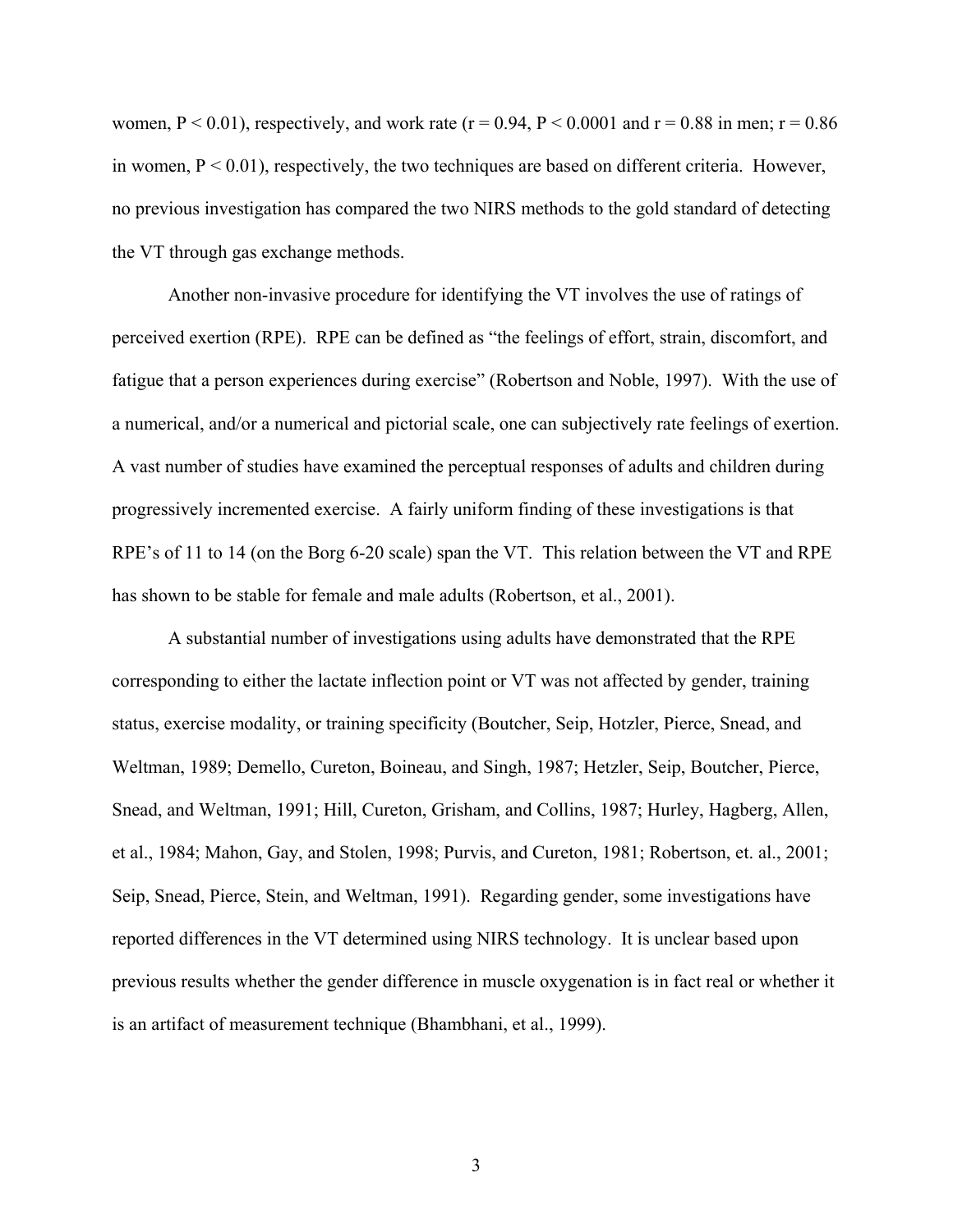women, $P < 0.01$), respectively, and work rate ($r = 0.94$, $P < 0.0001$ and $r = 0.88$ in men; $r = 0.86$ in women, $P < 0.01$), respectively, the two techniques are based on different criteria. However, no previous investigation has compared the two NIRS methods to the gold standard of detecting the VT through gas exchange methods.

Another non-invasive procedure for identifying the VT involves the use of ratings of perceived exertion (RPE). RPE can be defined as "the feelings of effort, strain, discomfort, and fatigue that a person experiences during exercise" (Robertson and Noble, 1997). With the use of a numerical, and/or a numerical and pictorial scale, one can subjectively rate feelings of exertion. A vast number of studies have examined the perceptual responses of adults and children during progressively incremented exercise. A fairly uniform finding of these investigations is that RPE's of 11 to 14 (on the Borg 6-20 scale) span the VT. This relation between the VT and RPE has shown to be stable for female and male adults (Robertson, et al., 2001).

A substantial number of investigations using adults have demonstrated that the RPE corresponding to either the lactate inflection point or VT was not affected by gender, training status, exercise modality, or training specificity (Boutcher, Seip, Hotzler, Pierce, Snead, and Weltman, 1989; Demello, Cureton, Boineau, and Singh, 1987; Hetzler, Seip, Boutcher, Pierce, Snead, and Weltman, 1991; Hill, Cureton, Grisham, and Collins, 1987; Hurley, Hagberg, Allen, et al., 1984; Mahon, Gay, and Stolen, 1998; Purvis, and Cureton, 1981; Robertson, et. al., 2001; Seip, Snead, Pierce, Stein, and Weltman, 1991). Regarding gender, some investigations have reported differences in the VT determined using NIRS technology. It is unclear based upon previous results whether the gender difference in muscle oxygenation is in fact real or whether it is an artifact of measurement technique (Bhambhani, et al., 1999).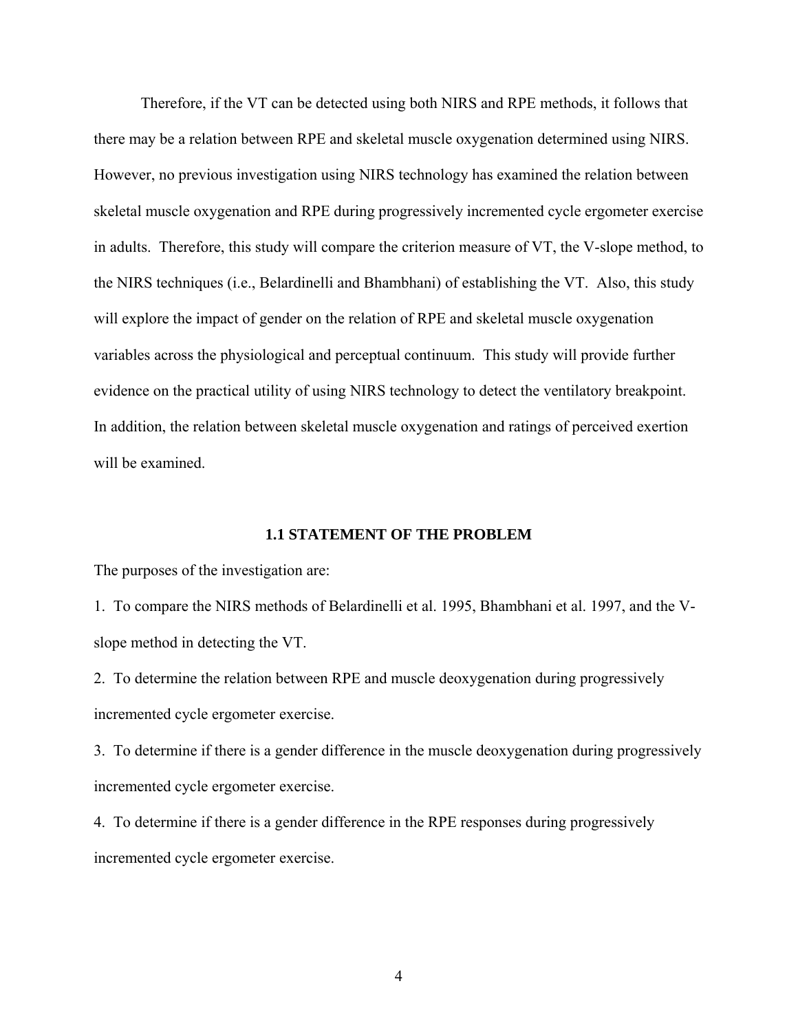Therefore, if the VT can be detected using both NIRS and RPE methods, it follows that there may be a relation between RPE and skeletal muscle oxygenation determined using NIRS. However, no previous investigation using NIRS technology has examined the relation between skeletal muscle oxygenation and RPE during progressively incremented cycle ergometer exercise in adults. Therefore, this study will compare the criterion measure of VT, the V-slope method, to the NIRS techniques (i.e., Belardinelli and Bhambhani) of establishing the VT. Also, this study will explore the impact of gender on the relation of RPE and skeletal muscle oxygenation variables across the physiological and perceptual continuum. This study will provide further evidence on the practical utility of using NIRS technology to detect the ventilatory breakpoint. In addition, the relation between skeletal muscle oxygenation and ratings of perceived exertion will be examined.

## 1.1 STATEMENT OF THE PROBLEM

The purposes of the investigation are:

1. To compare the NIRS methods of Belardinelli et al. 1995, Bhambhani et al. 1997, and the V-slope method in detecting the VT.
2. To determine the relation between RPE and muscle deoxygenation during progressively incremented cycle ergometer exercise.
3. To determine if there is a gender difference in the muscle deoxygenation during progressively incremented cycle ergometer exercise.
4. To determine if there is a gender difference in the RPE responses during progressively incremented cycle ergometer exercise.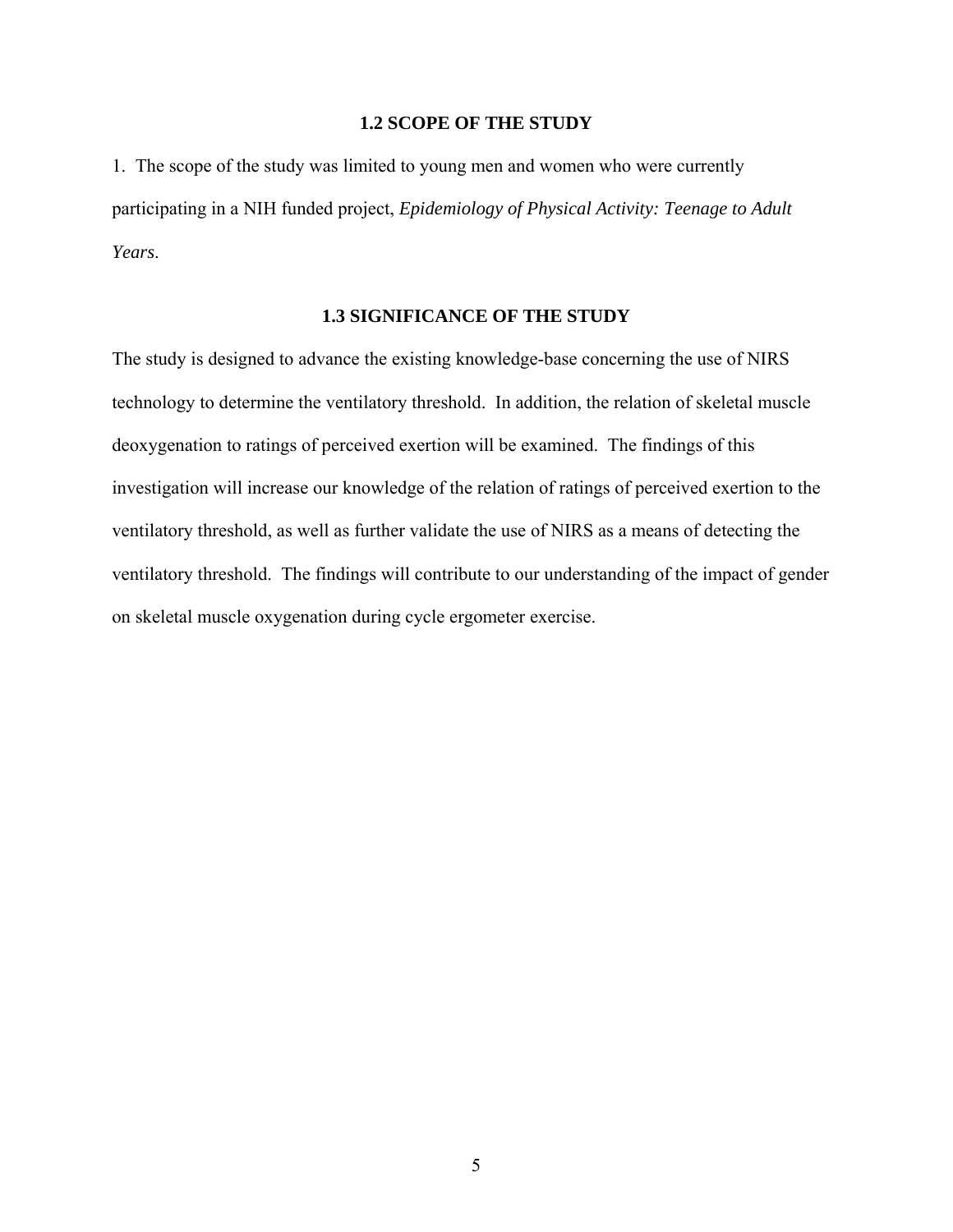## 1.2 SCOPE OF THE STUDY

1. The scope of the study was limited to young men and women who were currently participating in a NIH funded project, *Epidemiology of Physical Activity: Teenage to Adult Years*.

## 1.3 SIGNIFICANCE OF THE STUDY

The study is designed to advance the existing knowledge-base concerning the use of NIRS technology to determine the ventilatory threshold. In addition, the relation of skeletal muscle deoxygenation to ratings of perceived exertion will be examined. The findings of this investigation will increase our knowledge of the relation of ratings of perceived exertion to the ventilatory threshold, as well as further validate the use of NIRS as a means of detecting the ventilatory threshold. The findings will contribute to our understanding of the impact of gender on skeletal muscle oxygenation during cycle ergometer exercise.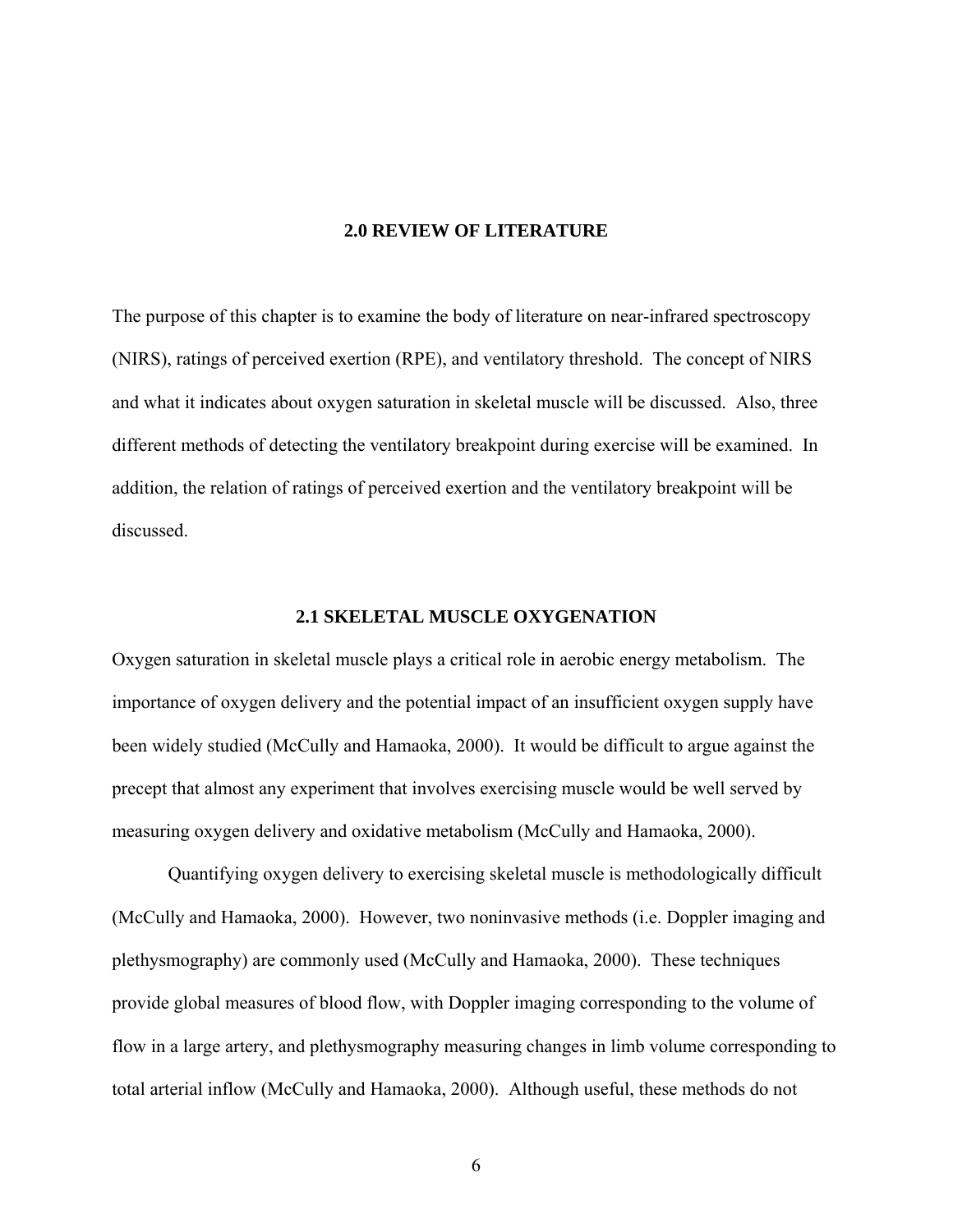# 2.0 REVIEW OF LITERATURE

The purpose of this chapter is to examine the body of literature on near-infrared spectroscopy (NIRS), ratings of perceived exertion (RPE), and ventilatory threshold. The concept of NIRS and what it indicates about oxygen saturation in skeletal muscle will be discussed. Also, three different methods of detecting the ventilatory breakpoint during exercise will be examined. In addition, the relation of ratings of perceived exertion and the ventilatory breakpoint will be discussed.

## 2.1 SKELETAL MUSCLE OXYGENATION

Oxygen saturation in skeletal muscle plays a critical role in aerobic energy metabolism. The importance of oxygen delivery and the potential impact of an insufficient oxygen supply have been widely studied (McCully and Hamaoka, 2000). It would be difficult to argue against the precept that almost any experiment that involves exercising muscle would be well served by measuring oxygen delivery and oxidative metabolism (McCully and Hamaoka, 2000).

Quantifying oxygen delivery to exercising skeletal muscle is methodologically difficult (McCully and Hamaoka, 2000). However, two noninvasive methods (i.e. Doppler imaging and plethysmography) are commonly used (McCully and Hamaoka, 2000). These techniques provide global measures of blood flow, with Doppler imaging corresponding to the volume of flow in a large artery, and plethysmography measuring changes in limb volume corresponding to total arterial inflow (McCully and Hamaoka, 2000). Although useful, these methods do not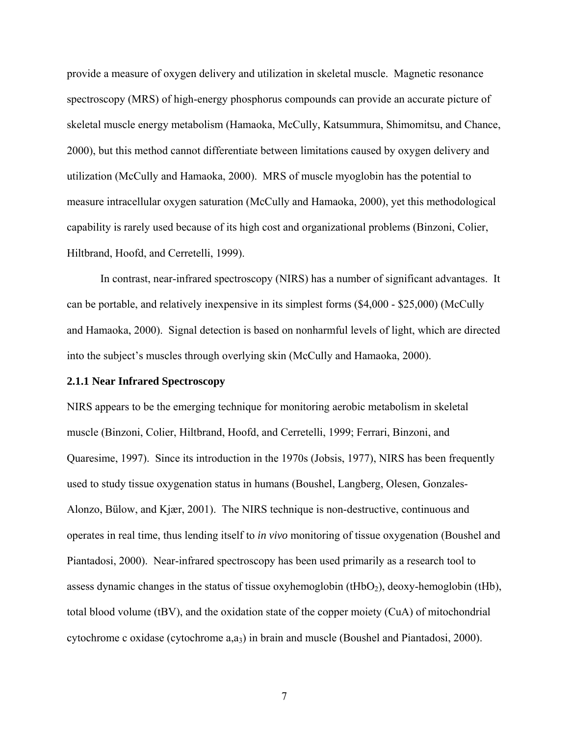provide a measure of oxygen delivery and utilization in skeletal muscle. Magnetic resonance spectroscopy (MRS) of high-energy phosphorus compounds can provide an accurate picture of skeletal muscle energy metabolism (Hamaoka, McCully, Katsummura, Shimomitsu, and Chance, 2000), but this method cannot differentiate between limitations caused by oxygen delivery and utilization (McCully and Hamaoka, 2000). MRS of muscle myoglobin has the potential to measure intracellular oxygen saturation (McCully and Hamaoka, 2000), yet this methodological capability is rarely used because of its high cost and organizational problems (Binzoni, Colier, Hiltbrand, Hoofd, and Cerretelli, 1999).

In contrast, near-infrared spectroscopy (NIRS) has a number of significant advantages. It can be portable, and relatively inexpensive in its simplest forms ($4,000 - $25,000) (McCully and Hamaoka, 2000). Signal detection is based on nonharmful levels of light, which are directed into the subject's muscles through overlying skin (McCully and Hamaoka, 2000).

### 2.1.1 Near Infrared Spectroscopy

NIRS appears to be the emerging technique for monitoring aerobic metabolism in skeletal muscle (Binzoni, Colier, Hiltbrand, Hoofd, and Cerretelli, 1999; Ferrari, Binzoni, and Quaresime, 1997). Since its introduction in the 1970s (Jobsis, 1977), NIRS has been frequently used to study tissue oxygenation status in humans (Boushel, Langberg, Olesen, Gonzales-Alonzo, Bülow, and Kjær, 2001). The NIRS technique is non-destructive, continuous and operates in real time, thus lending itself to *in vivo* monitoring of tissue oxygenation (Boushel and Piantadosi, 2000). Near-infrared spectroscopy has been used primarily as a research tool to assess dynamic changes in the status of tissue oxyhemoglobin ($tHbO_2$), deoxy-hemoglobin (tHb), total blood volume (tBV), and the oxidation state of the copper moiety (CuA) of mitochondrial cytochrome c oxidase (cytochrome $a,a_3$) in brain and muscle (Boushel and Piantadosi, 2000).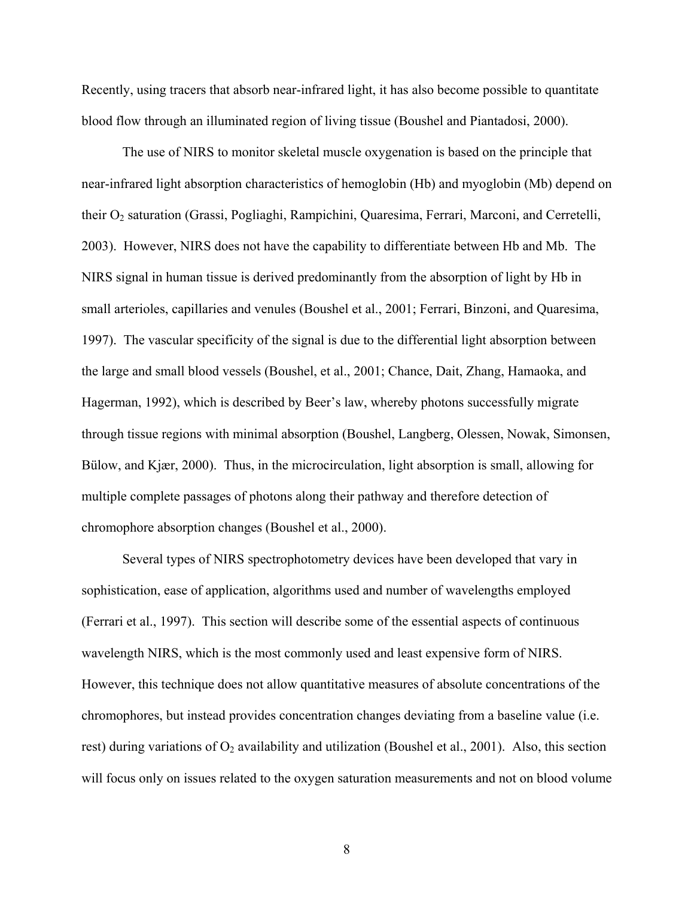Recently, using tracers that absorb near-infrared light, it has also become possible to quantitate blood flow through an illuminated region of living tissue (Boushel and Piantadosi, 2000).

The use of NIRS to monitor skeletal muscle oxygenation is based on the principle that near-infrared light absorption characteristics of hemoglobin (Hb) and myoglobin (Mb) depend on their $O_2$ saturation (Grassi, Pogliaghi, Rampichini, Quaresima, Ferrari, Marconi, and Cerretelli, 2003). However, NIRS does not have the capability to differentiate between Hb and Mb. The NIRS signal in human tissue is derived predominantly from the absorption of light by Hb in small arterioles, capillaries and venules (Boushel et al., 2001; Ferrari, Binzoni, and Quaresima, 1997). The vascular specificity of the signal is due to the differential light absorption between the large and small blood vessels (Boushel, et al., 2001; Chance, Dait, Zhang, Hamaoka, and Hagerman, 1992), which is described by Beer's law, whereby photons successfully migrate through tissue regions with minimal absorption (Boushel, Langberg, Olessen, Nowak, Simonsen, Bülow, and Kjær, 2000). Thus, in the microcirculation, light absorption is small, allowing for multiple complete passages of photons along their pathway and therefore detection of chromophore absorption changes (Boushel et al., 2000).

Several types of NIRS spectrophotometry devices have been developed that vary in sophistication, ease of application, algorithms used and number of wavelengths employed (Ferrari et al., 1997). This section will describe some of the essential aspects of continuous wavelength NIRS, which is the most commonly used and least expensive form of NIRS. However, this technique does not allow quantitative measures of absolute concentrations of the chromophores, but instead provides concentration changes deviating from a baseline value (i.e. rest) during variations of $O_2$ availability and utilization (Boushel et al., 2001). Also, this section will focus only on issues related to the oxygen saturation measurements and not on blood volume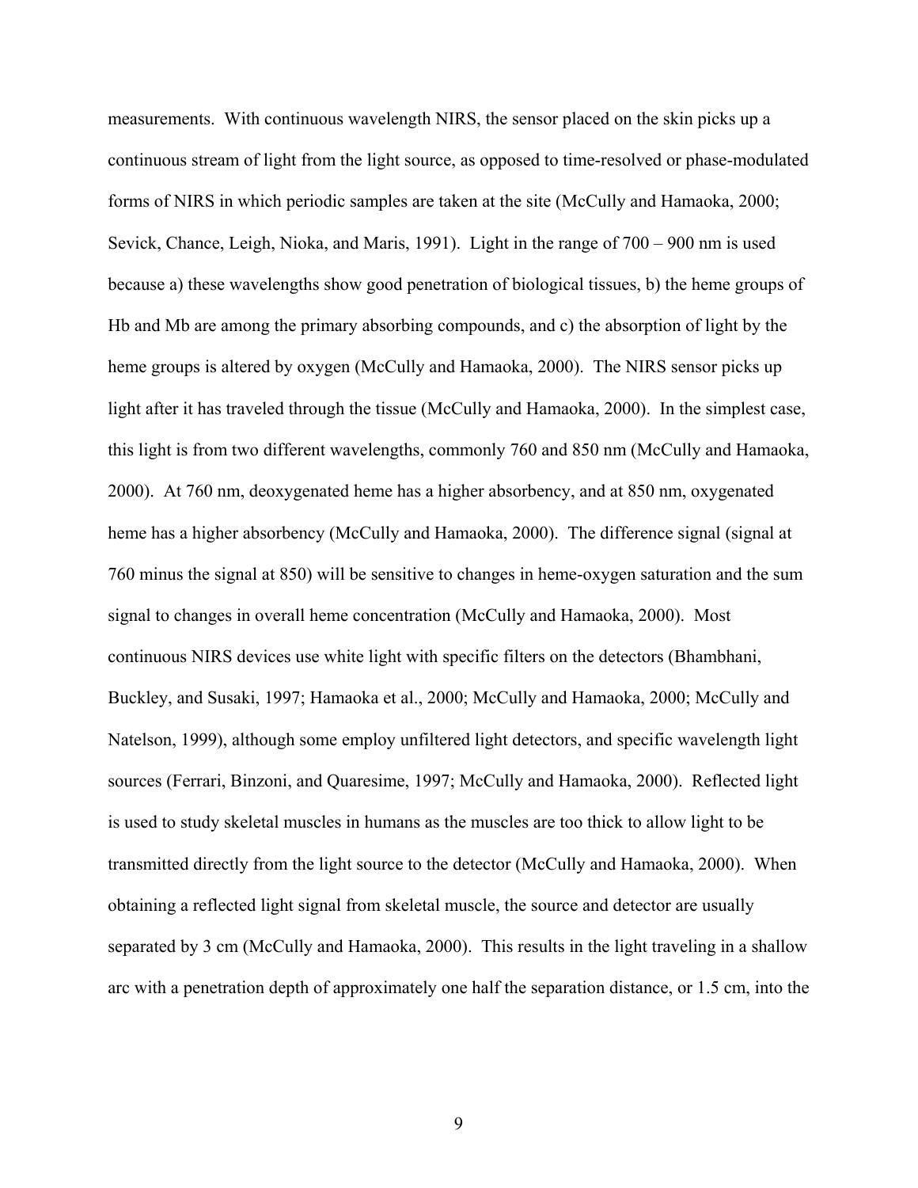measurements. With continuous wavelength NIRS, the sensor placed on the skin picks up a continuous stream of light from the light source, as opposed to time-resolved or phase-modulated forms of NIRS in which periodic samples are taken at the site (McCully and Hamaoka, 2000; Sevick, Chance, Leigh, Nioka, and Maris, 1991). Light in the range of 700 – 900 nm is used because a) these wavelengths show good penetration of biological tissues, b) the heme groups of Hb and Mb are among the primary absorbing compounds, and c) the absorption of light by the heme groups is altered by oxygen (McCully and Hamaoka, 2000). The NIRS sensor picks up light after it has traveled through the tissue (McCully and Hamaoka, 2000). In the simplest case, this light is from two different wavelengths, commonly 760 and 850 nm (McCully and Hamaoka, 2000). At 760 nm, deoxygenated heme has a higher absorbency, and at 850 nm, oxygenated heme has a higher absorbency (McCully and Hamaoka, 2000). The difference signal (signal at 760 minus the signal at 850) will be sensitive to changes in heme-oxygen saturation and the sum signal to changes in overall heme concentration (McCully and Hamaoka, 2000). Most continuous NIRS devices use white light with specific filters on the detectors (Bhambhani, Buckley, and Susaki, 1997; Hamaoka et al., 2000; McCully and Hamaoka, 2000; McCully and Natelson, 1999), although some employ unfiltered light detectors, and specific wavelength light sources (Ferrari, Binzoni, and Quaresime, 1997; McCully and Hamaoka, 2000). Reflected light is used to study skeletal muscles in humans as the muscles are too thick to allow light to be transmitted directly from the light source to the detector (McCully and Hamaoka, 2000). When obtaining a reflected light signal from skeletal muscle, the source and detector are usually separated by 3 cm (McCully and Hamaoka, 2000). This results in the light traveling in a shallow arc with a penetration depth of approximately one half the separation distance, or 1.5 cm, into the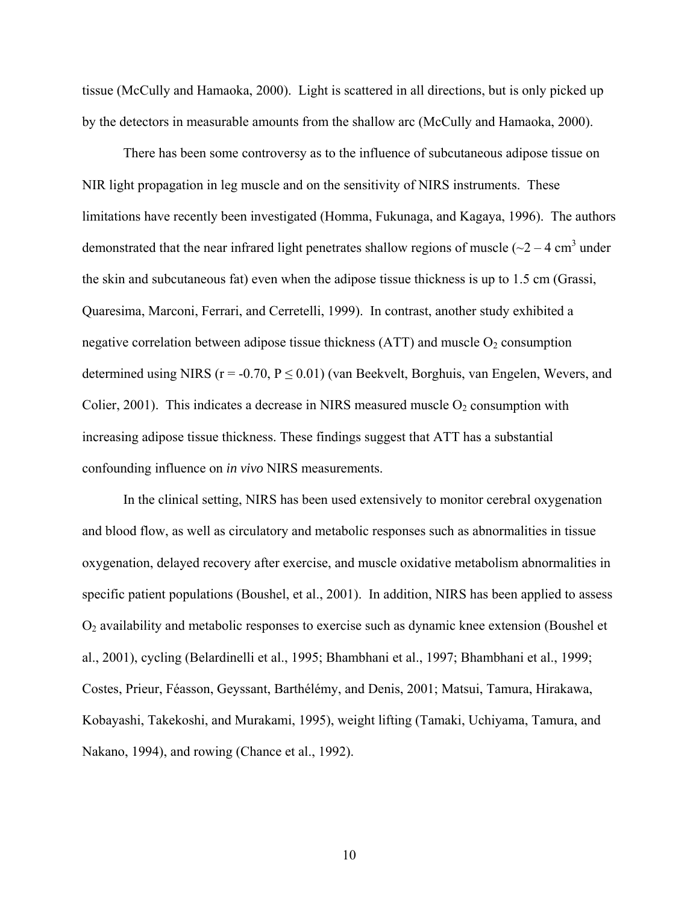tissue (McCully and Hamaoka, 2000). Light is scattered in all directions, but is only picked up by the detectors in measurable amounts from the shallow arc (McCully and Hamaoka, 2000).

There has been some controversy as to the influence of subcutaneous adipose tissue on NIR light propagation in leg muscle and on the sensitivity of NIRS instruments. These limitations have recently been investigated (Homma, Fukunaga, and Kagaya, 1996). The authors demonstrated that the near infrared light penetrates shallow regions of muscle (~2 – 4 $cm^3$ under the skin and subcutaneous fat) even when the adipose tissue thickness is up to 1.5 cm (Grassi, Quaresima, Marconi, Ferrari, and Cerretelli, 1999). In contrast, another study exhibited a negative correlation between adipose tissue thickness (ATT) and muscle $O_2$ consumption determined using NIRS ($r = -0.70$, $P \leq 0.01$) (van Beekvelt, Borghuis, van Engelen, Wevers, and Colier, 2001). This indicates a decrease in NIRS measured muscle $O_2$ consumption with increasing adipose tissue thickness. These findings suggest that ATT has a substantial confounding influence on *in vivo* NIRS measurements.

In the clinical setting, NIRS has been used extensively to monitor cerebral oxygenation and blood flow, as well as circulatory and metabolic responses such as abnormalities in tissue oxygenation, delayed recovery after exercise, and muscle oxidative metabolism abnormalities in specific patient populations (Boushel, et al., 2001). In addition, NIRS has been applied to assess $O_2$ availability and metabolic responses to exercise such as dynamic knee extension (Boushel et al., 2001), cycling (Belardinelli et al., 1995; Bhambhani et al., 1997; Bhambhani et al., 1999; Costes, Prieur, Féasson, Geyssant, Barthélémy, and Denis, 2001; Matsui, Tamura, Hirakawa, Kobayashi, Takekoshi, and Murakami, 1995), weight lifting (Tamaki, Uchiyama, Tamura, and Nakano, 1994), and rowing (Chance et al., 1992).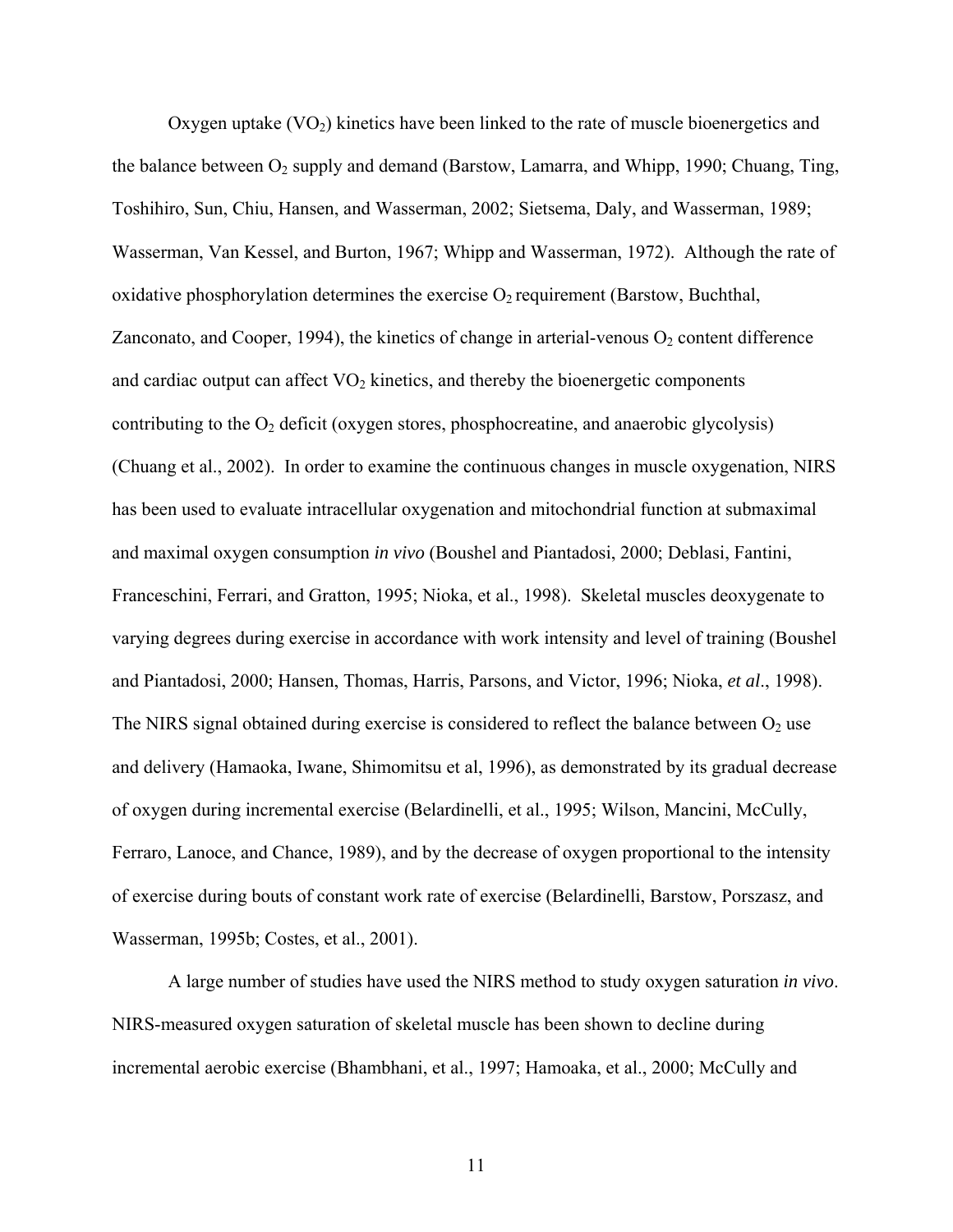Oxygen uptake ($VO_2$) kinetics have been linked to the rate of muscle bioenergetics and the balance between $O_2$ supply and demand (Barstow, Lamarra, and Whipp, 1990; Chuang, Ting, Toshihiro, Sun, Chiu, Hansen, and Wasserman, 2002; Sietsema, Daly, and Wasserman, 1989; Wasserman, Van Kessel, and Burton, 1967; Whipp and Wasserman, 1972). Although the rate of oxidative phosphorylation determines the exercise $O_2$ requirement (Barstow, Buchthal, Zanconato, and Cooper, 1994), the kinetics of change in arterial-venous $O_2$ content difference and cardiac output can affect $VO_2$ kinetics, and thereby the bioenergetic components contributing to the $O_2$ deficit (oxygen stores, phosphocreatine, and anaerobic glycolysis) (Chuang et al., 2002). In order to examine the continuous changes in muscle oxygenation, NIRS has been used to evaluate intracellular oxygenation and mitochondrial function at submaximal and maximal oxygen consumption *in vivo* (Boushel and Piantadosi, 2000; Deblasi, Fantini, Franceschini, Ferrari, and Gratton, 1995; Nioka, et al., 1998). Skeletal muscles deoxygenate to varying degrees during exercise in accordance with work intensity and level of training (Boushel and Piantadosi, 2000; Hansen, Thomas, Harris, Parsons, and Victor, 1996; Nioka, *et al*., 1998). The NIRS signal obtained during exercise is considered to reflect the balance between $O_2$ use and delivery (Hamaoka, Iwane, Shimomitsu et al, 1996), as demonstrated by its gradual decrease of oxygen during incremental exercise (Belardinelli, et al., 1995; Wilson, Mancini, McCully, Ferraro, Lanoce, and Chance, 1989), and by the decrease of oxygen proportional to the intensity of exercise during bouts of constant work rate of exercise (Belardinelli, Barstow, Porszasz, and Wasserman, 1995b; Costes, et al., 2001).

A large number of studies have used the NIRS method to study oxygen saturation *in vivo*. NIRS-measured oxygen saturation of skeletal muscle has been shown to decline during incremental aerobic exercise (Bhambhani, et al., 1997; Hamoaka, et al., 2000; McCully and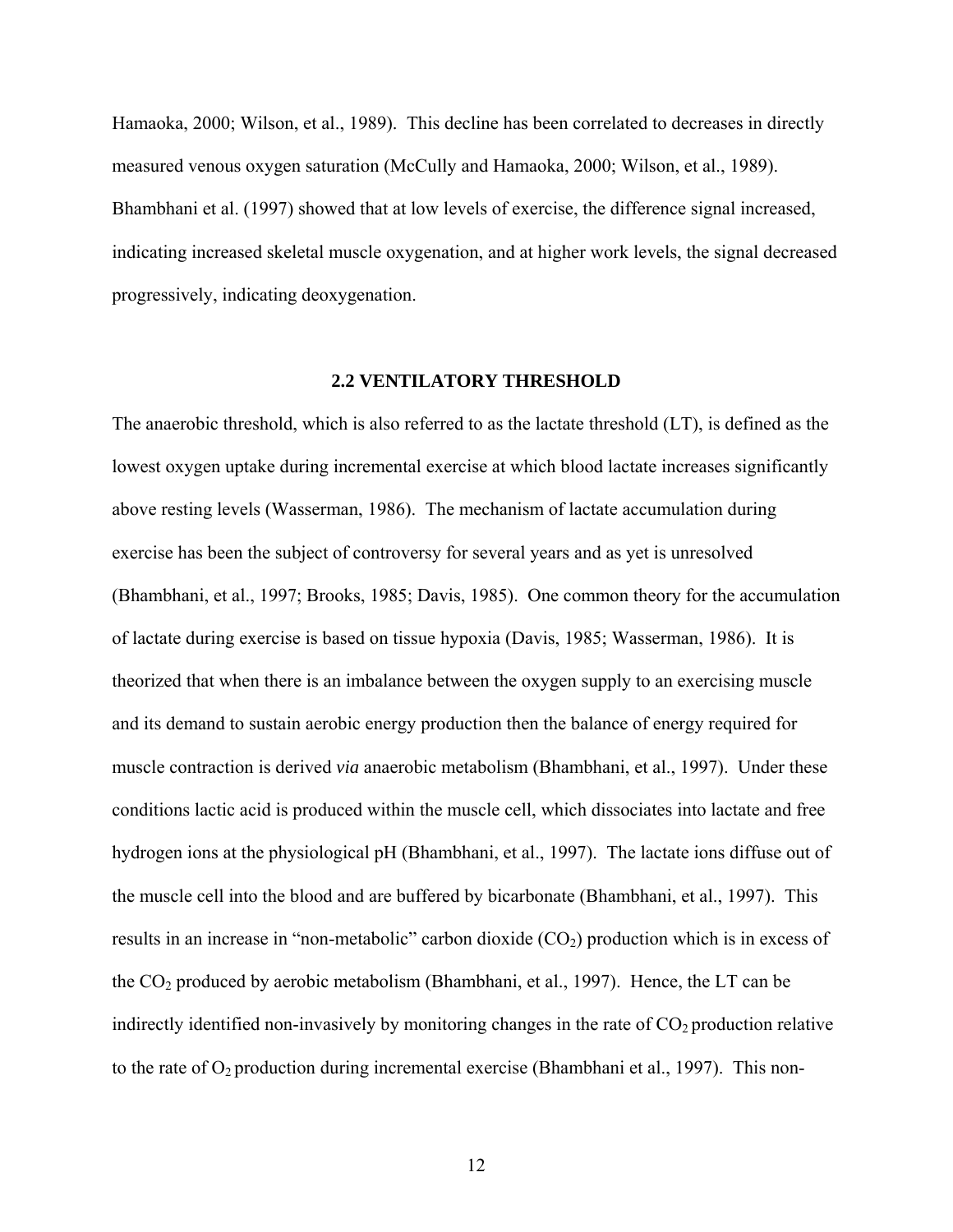Hamaoka, 2000; Wilson, et al., 1989). This decline has been correlated to decreases in directly measured venous oxygen saturation (McCully and Hamaoka, 2000; Wilson, et al., 1989). Bhambhani et al. (1997) showed that at low levels of exercise, the difference signal increased, indicating increased skeletal muscle oxygenation, and at higher work levels, the signal decreased progressively, indicating deoxygenation.

## 2.2 VENTILATORY THRESHOLD

The anaerobic threshold, which is also referred to as the lactate threshold (LT), is defined as the lowest oxygen uptake during incremental exercise at which blood lactate increases significantly above resting levels (Wasserman, 1986). The mechanism of lactate accumulation during exercise has been the subject of controversy for several years and as yet is unresolved (Bhambhani, et al., 1997; Brooks, 1985; Davis, 1985). One common theory for the accumulation of lactate during exercise is based on tissue hypoxia (Davis, 1985; Wasserman, 1986). It is theorized that when there is an imbalance between the oxygen supply to an exercising muscle and its demand to sustain aerobic energy production then the balance of energy required for muscle contraction is derived *via* anaerobic metabolism (Bhambhani, et al., 1997). Under these conditions lactic acid is produced within the muscle cell, which dissociates into lactate and free hydrogen ions at the physiological pH (Bhambhani, et al., 1997). The lactate ions diffuse out of the muscle cell into the blood and are buffered by bicarbonate (Bhambhani, et al., 1997). This results in an increase in "non-metabolic" carbon dioxide ($CO_2$) production which is in excess of the $CO_2$ produced by aerobic metabolism (Bhambhani, et al., 1997). Hence, the LT can be indirectly identified non-invasively by monitoring changes in the rate of $CO_2$ production relative to the rate of $O_2$ production during incremental exercise (Bhambhani et al., 1997). This non-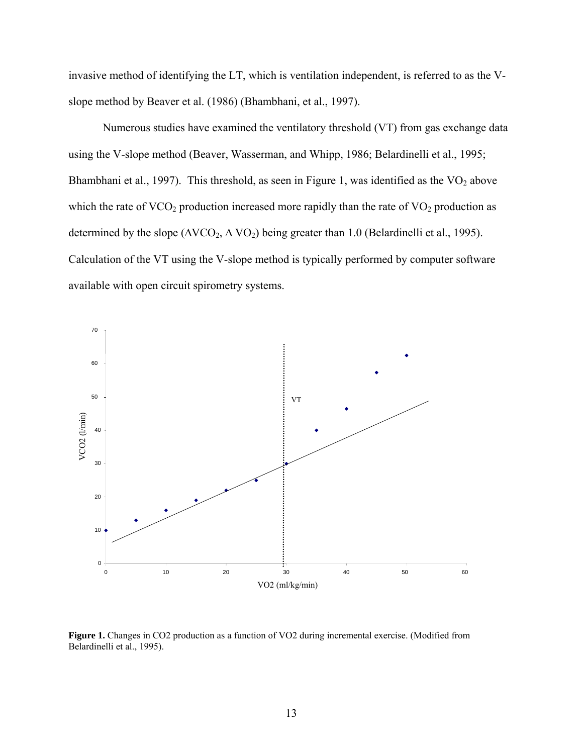invasive method of identifying the LT, which is ventilation independent, is referred to as the V-slope method by Beaver et al. (1986) (Bhambhani, et al., 1997).

Numerous studies have examined the ventilatory threshold (VT) from gas exchange data using the V-slope method (Beaver, Wasserman, and Whipp, 1986; Belardinelli et al., 1995; Bhambhani et al., 1997). This threshold, as seen in Figure 1, was identified as the $VO_2$ above which the rate of $VCO_2$ production increased more rapidly than the rate of $VO_2$ production as determined by the slope ($\Delta VCO_2$, $\Delta VO_2$) being greater than 1.0 (Belardinelli et al., 1995). Calculation of the VT using the V-slope method is typically performed by computer software available with open circuit spirometry systems.

**Figure 1.** Changes in CO2 production as a function of VO2 during incremental exercise. (Modified from Belardinelli et al., 1995).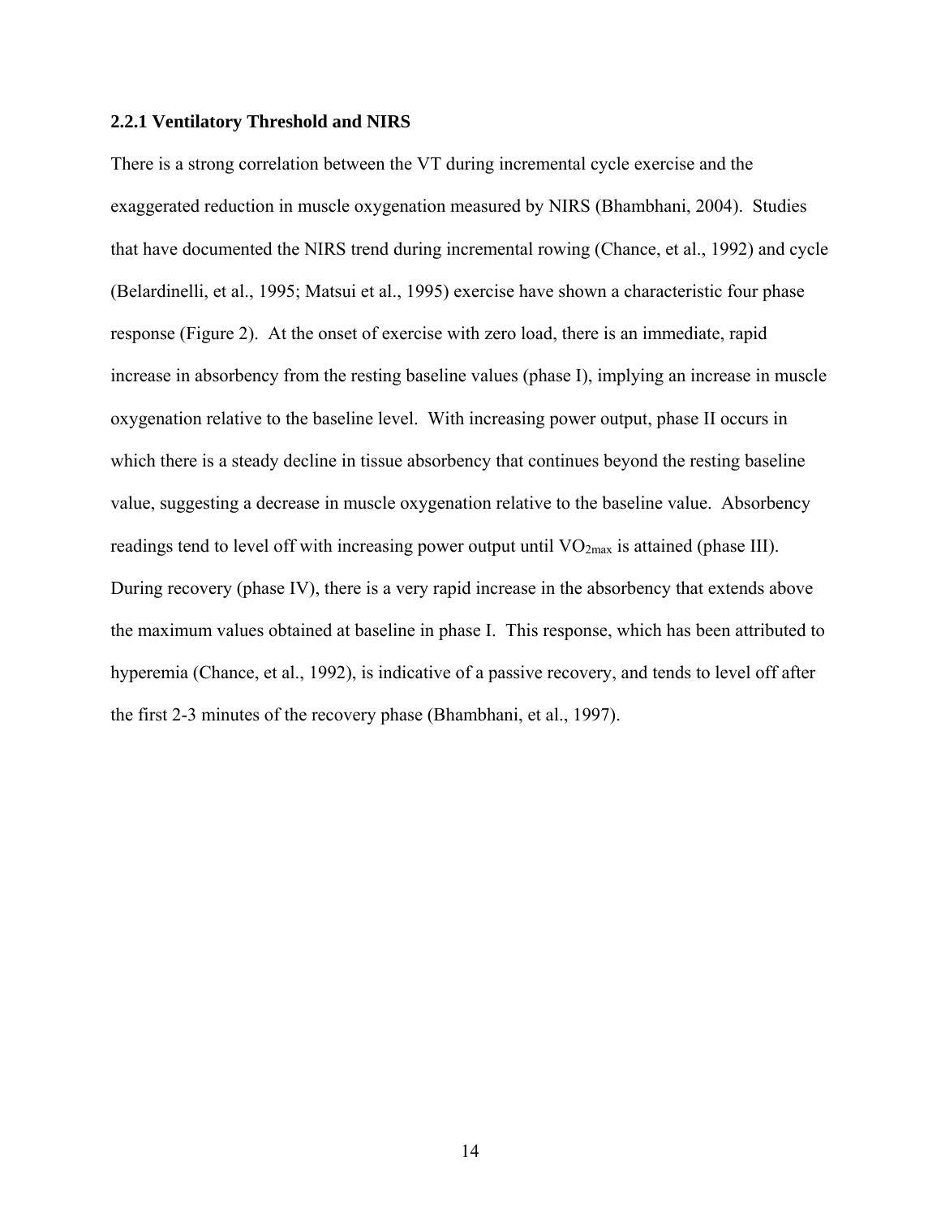### 2.2.1 Ventilatory Threshold and NIRS

There is a strong correlation between the VT during incremental cycle exercise and the exaggerated reduction in muscle oxygenation measured by NIRS (Bhambhani, 2004). Studies that have documented the NIRS trend during incremental rowing (Chance, et al., 1992) and cycle (Belardinelli, et al., 1995; Matsui et al., 1995) exercise have shown a characteristic four phase response (Figure 2). At the onset of exercise with zero load, there is an immediate, rapid increase in absorbency from the resting baseline values (phase I), implying an increase in muscle oxygenation relative to the baseline level. With increasing power output, phase II occurs in which there is a steady decline in tissue absorbency that continues beyond the resting baseline value, suggesting a decrease in muscle oxygenation relative to the baseline value. Absorbency readings tend to level off with increasing power output until $VO_{2max}$ is attained (phase III). During recovery (phase IV), there is a very rapid increase in the absorbency that extends above the maximum values obtained at baseline in phase I. This response, which has been attributed to hyperemia (Chance, et al., 1992), is indicative of a passive recovery, and tends to level off after the first 2-3 minutes of the recovery phase (Bhambhani, et al., 1997).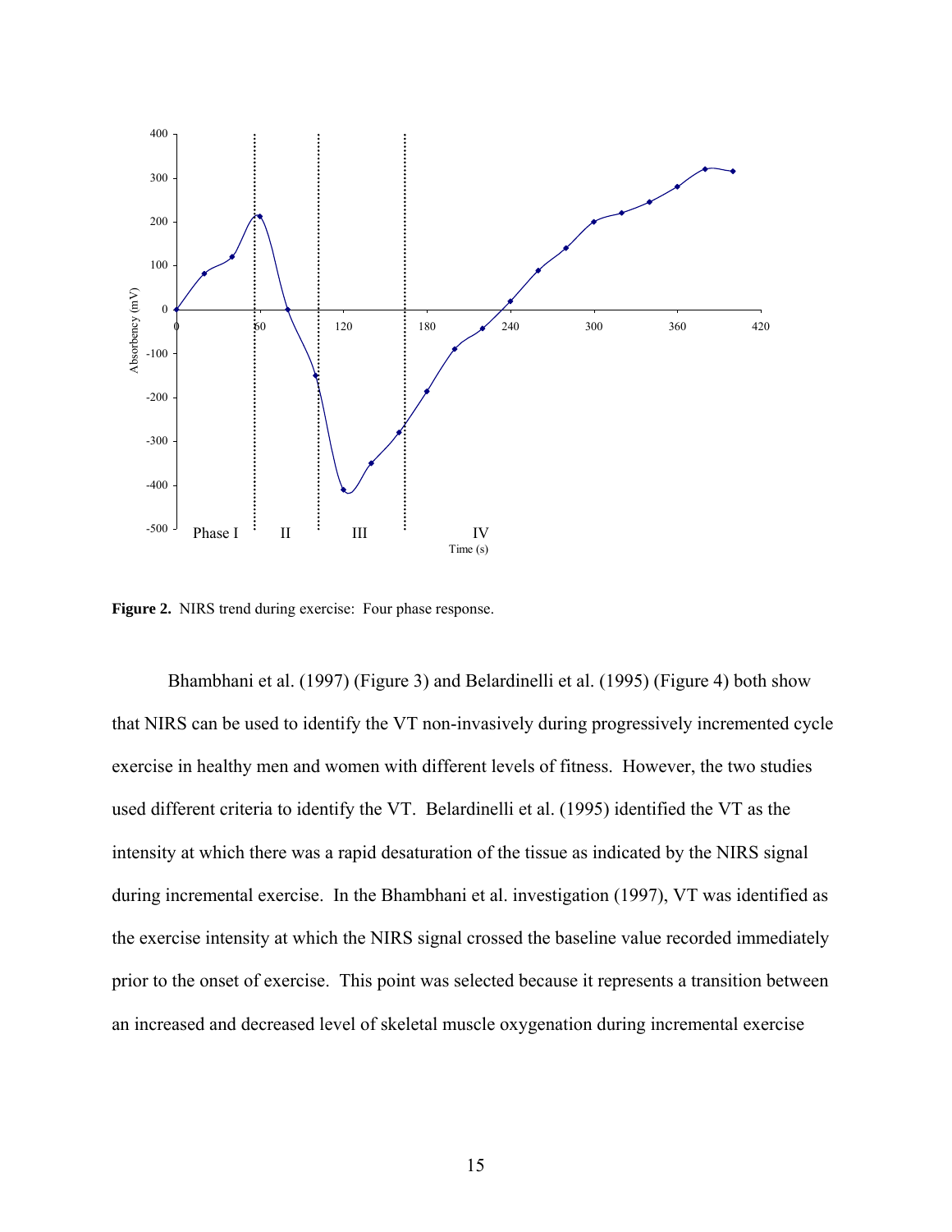**Figure 2.** NIRS trend during exercise: Four phase response.

Bhambhani et al. (1997) (Figure 3) and Belardinelli et al. (1995) (Figure 4) both show that NIRS can be used to identify the VT non-invasively during progressively incremented cycle exercise in healthy men and women with different levels of fitness. However, the two studies used different criteria to identify the VT. Belardinelli et al. (1995) identified the VT as the intensity at which there was a rapid desaturation of the tissue as indicated by the NIRS signal during incremental exercise. In the Bhambhani et al. investigation (1997), VT was identified as the exercise intensity at which the NIRS signal crossed the baseline value recorded immediately prior to the onset of exercise. This point was selected because it represents a transition between an increased and decreased level of skeletal muscle oxygenation during incremental exercise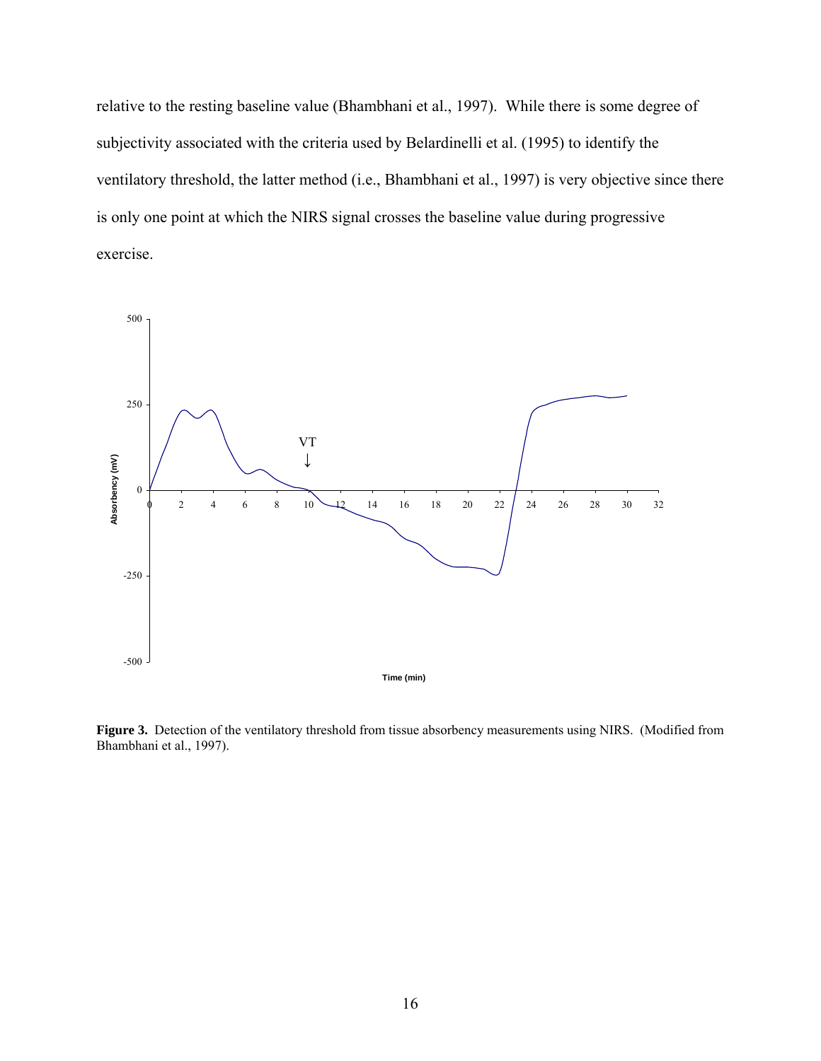relative to the resting baseline value (Bhambhani et al., 1997). While there is some degree of subjectivity associated with the criteria used by Belardinelli et al. (1995) to identify the ventilatory threshold, the latter method (i.e., Bhambhani et al., 1997) is very objective since there is only one point at which the NIRS signal crosses the baseline value during progressive exercise.

**Figure 3.** Detection of the ventilatory threshold from tissue absorbency measurements using NIRS. (Modified from Bhambhani et al., 1997).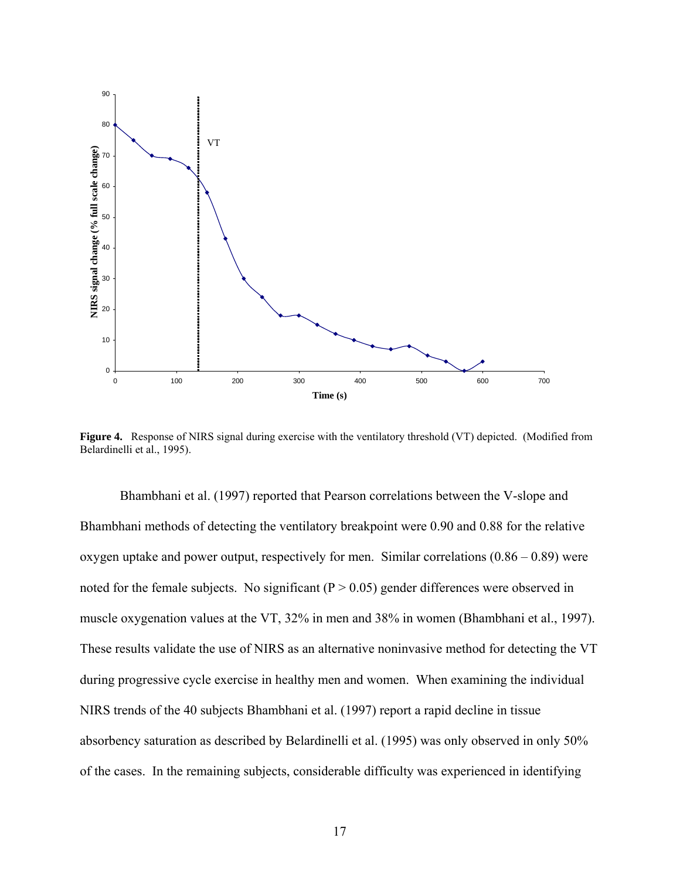**Figure 4.** Response of NIRS signal during exercise with the ventilatory threshold (VT) depicted. (Modified from Belardinelli et al., 1995).

Bhambhani et al. (1997) reported that Pearson correlations between the V-slope and Bhambhani methods of detecting the ventilatory breakpoint were 0.90 and 0.88 for the relative oxygen uptake and power output, respectively for men. Similar correlations (0.86 – 0.89) were noted for the female subjects. No significant ($P > 0.05$) gender differences were observed in muscle oxygenation values at the VT, 32% in men and 38% in women (Bhambhani et al., 1997). These results validate the use of NIRS as an alternative noninvasive method for detecting the VT during progressive cycle exercise in healthy men and women. When examining the individual NIRS trends of the 40 subjects Bhambhani et al. (1997) report a rapid decline in tissue absorbency saturation as described by Belardinelli et al. (1995) was only observed in only 50% of the cases. In the remaining subjects, considerable difficulty was experienced in identifying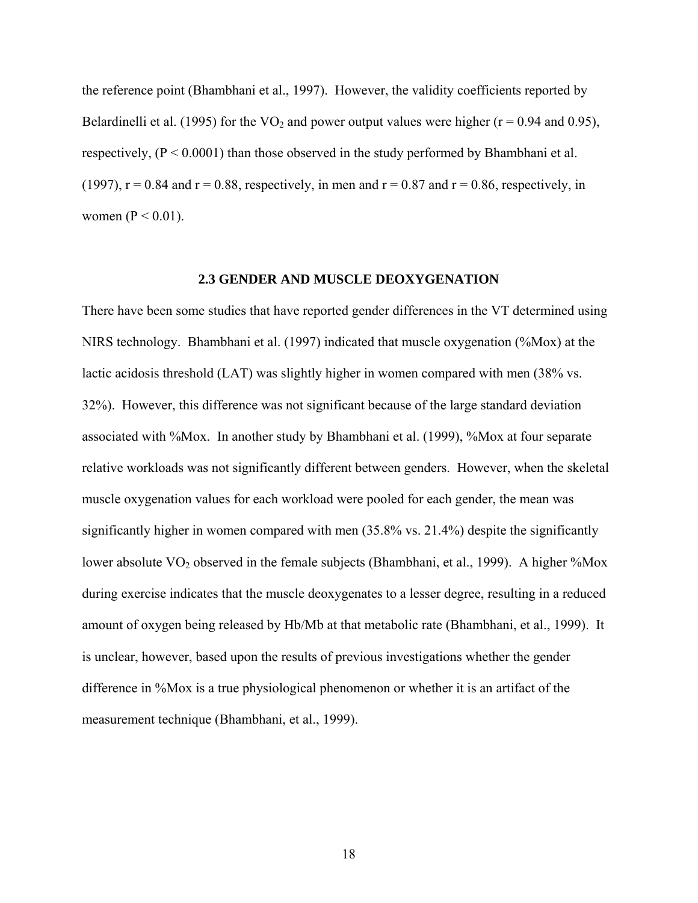the reference point (Bhambhani et al., 1997). However, the validity coefficients reported by Belardinelli et al. (1995) for the $VO_2$ and power output values were higher ($r = 0.94$ and $0.95$), respectively, ($P < 0.0001$) than those observed in the study performed by Bhambhani et al. (1997), $r = 0.84$ and $r = 0.88$, respectively, in men and $r = 0.87$ and $r = 0.86$, respectively, in women ($P < 0.01$).

## 2.3 GENDER AND MUSCLE DEOXYGENATION

There have been some studies that have reported gender differences in the VT determined using NIRS technology. Bhambhani et al. (1997) indicated that muscle oxygenation (%Mox) at the lactic acidosis threshold (LAT) was slightly higher in women compared with men (38% vs. 32%). However, this difference was not significant because of the large standard deviation associated with %Mox. In another study by Bhambhani et al. (1999), %Mox at four separate relative workloads was not significantly different between genders. However, when the skeletal muscle oxygenation values for each workload were pooled for each gender, the mean was significantly higher in women compared with men (35.8% vs. 21.4%) despite the significantly lower absolute $VO_2$ observed in the female subjects (Bhambhani, et al., 1999). A higher %Mox during exercise indicates that the muscle deoxygenates to a lesser degree, resulting in a reduced amount of oxygen being released by Hb/Mb at that metabolic rate (Bhambhani, et al., 1999). It is unclear, however, based upon the results of previous investigations whether the gender difference in %Mox is a true physiological phenomenon or whether it is an artifact of the measurement technique (Bhambhani, et al., 1999).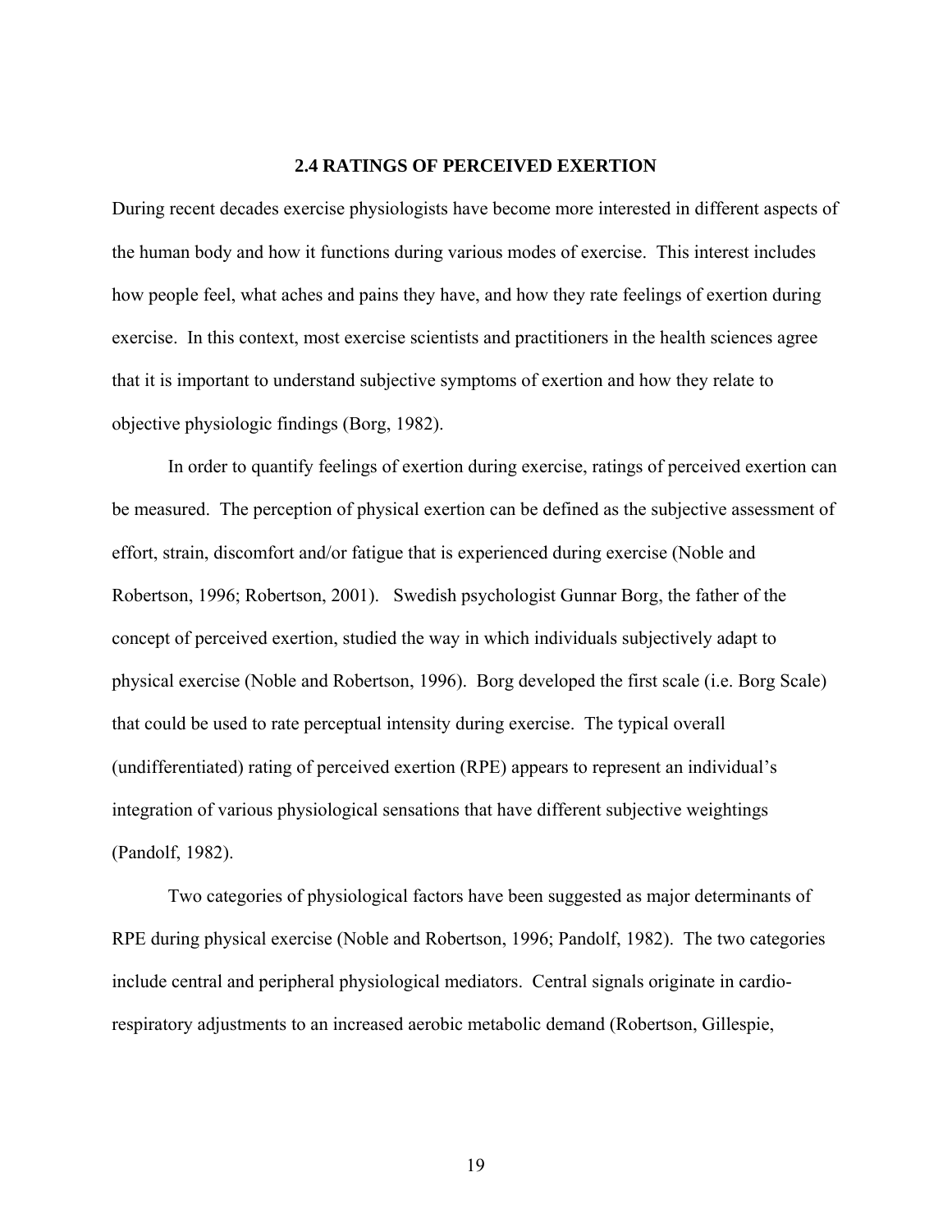## 2.4 RATINGS OF PERCEIVED EXERTION

During recent decades exercise physiologists have become more interested in different aspects of the human body and how it functions during various modes of exercise. This interest includes how people feel, what aches and pains they have, and how they rate feelings of exertion during exercise. In this context, most exercise scientists and practitioners in the health sciences agree that it is important to understand subjective symptoms of exertion and how they relate to objective physiologic findings (Borg, 1982).

In order to quantify feelings of exertion during exercise, ratings of perceived exertion can be measured. The perception of physical exertion can be defined as the subjective assessment of effort, strain, discomfort and/or fatigue that is experienced during exercise (Noble and Robertson, 1996; Robertson, 2001). Swedish psychologist Gunnar Borg, the father of the concept of perceived exertion, studied the way in which individuals subjectively adapt to physical exercise (Noble and Robertson, 1996). Borg developed the first scale (i.e. Borg Scale) that could be used to rate perceptual intensity during exercise. The typical overall (undifferentiated) rating of perceived exertion (RPE) appears to represent an individual's integration of various physiological sensations that have different subjective weightings (Pandolf, 1982).

Two categories of physiological factors have been suggested as major determinants of RPE during physical exercise (Noble and Robertson, 1996; Pandolf, 1982). The two categories include central and peripheral physiological mediators. Central signals originate in cardio-respiratory adjustments to an increased aerobic metabolic demand (Robertson, Gillespie,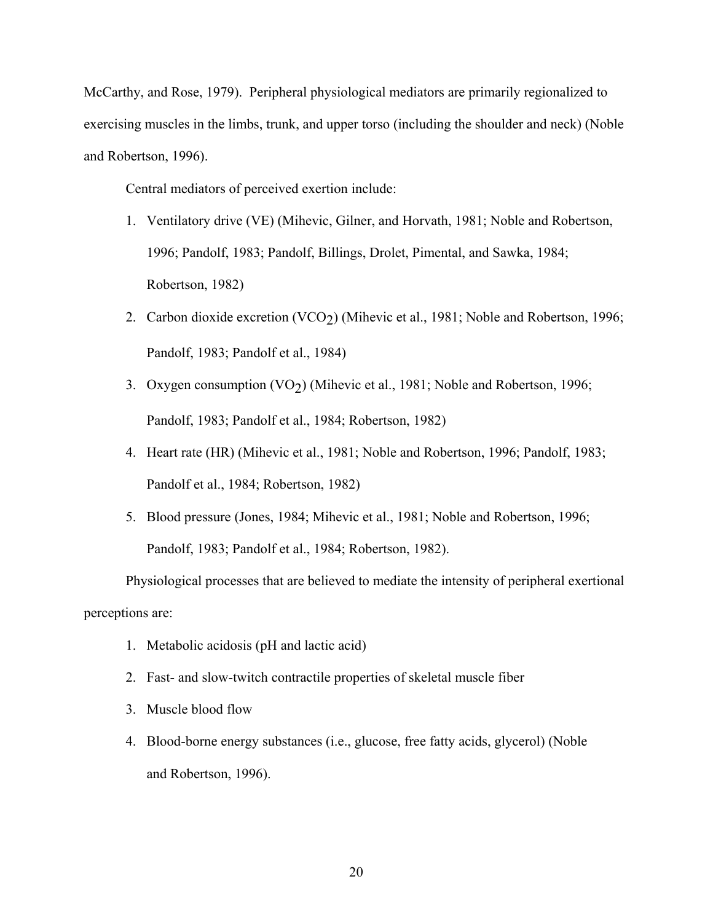McCarthy, and Rose, 1979). Peripheral physiological mediators are primarily regionalized to exercising muscles in the limbs, trunk, and upper torso (including the shoulder and neck) (Noble and Robertson, 1996).

Central mediators of perceived exertion include:

1. Ventilatory drive (VE) (Mihevic, Gilner, and Horvath, 1981; Noble and Robertson, 1996; Pandolf, 1983; Pandolf, Billings, Drolet, Pimental, and Sawka, 1984; Robertson, 1982)
2. Carbon dioxide excretion ($VCO_2$) (Mihevic et al., 1981; Noble and Robertson, 1996; Pandolf, 1983; Pandolf et al., 1984)
3. Oxygen consumption ($VO_2$) (Mihevic et al., 1981; Noble and Robertson, 1996; Pandolf, 1983; Pandolf et al., 1984; Robertson, 1982)
4. Heart rate (HR) (Mihevic et al., 1981; Noble and Robertson, 1996; Pandolf, 1983; Pandolf et al., 1984; Robertson, 1982)
5. Blood pressure (Jones, 1984; Mihevic et al., 1981; Noble and Robertson, 1996; Pandolf, 1983; Pandolf et al., 1984; Robertson, 1982).

Physiological processes that are believed to mediate the intensity of peripheral exertional perceptions are:

1. Metabolic acidosis (pH and lactic acid)
2. Fast- and slow-twitch contractile properties of skeletal muscle fiber
3. Muscle blood flow
4. Blood-borne energy substances (i.e., glucose, free fatty acids, glycerol) (Noble and Robertson, 1996).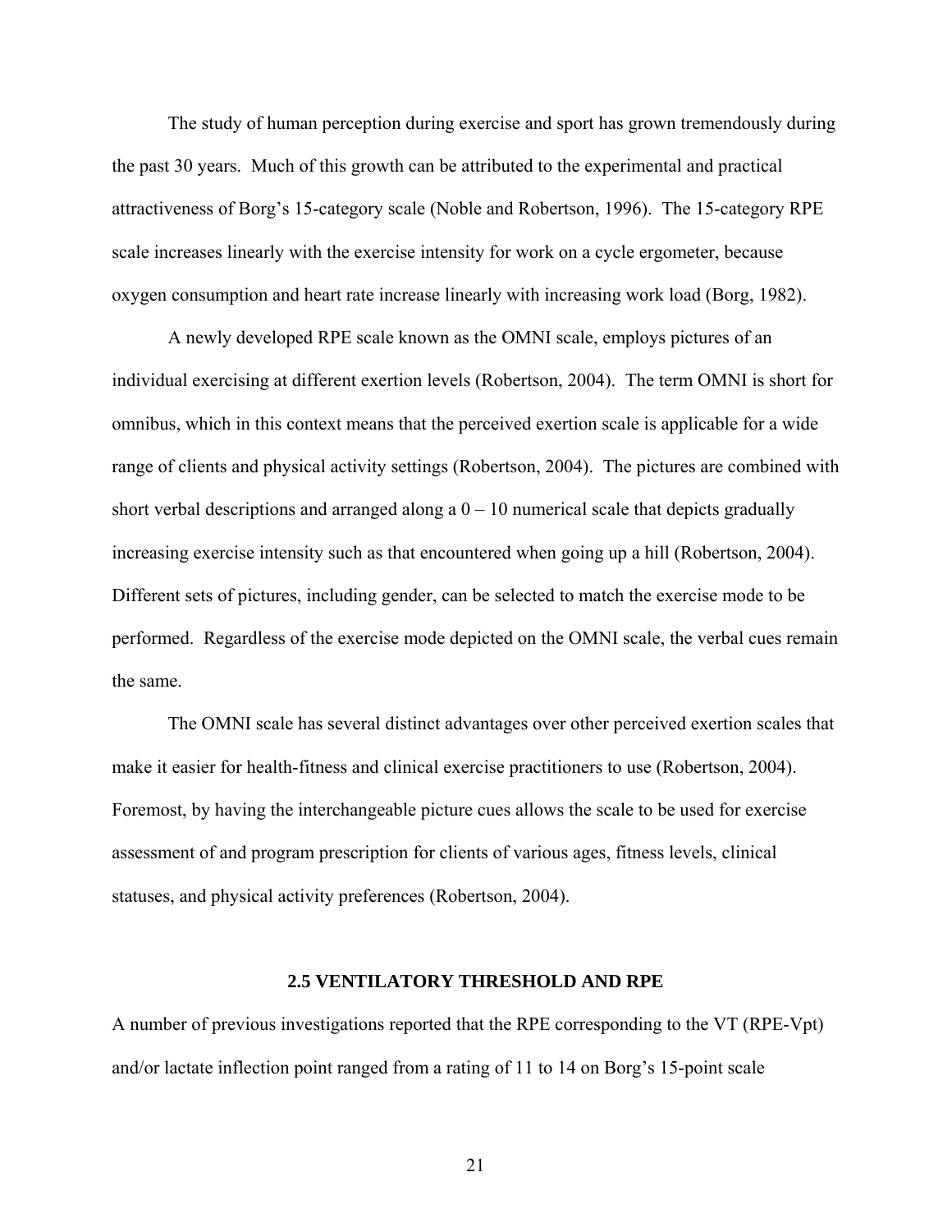The study of human perception during exercise and sport has grown tremendously during the past 30 years. Much of this growth can be attributed to the experimental and practical attractiveness of Borg's 15-category scale (Noble and Robertson, 1996). The 15-category RPE scale increases linearly with the exercise intensity for work on a cycle ergometer, because oxygen consumption and heart rate increase linearly with increasing work load (Borg, 1982).

A newly developed RPE scale known as the OMNI scale, employs pictures of an individual exercising at different exertion levels (Robertson, 2004). The term OMNI is short for omnibus, which in this context means that the perceived exertion scale is applicable for a wide range of clients and physical activity settings (Robertson, 2004). The pictures are combined with short verbal descriptions and arranged along a 0 – 10 numerical scale that depicts gradually increasing exercise intensity such as that encountered when going up a hill (Robertson, 2004). Different sets of pictures, including gender, can be selected to match the exercise mode to be performed. Regardless of the exercise mode depicted on the OMNI scale, the verbal cues remain the same.

The OMNI scale has several distinct advantages over other perceived exertion scales that make it easier for health-fitness and clinical exercise practitioners to use (Robertson, 2004). Foremost, by having the interchangeable picture cues allows the scale to be used for exercise assessment of and program prescription for clients of various ages, fitness levels, clinical statuses, and physical activity preferences (Robertson, 2004).

## 2.5 VENTILATORY THRESHOLD AND RPE

A number of previous investigations reported that the RPE corresponding to the VT (RPE-Vpt) and/or lactate inflection point ranged from a rating of 11 to 14 on Borg's 15-point scale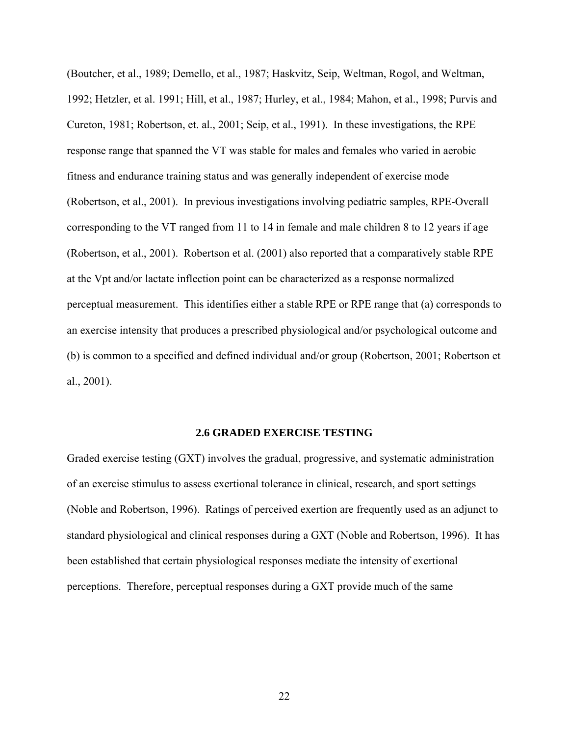(Boutcher, et al., 1989; Demello, et al., 1987; Haskvitz, Seip, Weltman, Rogol, and Weltman, 1992; Hetzler, et al. 1991; Hill, et al., 1987; Hurley, et al., 1984; Mahon, et al., 1998; Purvis and Cureton, 1981; Robertson, et. al., 2001; Seip, et al., 1991). In these investigations, the RPE response range that spanned the VT was stable for males and females who varied in aerobic fitness and endurance training status and was generally independent of exercise mode (Robertson, et al., 2001). In previous investigations involving pediatric samples, RPE-Overall corresponding to the VT ranged from 11 to 14 in female and male children 8 to 12 years if age (Robertson, et al., 2001). Robertson et al. (2001) also reported that a comparatively stable RPE at the Vpt and/or lactate inflection point can be characterized as a response normalized perceptual measurement. This identifies either a stable RPE or RPE range that (a) corresponds to an exercise intensity that produces a prescribed physiological and/or psychological outcome and (b) is common to a specified and defined individual and/or group (Robertson, 2001; Robertson et al., 2001).

## 2.6 GRADED EXERCISE TESTING

Graded exercise testing (GXT) involves the gradual, progressive, and systematic administration of an exercise stimulus to assess exertional tolerance in clinical, research, and sport settings (Noble and Robertson, 1996). Ratings of perceived exertion are frequently used as an adjunct to standard physiological and clinical responses during a GXT (Noble and Robertson, 1996). It has been established that certain physiological responses mediate the intensity of exertional perceptions. Therefore, perceptual responses during a GXT provide much of the same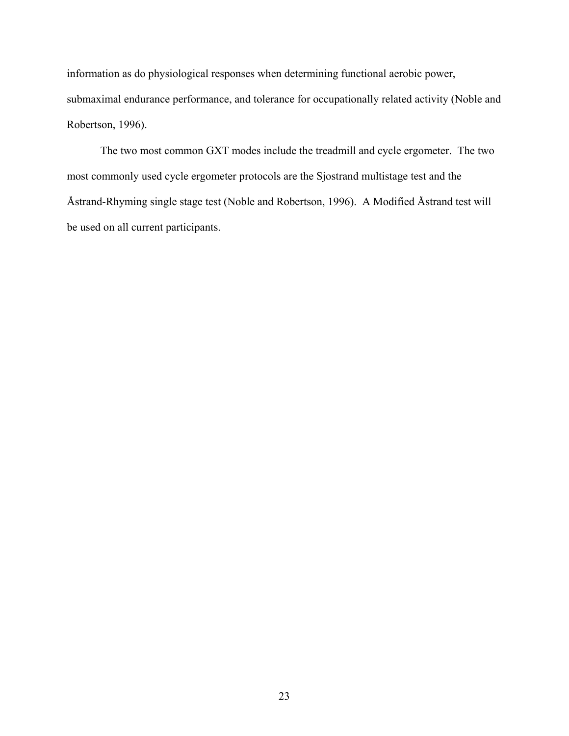information as do physiological responses when determining functional aerobic power, submaximal endurance performance, and tolerance for occupationally related activity (Noble and Robertson, 1996).

The two most common GXT modes include the treadmill and cycle ergometer. The two most commonly used cycle ergometer protocols are the Sjostrand multistage test and the Åstrand-Rhyming single stage test (Noble and Robertson, 1996). A Modified Åstrand test will be used on all current participants.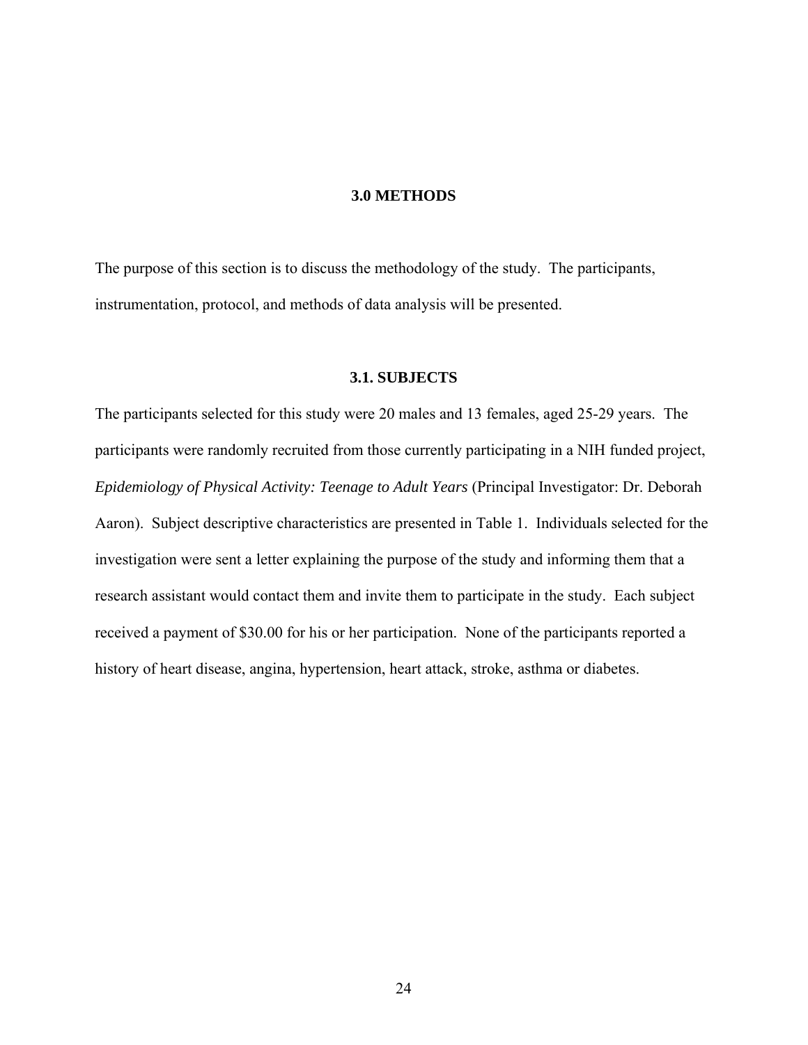# 3.0 METHODS

The purpose of this section is to discuss the methodology of the study. The participants, instrumentation, protocol, and methods of data analysis will be presented.

## 3.1. SUBJECTS

The participants selected for this study were 20 males and 13 females, aged 25-29 years. The participants were randomly recruited from those currently participating in a NIH funded project, *Epidemiology of Physical Activity: Teenage to Adult Years* (Principal Investigator: Dr. Deborah Aaron). Subject descriptive characteristics are presented in Table 1. Individuals selected for the investigation were sent a letter explaining the purpose of the study and informing them that a research assistant would contact them and invite them to participate in the study. Each subject received a payment of $30.00 for his or her participation. None of the participants reported a history of heart disease, angina, hypertension, heart attack, stroke, asthma or diabetes.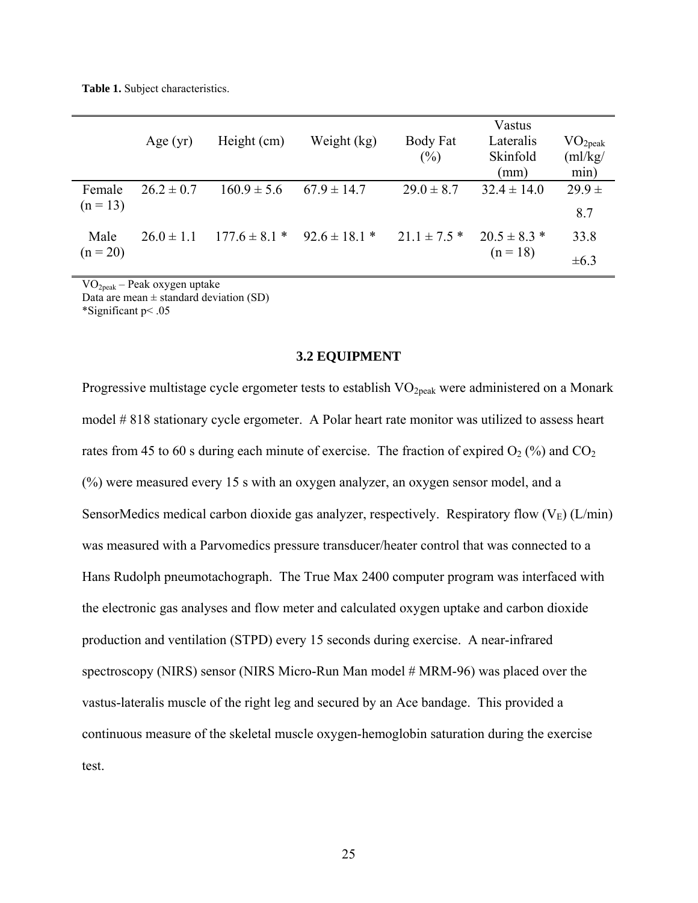**Table 1.** Subject characteristics.

| | Age (yr) | Height (cm) | Weight (kg) | Body Fat (%) | Vastus Lateralis Skinfold (mm) | $VO_{2peak}$ (ml/kg/min) |
|---|---|---|---|---|---|---|
| Female (n = 13) | 26.2 ± 0.7 | 160.9 ± 5.6 | 67.9 ± 14.7 | 29.0 ± 8.7 | 32.4 ± 14.0 | 29.9 ± 8.7 |
| Male (n = 20) | 26.0 ± 1.1 | 177.6 ± 8.1 * | 92.6 ± 18.1 * | 21.1 ± 7.5 * | 20.5 ± 8.3 * (n = 18) | 33.8 ±6.3 |

$VO_{2peak}$ – Peak oxygen uptake
Data are mean ± standard deviation (SD)
*Significant $p < .05$

### 3.2 EQUIPMENT

Progressive multistage cycle ergometer tests to establish $VO_{2peak}$ were administered on a Monark model # 818 stationary cycle ergometer. A Polar heart rate monitor was utilized to assess heart rates from 45 to 60 s during each minute of exercise. The fraction of expired $O_2$ (%) and $CO_2$ (%) were measured every 15 s with an oxygen analyzer, an oxygen sensor model, and a SensorMedics medical carbon dioxide gas analyzer, respectively. Respiratory flow ($V_E$) (L/min) was measured with a Parvomedics pressure transducer/heater control that was connected to a Hans Rudolph pneumotachograph. The True Max 2400 computer program was interfaced with the electronic gas analyses and flow meter and calculated oxygen uptake and carbon dioxide production and ventilation (STPD) every 15 seconds during exercise. A near-infrared spectroscopy (NIRS) sensor (NIRS Micro-Run Man model # MRM-96) was placed over the vastus-lateralis muscle of the right leg and secured by an Ace bandage. This provided a continuous measure of the skeletal muscle oxygen-hemoglobin saturation during the exercise test.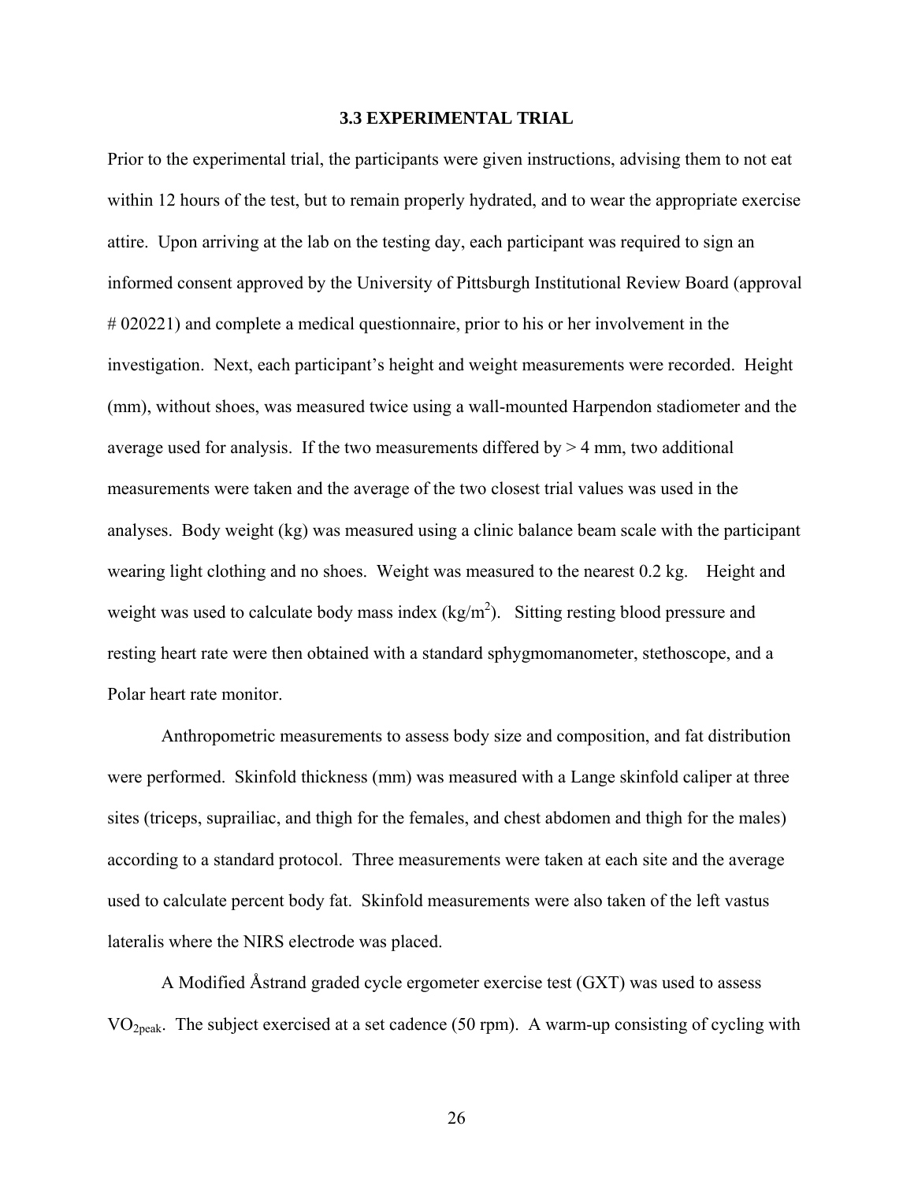### 3.3 EXPERIMENTAL TRIAL

Prior to the experimental trial, the participants were given instructions, advising them to not eat within 12 hours of the test, but to remain properly hydrated, and to wear the appropriate exercise attire. Upon arriving at the lab on the testing day, each participant was required to sign an informed consent approved by the University of Pittsburgh Institutional Review Board (approval # 020221) and complete a medical questionnaire, prior to his or her involvement in the investigation. Next, each participant's height and weight measurements were recorded. Height (mm), without shoes, was measured twice using a wall-mounted Harpendon stadiometer and the average used for analysis. If the two measurements differed by > 4 mm, two additional measurements were taken and the average of the two closest trial values was used in the analyses. Body weight (kg) was measured using a clinic balance beam scale with the participant wearing light clothing and no shoes. Weight was measured to the nearest 0.2 kg. Height and weight was used to calculate body mass index ($kg/m^2$). Sitting resting blood pressure and resting heart rate were then obtained with a standard sphygmomanometer, stethoscope, and a Polar heart rate monitor.

Anthropometric measurements to assess body size and composition, and fat distribution were performed. Skinfold thickness (mm) was measured with a Lange skinfold caliper at three sites (triceps, suprailiac, and thigh for the females, and chest abdomen and thigh for the males) according to a standard protocol. Three measurements were taken at each site and the average used to calculate percent body fat. Skinfold measurements were also taken of the left vastus lateralis where the NIRS electrode was placed.

A Modified Åstrand graded cycle ergometer exercise test (GXT) was used to assess $VO_{2peak}$. The subject exercised at a set cadence (50 rpm). A warm-up consisting of cycling with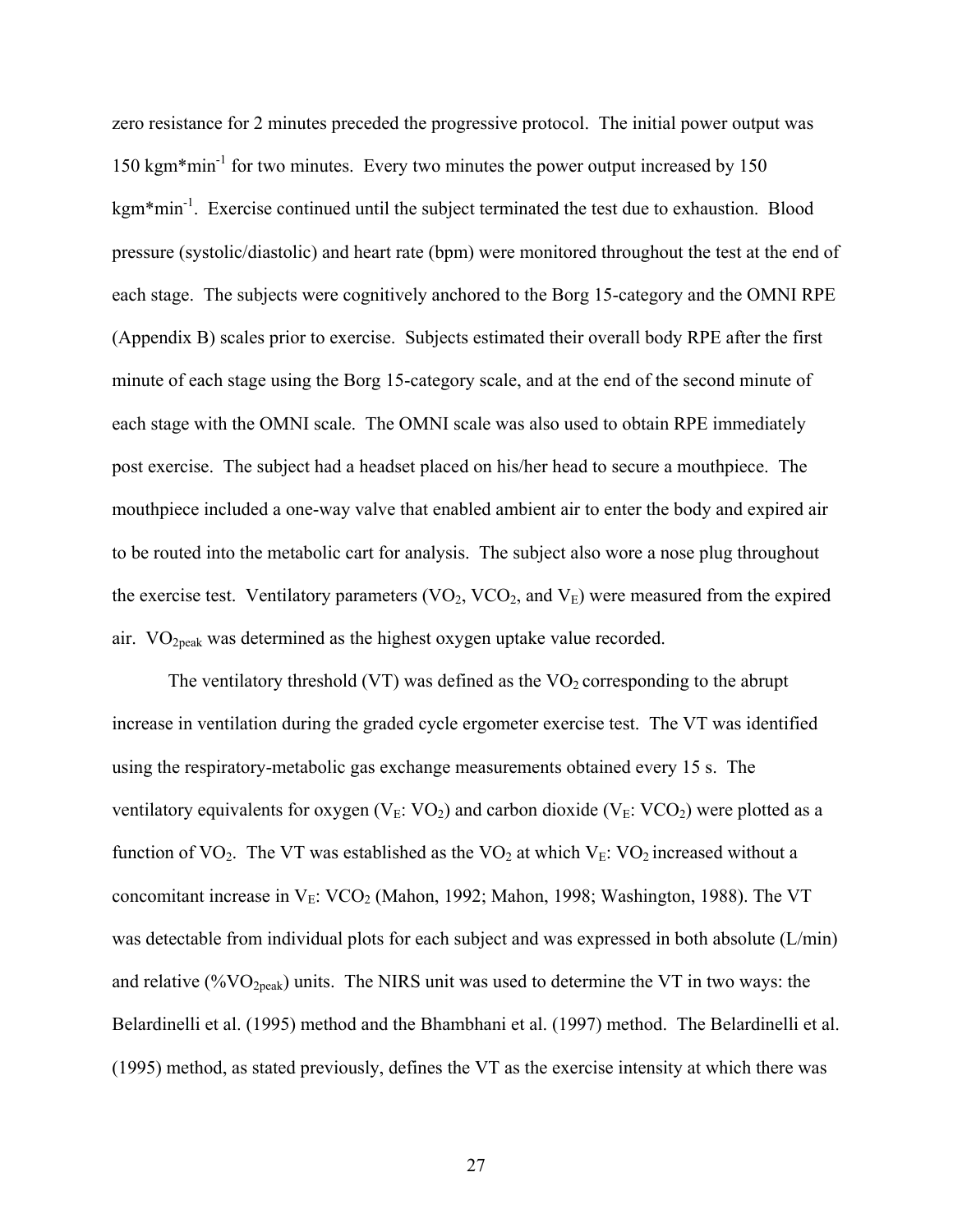zero resistance for 2 minutes preceded the progressive protocol. The initial power output was 150 $kgm*min^{-1}$ for two minutes. Every two minutes the power output increased by 150 $kgm*min^{-1}$. Exercise continued until the subject terminated the test due to exhaustion. Blood pressure (systolic/diastolic) and heart rate (bpm) were monitored throughout the test at the end of each stage. The subjects were cognitively anchored to the Borg 15-category and the OMNI RPE (Appendix B) scales prior to exercise. Subjects estimated their overall body RPE after the first minute of each stage using the Borg 15-category scale, and at the end of the second minute of each stage with the OMNI scale. The OMNI scale was also used to obtain RPE immediately post exercise. The subject had a headset placed on his/her head to secure a mouthpiece. The mouthpiece included a one-way valve that enabled ambient air to enter the body and expired air to be routed into the metabolic cart for analysis. The subject also wore a nose plug throughout the exercise test. Ventilatory parameters ($VO_2$, $VCO_2$, and $V_E$) were measured from the expired air. $VO_{2peak}$ was determined as the highest oxygen uptake value recorded.

The ventilatory threshold (VT) was defined as the $VO_2$ corresponding to the abrupt increase in ventilation during the graded cycle ergometer exercise test. The VT was identified using the respiratory-metabolic gas exchange measurements obtained every 15 s. The ventilatory equivalents for oxygen ($V_E$: $VO_2$) and carbon dioxide ($V_E$: $VCO_2$) were plotted as a function of $VO_2$. The VT was established as the $VO_2$ at which $V_E$: $VO_2$ increased without a concomitant increase in $V_E$: $VCO_2$ (Mahon, 1992; Mahon, 1998; Washington, 1988). The VT was detectable from individual plots for each subject and was expressed in both absolute (L/min) and relative (%$VO_{2peak}$) units. The NIRS unit was used to determine the VT in two ways: the Belardinelli et al. (1995) method and the Bhambhani et al. (1997) method. The Belardinelli et al. (1995) method, as stated previously, defines the VT as the exercise intensity at which there was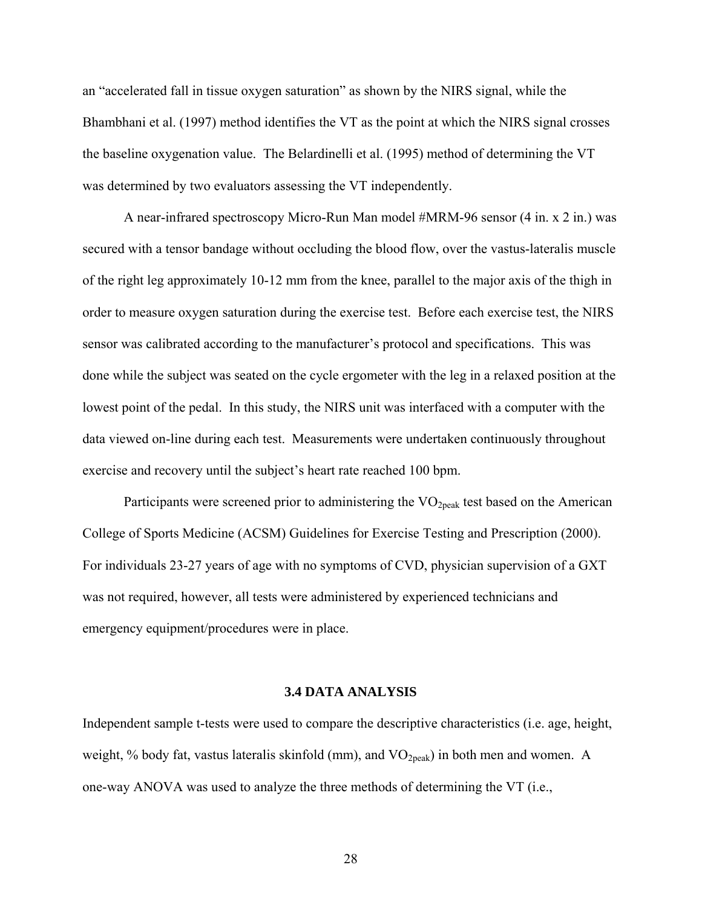an "accelerated fall in tissue oxygen saturation" as shown by the NIRS signal, while the Bhambhani et al. (1997) method identifies the VT as the point at which the NIRS signal crosses the baseline oxygenation value. The Belardinelli et al. (1995) method of determining the VT was determined by two evaluators assessing the VT independently.

A near-infrared spectroscopy Micro-Run Man model #MRM-96 sensor (4 in. x 2 in.) was secured with a tensor bandage without occluding the blood flow, over the vastus-lateralis muscle of the right leg approximately 10-12 mm from the knee, parallel to the major axis of the thigh in order to measure oxygen saturation during the exercise test. Before each exercise test, the NIRS sensor was calibrated according to the manufacturer's protocol and specifications. This was done while the subject was seated on the cycle ergometer with the leg in a relaxed position at the lowest point of the pedal. In this study, the NIRS unit was interfaced with a computer with the data viewed on-line during each test. Measurements were undertaken continuously throughout exercise and recovery until the subject's heart rate reached 100 bpm.

Participants were screened prior to administering the $VO_{2peak}$ test based on the American College of Sports Medicine (ACSM) Guidelines for Exercise Testing and Prescription (2000). For individuals 23-27 years of age with no symptoms of CVD, physician supervision of a GXT was not required, however, all tests were administered by experienced technicians and emergency equipment/procedures were in place.

## 3.4 DATA ANALYSIS

Independent sample t-tests were used to compare the descriptive characteristics (i.e. age, height, weight, % body fat, vastus lateralis skinfold (mm), and $VO_{2peak}$) in both men and women. A one-way ANOVA was used to analyze the three methods of determining the VT (i.e.,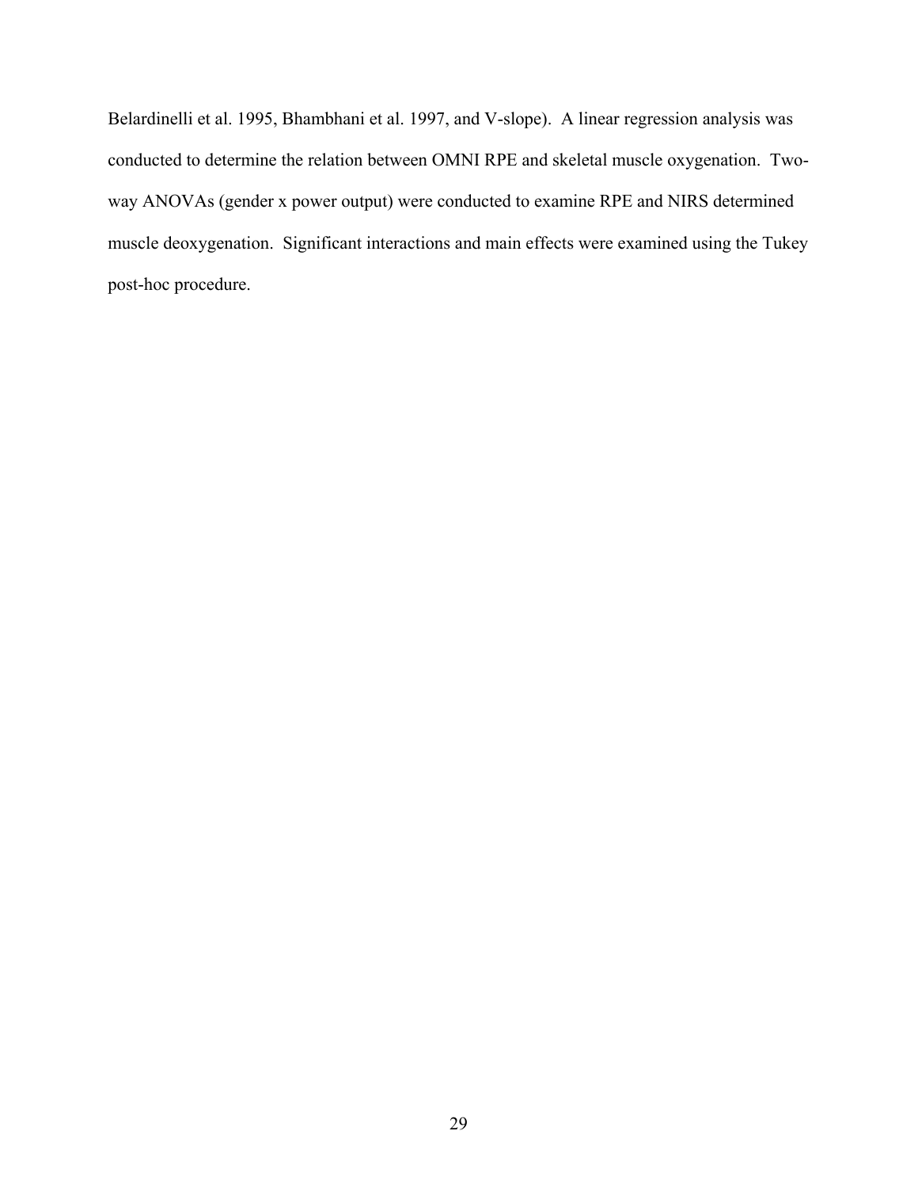Belardinelli et al. 1995, Bhambhani et al. 1997, and V-slope). A linear regression analysis was conducted to determine the relation between OMNI RPE and skeletal muscle oxygenation. Two-way ANOVAs (gender x power output) were conducted to examine RPE and NIRS determined muscle deoxygenation. Significant interactions and main effects were examined using the Tukey post-hoc procedure.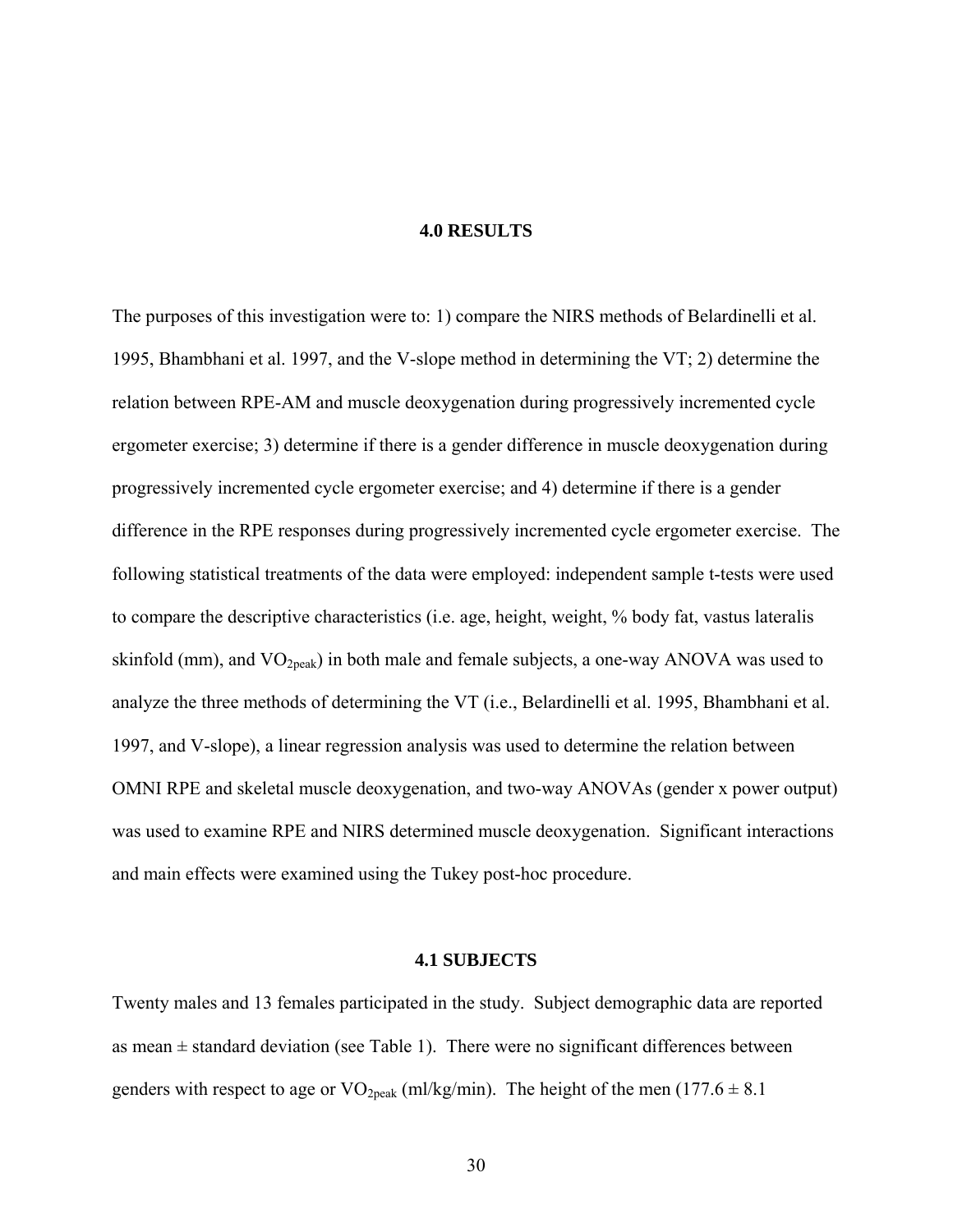# 4.0 RESULTS

The purposes of this investigation were to: 1) compare the NIRS methods of Belardinelli et al. 1995, Bhambhani et al. 1997, and the V-slope method in determining the VT; 2) determine the relation between RPE-AM and muscle deoxygenation during progressively incremented cycle ergometer exercise; 3) determine if there is a gender difference in muscle deoxygenation during progressively incremented cycle ergometer exercise; and 4) determine if there is a gender difference in the RPE responses during progressively incremented cycle ergometer exercise. The following statistical treatments of the data were employed: independent sample t-tests were used to compare the descriptive characteristics (i.e. age, height, weight, % body fat, vastus lateralis skinfold (mm), and $VO_{2peak}$) in both male and female subjects, a one-way ANOVA was used to analyze the three methods of determining the VT (i.e., Belardinelli et al. 1995, Bhambhani et al. 1997, and V-slope), a linear regression analysis was used to determine the relation between OMNI RPE and skeletal muscle deoxygenation, and two-way ANOVAs (gender x power output) was used to examine RPE and NIRS determined muscle deoxygenation. Significant interactions and main effects were examined using the Tukey post-hoc procedure.

## 4.1 SUBJECTS

Twenty males and 13 females participated in the study. Subject demographic data are reported as mean ± standard deviation (see Table 1). There were no significant differences between genders with respect to age or $VO_{2peak}$ (ml/kg/min). The height of the men (177.6 ± 8.1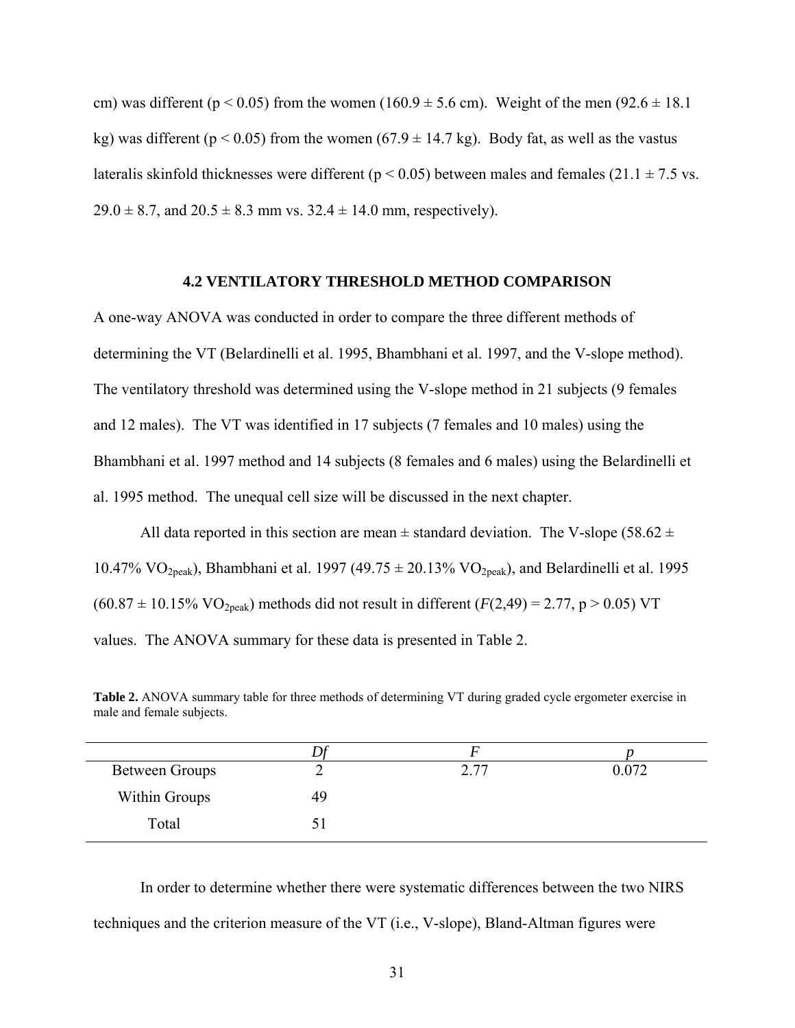cm) was different ($p < 0.05$) from the women ($160.9 \pm 5.6$ cm). Weight of the men ($92.6 \pm 18.1$ kg) was different ($p < 0.05$) from the women ($67.9 \pm 14.7$ kg). Body fat, as well as the vastus lateralis skinfold thicknesses were different ($p < 0.05$) between males and females ($21.1 \pm 7.5$ vs. $29.0 \pm 8.7$, and $20.5 \pm 8.3$ mm vs. $32.4 \pm 14.0$ mm, respectively).

### 4.2 VENTILATORY THRESHOLD METHOD COMPARISON

A one-way ANOVA was conducted in order to compare the three different methods of determining the VT (Belardinelli et al. 1995, Bhambhani et al. 1997, and the V-slope method). The ventilatory threshold was determined using the V-slope method in 21 subjects (9 females and 12 males). The VT was identified in 17 subjects (7 females and 10 males) using the Bhambhani et al. 1997 method and 14 subjects (8 females and 6 males) using the Belardinelli et al. 1995 method. The unequal cell size will be discussed in the next chapter.

All data reported in this section are mean ± standard deviation. The V-slope ($58.62 \pm 10.47\%$ $VO_{2peak}$), Bhambhani et al. 1997 ($49.75 \pm 20.13\%$ $VO_{2peak}$), and Belardinelli et al. 1995 ($60.87 \pm 10.15\%$ $VO_{2peak}$) methods did not result in different ($F(2,49) = 2.77$, $p > 0.05$) VT values. The ANOVA summary for these data is presented in Table 2.

**Table 2.** ANOVA summary table for three methods of determining VT during graded cycle ergometer exercise in male and female subjects.

| | *Df* | *F* | *p* |
|---|---|---|---|
| Between Groups | 2 | 2.77 | 0.072 |
| Within Groups | 49 | | |
| Total | 51 | | |

In order to determine whether there were systematic differences between the two NIRS techniques and the criterion measure of the VT (i.e., V-slope), Bland-Altman figures were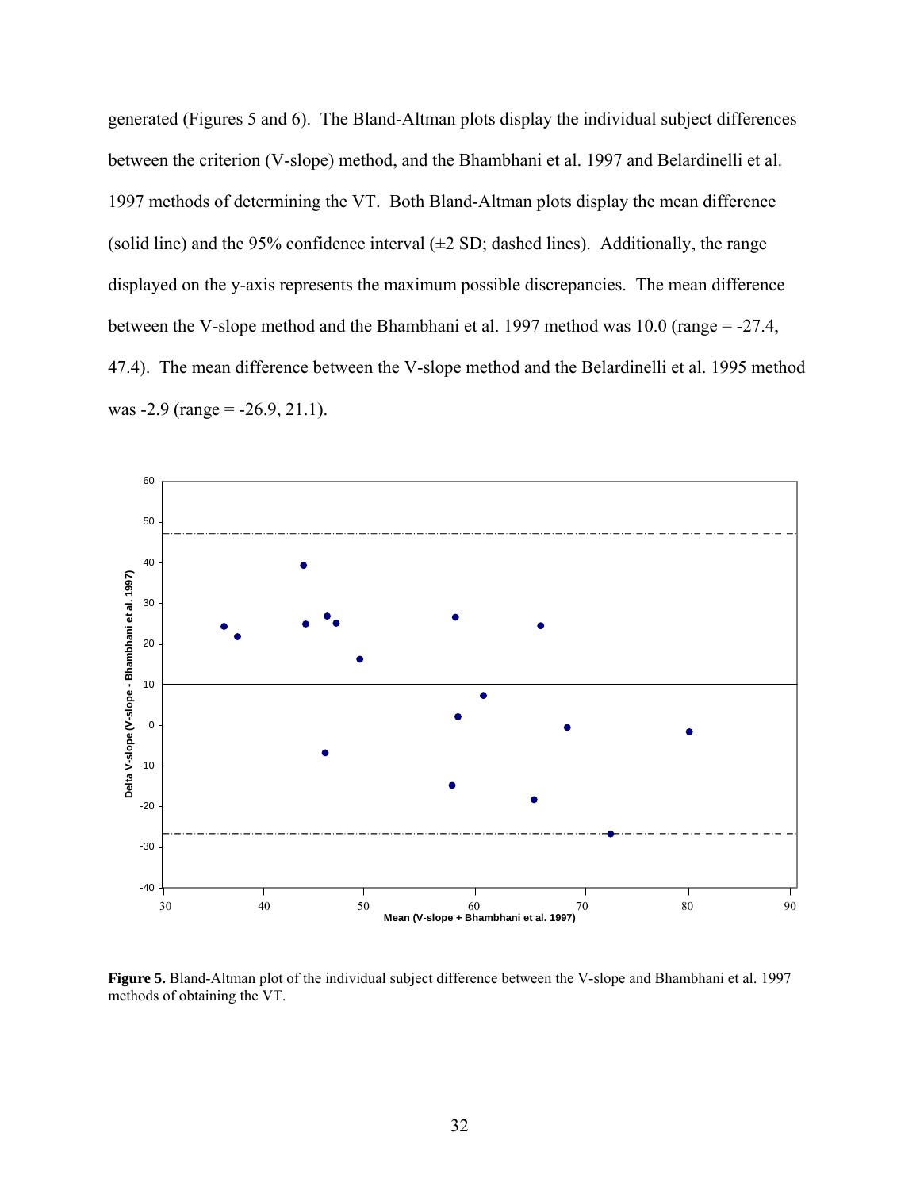generated (Figures 5 and 6). The Bland-Altman plots display the individual subject differences between the criterion (V-slope) method, and the Bhambhani et al. 1997 and Belardinelli et al. 1997 methods of determining the VT. Both Bland-Altman plots display the mean difference (solid line) and the 95% confidence interval (±2 SD; dashed lines). Additionally, the range displayed on the y-axis represents the maximum possible discrepancies. The mean difference between the V-slope method and the Bhambhani et al. 1997 method was 10.0 (range = -27.4, 47.4). The mean difference between the V-slope method and the Belardinelli et al. 1995 method was -2.9 (range = -26.9, 21.1).

**Figure 5.** Bland-Altman plot of the individual subject difference between the V-slope and Bhambhani et al. 1997 methods of obtaining the VT.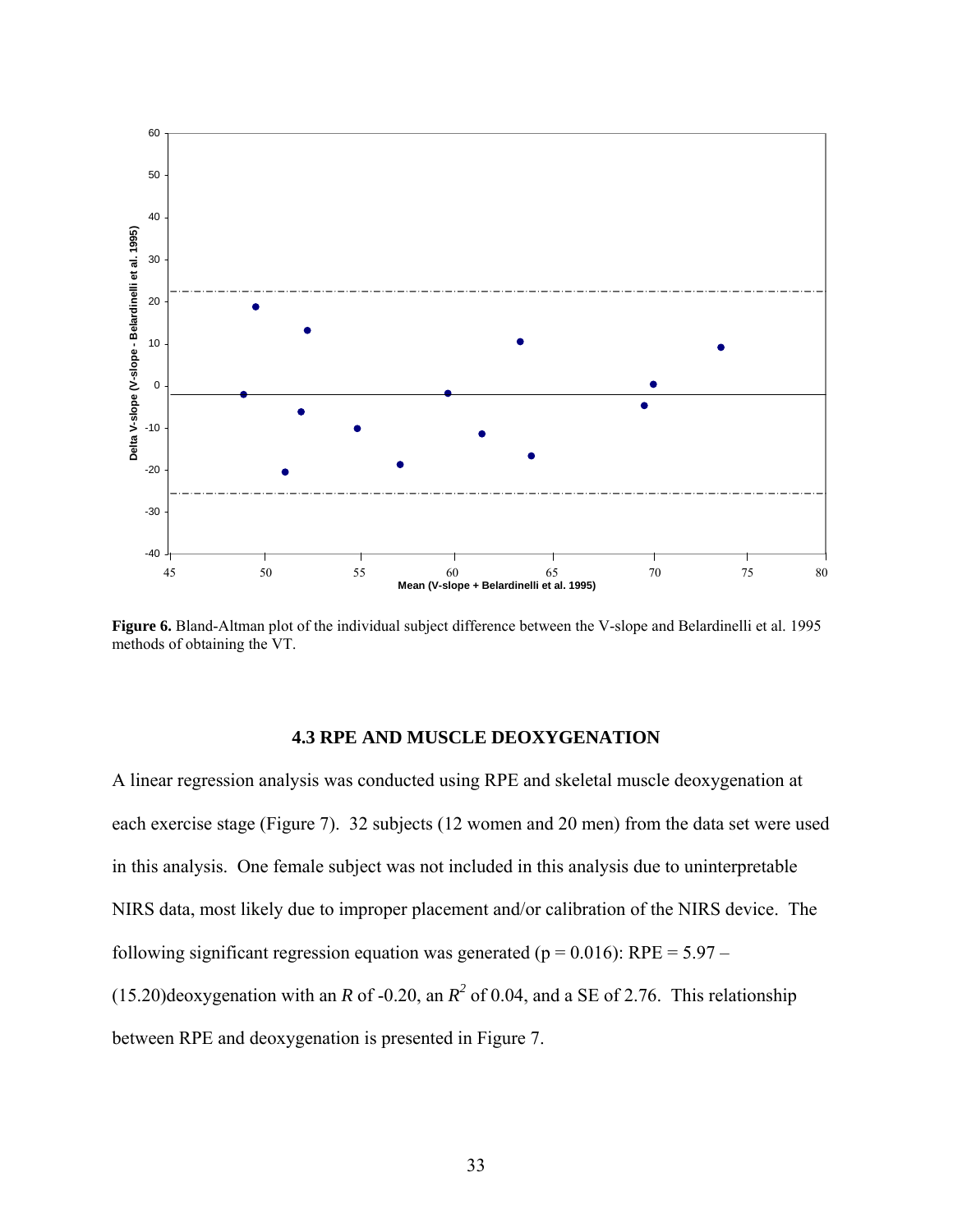**Figure 6.** Bland-Altman plot of the individual subject difference between the V-slope and Belardinelli et al. 1995 methods of obtaining the VT.

### 4.3 RPE AND MUSCLE DEOXYGENATION

A linear regression analysis was conducted using RPE and skeletal muscle deoxygenation at each exercise stage (Figure 7). 32 subjects (12 women and 20 men) from the data set were used in this analysis. One female subject was not included in this analysis due to uninterpretable NIRS data, most likely due to improper placement and/or calibration of the NIRS device. The following significant regression equation was generated ($p = 0.016$): RPE = 5.97 – (15.20)deoxygenation with an $R$ of -0.20, an $R^2$ of 0.04, and a SE of 2.76. This relationship between RPE and deoxygenation is presented in Figure 7.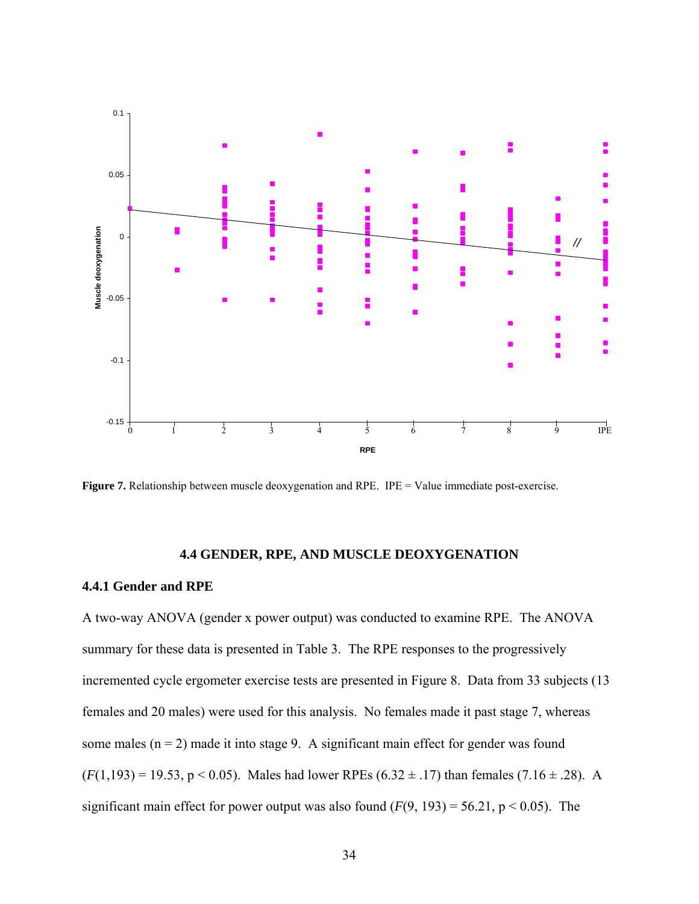**Figure 7.** Relationship between muscle deoxygenation and RPE. IPE = Value immediate post-exercise.

### 4.4 GENDER, RPE, AND MUSCLE DEOXYGENATION

#### 4.4.1 Gender and RPE

A two-way ANOVA (gender x power output) was conducted to examine RPE. The ANOVA summary for these data is presented in Table 3. The RPE responses to the progressively incremented cycle ergometer exercise tests are presented in Figure 8. Data from 33 subjects (13 females and 20 males) were used for this analysis. No females made it past stage 7, whereas some males (n = 2) made it into stage 9. A significant main effect for gender was found ($F(1,193) = 19.53$, $p < 0.05$). Males had lower RPEs ($6.32 \pm .17$) than females ($7.16 \pm .28$). A significant main effect for power output was also found ($F(9, 193) = 56.21$, $p < 0.05$). The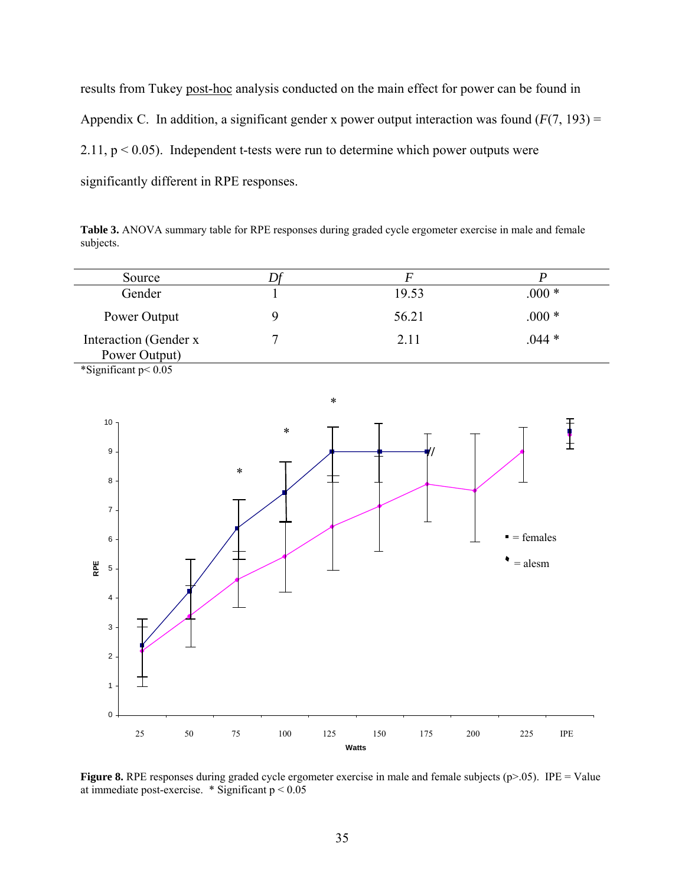results from Tukey post-hoc analysis conducted on the main effect for power can be found in Appendix C. In addition, a significant gender x power output interaction was found ($F(7, 193) = 2.11$, $p < 0.05$). Independent t-tests were run to determine which power outputs were significantly different in RPE responses.

**Table 3.** ANOVA summary table for RPE responses during graded cycle ergometer exercise in male and female subjects.

| Source | *Df* | *F* | *P* |
|---|---|---|---|
| Gender | 1 | 19.53 | .000 * |
| Power Output | 9 | 56.21 | .000 * |
| Interaction (Gender x Power Output) | 7 | 2.11 | .044 * |

*Significant p< 0.05

**Figure 8.** RPE responses during graded cycle ergometer exercise in male and female subjects (p>.05). IPE = Value at immediate post-exercise. * Significant p < 0.05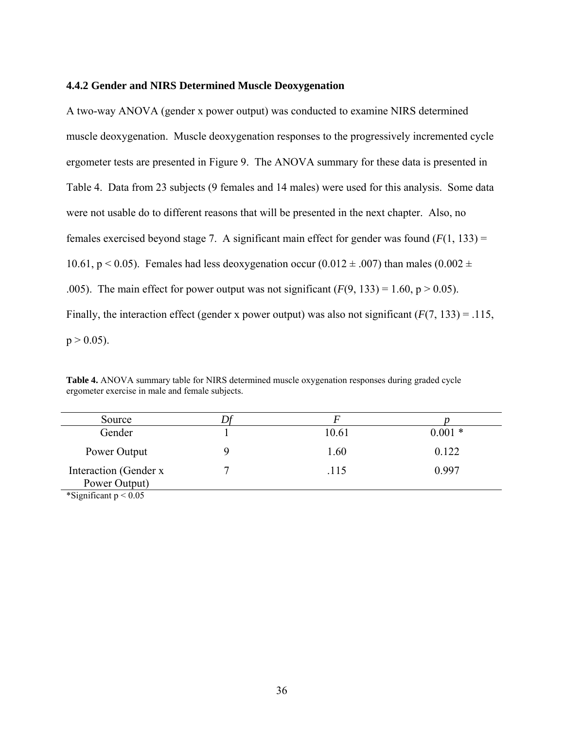### 4.4.2 Gender and NIRS Determined Muscle Deoxygenation

A two-way ANOVA (gender x power output) was conducted to examine NIRS determined muscle deoxygenation. Muscle deoxygenation responses to the progressively incremented cycle ergometer tests are presented in Figure 9. The ANOVA summary for these data is presented in Table 4. Data from 23 subjects (9 females and 14 males) were used for this analysis. Some data were not usable do to different reasons that will be presented in the next chapter. Also, no females exercised beyond stage 7. A significant main effect for gender was found ($F(1, 133) = 10.61$, $p < 0.05$). Females had less deoxygenation occur ($0.012 \pm .007$) than males ($0.002 \pm .005$). The main effect for power output was not significant ($F(9, 133) = 1.60$, $p > 0.05$). Finally, the interaction effect (gender x power output) was also not significant ($F(7, 133) = .115$, $p > 0.05$).

**Table 4.** ANOVA summary table for NIRS determined muscle oxygenation responses during graded cycle ergometer exercise in male and female subjects.

| Source | *Df* | *F* | *p* |
|---|---|---|---|
| Gender | 1 | 10.61 | 0.001 * |
| Power Output | 9 | 1.60 | 0.122 |
| Interaction (Gender x Power Output) | 7 | .115 | 0.997 |

*Significant $p < 0.05$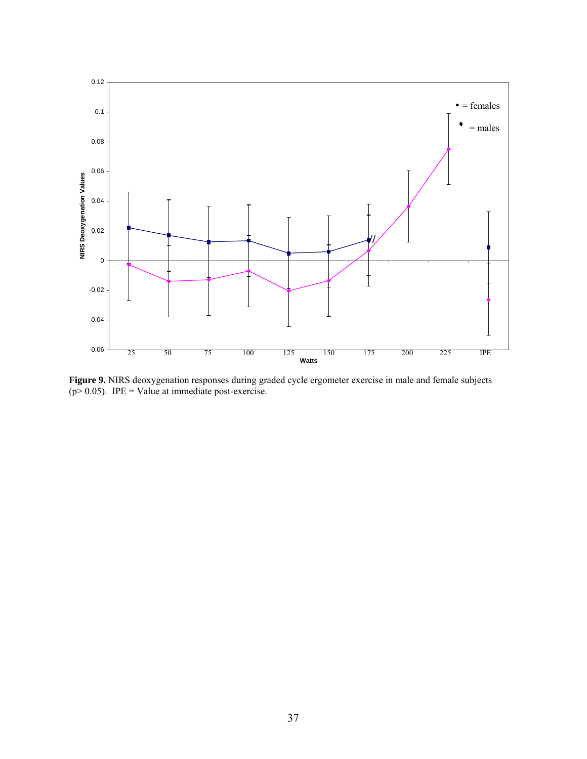**Figure 9.** NIRS deoxygenation responses during graded cycle ergometer exercise in male and female subjects ($p > 0.05$). IPE = Value at immediate post-exercise.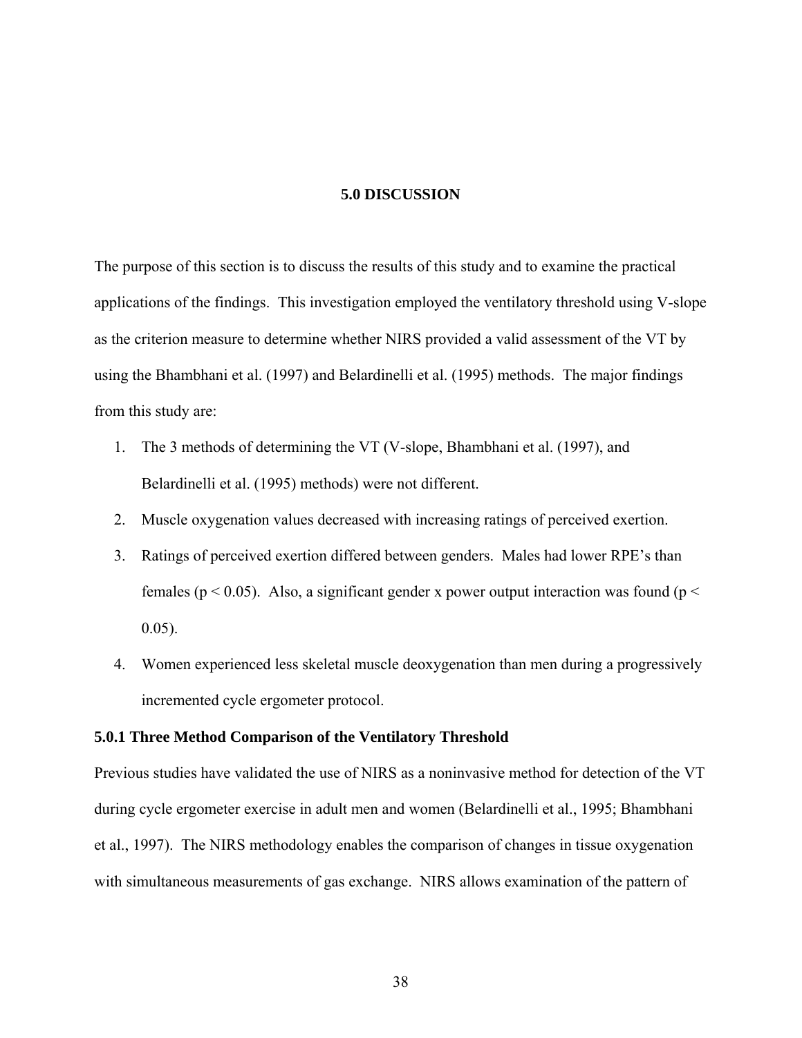# 5.0 DISCUSSION

The purpose of this section is to discuss the results of this study and to examine the practical applications of the findings. This investigation employed the ventilatory threshold using V-slope as the criterion measure to determine whether NIRS provided a valid assessment of the VT by using the Bhambhani et al. (1997) and Belardinelli et al. (1995) methods. The major findings from this study are:

1. The 3 methods of determining the VT (V-slope, Bhambhani et al. (1997), and Belardinelli et al. (1995) methods) were not different.
2. Muscle oxygenation values decreased with increasing ratings of perceived exertion.
3. Ratings of perceived exertion differed between genders. Males had lower RPE's than females ($p < 0.05$). Also, a significant gender x power output interaction was found ($p < 0.05$).
4. Women experienced less skeletal muscle deoxygenation than men during a progressively incremented cycle ergometer protocol.

### 5.0.1 Three Method Comparison of the Ventilatory Threshold

Previous studies have validated the use of NIRS as a noninvasive method for detection of the VT during cycle ergometer exercise in adult men and women (Belardinelli et al., 1995; Bhambhani et al., 1997). The NIRS methodology enables the comparison of changes in tissue oxygenation with simultaneous measurements of gas exchange. NIRS allows examination of the pattern of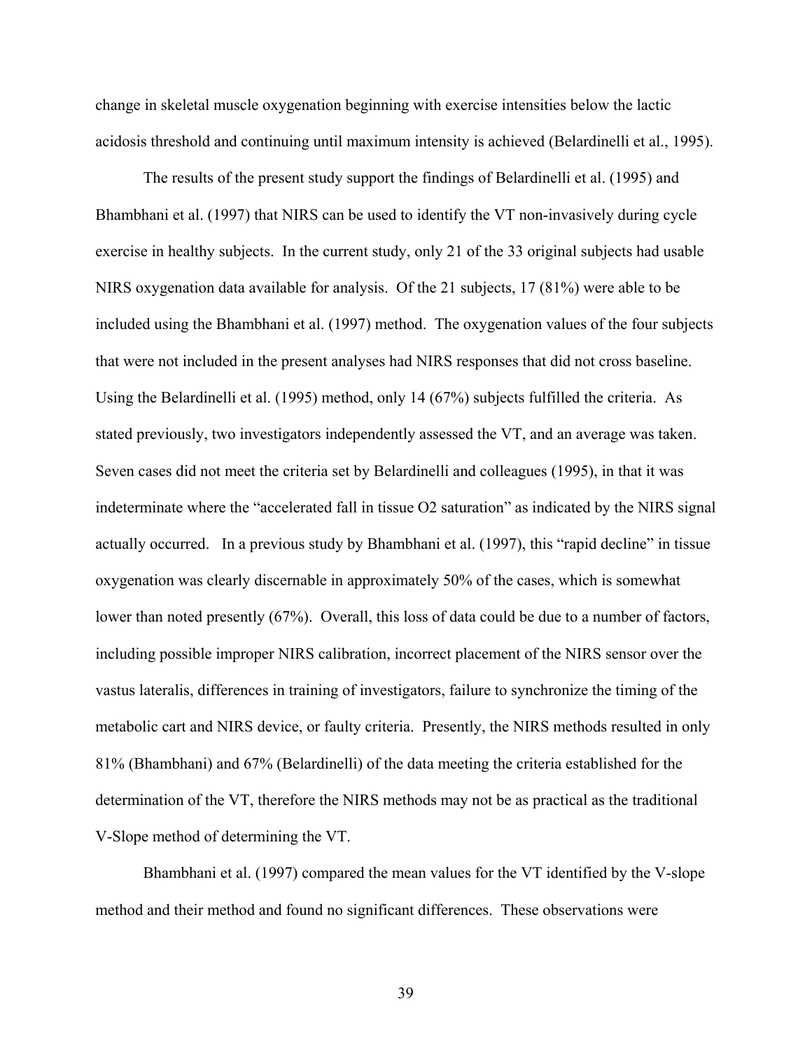change in skeletal muscle oxygenation beginning with exercise intensities below the lactic acidosis threshold and continuing until maximum intensity is achieved (Belardinelli et al., 1995).

The results of the present study support the findings of Belardinelli et al. (1995) and Bhambhani et al. (1997) that NIRS can be used to identify the VT non-invasively during cycle exercise in healthy subjects. In the current study, only 21 of the 33 original subjects had usable NIRS oxygenation data available for analysis. Of the 21 subjects, 17 (81%) were able to be included using the Bhambhani et al. (1997) method. The oxygenation values of the four subjects that were not included in the present analyses had NIRS responses that did not cross baseline. Using the Belardinelli et al. (1995) method, only 14 (67%) subjects fulfilled the criteria. As stated previously, two investigators independently assessed the VT, and an average was taken. Seven cases did not meet the criteria set by Belardinelli and colleagues (1995), in that it was indeterminate where the "accelerated fall in tissue O2 saturation" as indicated by the NIRS signal actually occurred. In a previous study by Bhambhani et al. (1997), this "rapid decline" in tissue oxygenation was clearly discernable in approximately 50% of the cases, which is somewhat lower than noted presently (67%). Overall, this loss of data could be due to a number of factors, including possible improper NIRS calibration, incorrect placement of the NIRS sensor over the vastus lateralis, differences in training of investigators, failure to synchronize the timing of the metabolic cart and NIRS device, or faulty criteria. Presently, the NIRS methods resulted in only 81% (Bhambhani) and 67% (Belardinelli) of the data meeting the criteria established for the determination of the VT, therefore the NIRS methods may not be as practical as the traditional V-Slope method of determining the VT.

Bhambhani et al. (1997) compared the mean values for the VT identified by the V-slope method and their method and found no significant differences. These observations were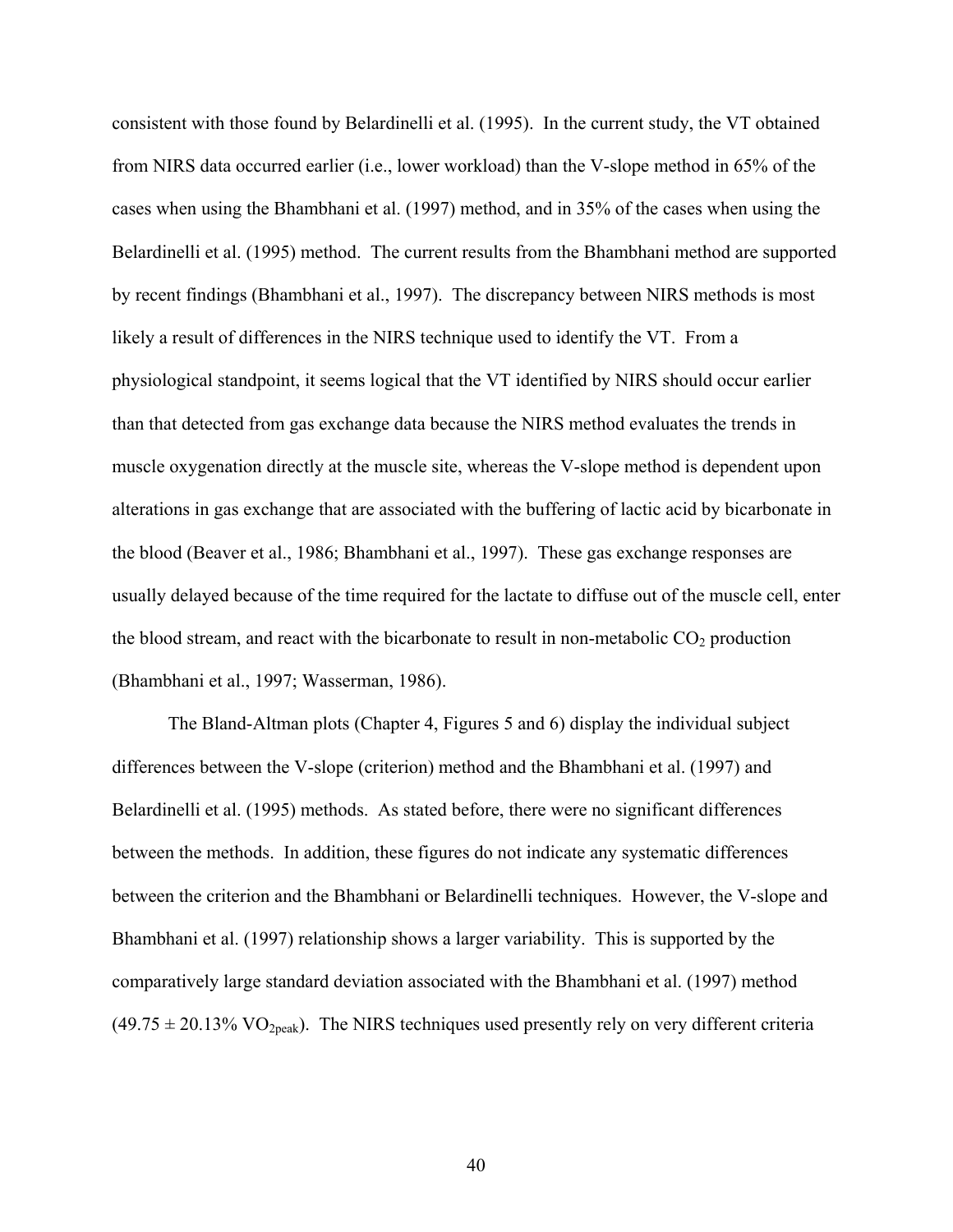consistent with those found by Belardinelli et al. (1995). In the current study, the VT obtained from NIRS data occurred earlier (i.e., lower workload) than the V-slope method in 65% of the cases when using the Bhambhani et al. (1997) method, and in 35% of the cases when using the Belardinelli et al. (1995) method. The current results from the Bhambhani method are supported by recent findings (Bhambhani et al., 1997). The discrepancy between NIRS methods is most likely a result of differences in the NIRS technique used to identify the VT. From a physiological standpoint, it seems logical that the VT identified by NIRS should occur earlier than that detected from gas exchange data because the NIRS method evaluates the trends in muscle oxygenation directly at the muscle site, whereas the V-slope method is dependent upon alterations in gas exchange that are associated with the buffering of lactic acid by bicarbonate in the blood (Beaver et al., 1986; Bhambhani et al., 1997). These gas exchange responses are usually delayed because of the time required for the lactate to diffuse out of the muscle cell, enter the blood stream, and react with the bicarbonate to result in non-metabolic $CO_2$ production (Bhambhani et al., 1997; Wasserman, 1986).

The Bland-Altman plots (Chapter 4, Figures 5 and 6) display the individual subject differences between the V-slope (criterion) method and the Bhambhani et al. (1997) and Belardinelli et al. (1995) methods. As stated before, there were no significant differences between the methods. In addition, these figures do not indicate any systematic differences between the criterion and the Bhambhani or Belardinelli techniques. However, the V-slope and Bhambhani et al. (1997) relationship shows a larger variability. This is supported by the comparatively large standard deviation associated with the Bhambhani et al. (1997) method ($49.75 \pm 20.13\%$ $VO_{2peak}$). The NIRS techniques used presently rely on very different criteria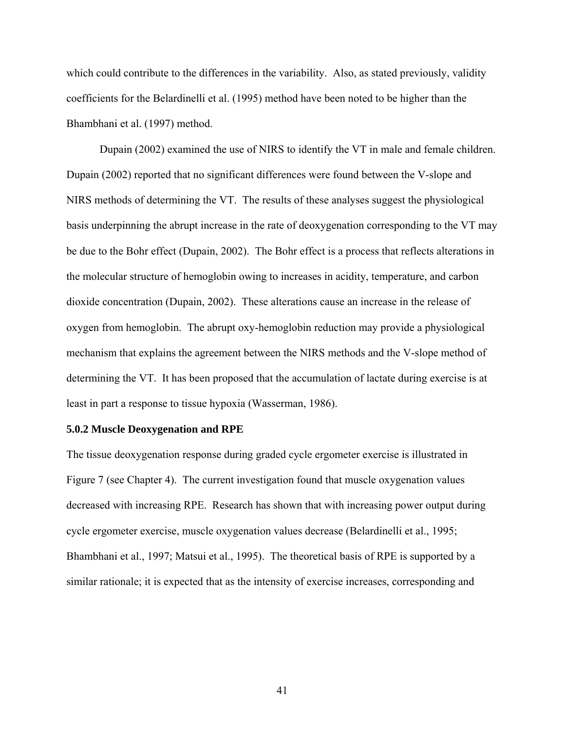which could contribute to the differences in the variability. Also, as stated previously, validity coefficients for the Belardinelli et al. (1995) method have been noted to be higher than the Bhambhani et al. (1997) method.

Dupain (2002) examined the use of NIRS to identify the VT in male and female children. Dupain (2002) reported that no significant differences were found between the V-slope and NIRS methods of determining the VT. The results of these analyses suggest the physiological basis underpinning the abrupt increase in the rate of deoxygenation corresponding to the VT may be due to the Bohr effect (Dupain, 2002). The Bohr effect is a process that reflects alterations in the molecular structure of hemoglobin owing to increases in acidity, temperature, and carbon dioxide concentration (Dupain, 2002). These alterations cause an increase in the release of oxygen from hemoglobin. The abrupt oxy-hemoglobin reduction may provide a physiological mechanism that explains the agreement between the NIRS methods and the V-slope method of determining the VT. It has been proposed that the accumulation of lactate during exercise is at least in part a response to tissue hypoxia (Wasserman, 1986).

### 5.0.2 Muscle Deoxygenation and RPE

The tissue deoxygenation response during graded cycle ergometer exercise is illustrated in Figure 7 (see Chapter 4). The current investigation found that muscle oxygenation values decreased with increasing RPE. Research has shown that with increasing power output during cycle ergometer exercise, muscle oxygenation values decrease (Belardinelli et al., 1995; Bhambhani et al., 1997; Matsui et al., 1995). The theoretical basis of RPE is supported by a similar rationale; it is expected that as the intensity of exercise increases, corresponding and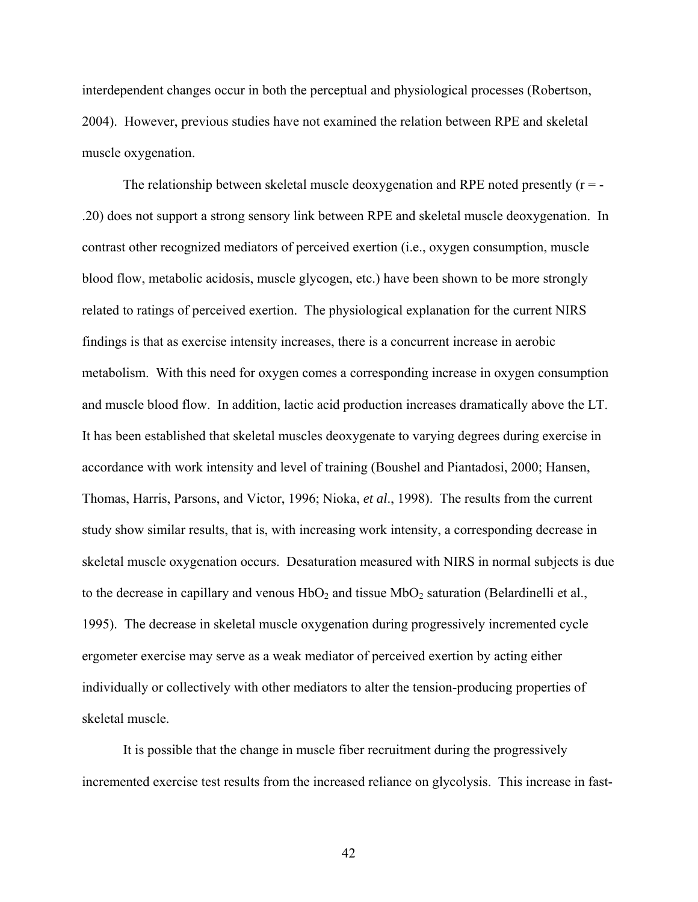interdependent changes occur in both the perceptual and physiological processes (Robertson, 2004). However, previous studies have not examined the relation between RPE and skeletal muscle oxygenation.

The relationship between skeletal muscle deoxygenation and RPE noted presently ($r = -.20$) does not support a strong sensory link between RPE and skeletal muscle deoxygenation. In contrast other recognized mediators of perceived exertion (i.e., oxygen consumption, muscle blood flow, metabolic acidosis, muscle glycogen, etc.) have been shown to be more strongly related to ratings of perceived exertion. The physiological explanation for the current NIRS findings is that as exercise intensity increases, there is a concurrent increase in aerobic metabolism. With this need for oxygen comes a corresponding increase in oxygen consumption and muscle blood flow. In addition, lactic acid production increases dramatically above the LT. It has been established that skeletal muscles deoxygenate to varying degrees during exercise in accordance with work intensity and level of training (Boushel and Piantadosi, 2000; Hansen, Thomas, Harris, Parsons, and Victor, 1996; Nioka, *et al*., 1998). The results from the current study show similar results, that is, with increasing work intensity, a corresponding decrease in skeletal muscle oxygenation occurs. Desaturation measured with NIRS in normal subjects is due to the decrease in capillary and venous $HbO_2$ and tissue $MbO_2$ saturation (Belardinelli et al., 1995). The decrease in skeletal muscle oxygenation during progressively incremented cycle ergometer exercise may serve as a weak mediator of perceived exertion by acting either individually or collectively with other mediators to alter the tension-producing properties of skeletal muscle.

It is possible that the change in muscle fiber recruitment during the progressively incremented exercise test results from the increased reliance on glycolysis. This increase in fast-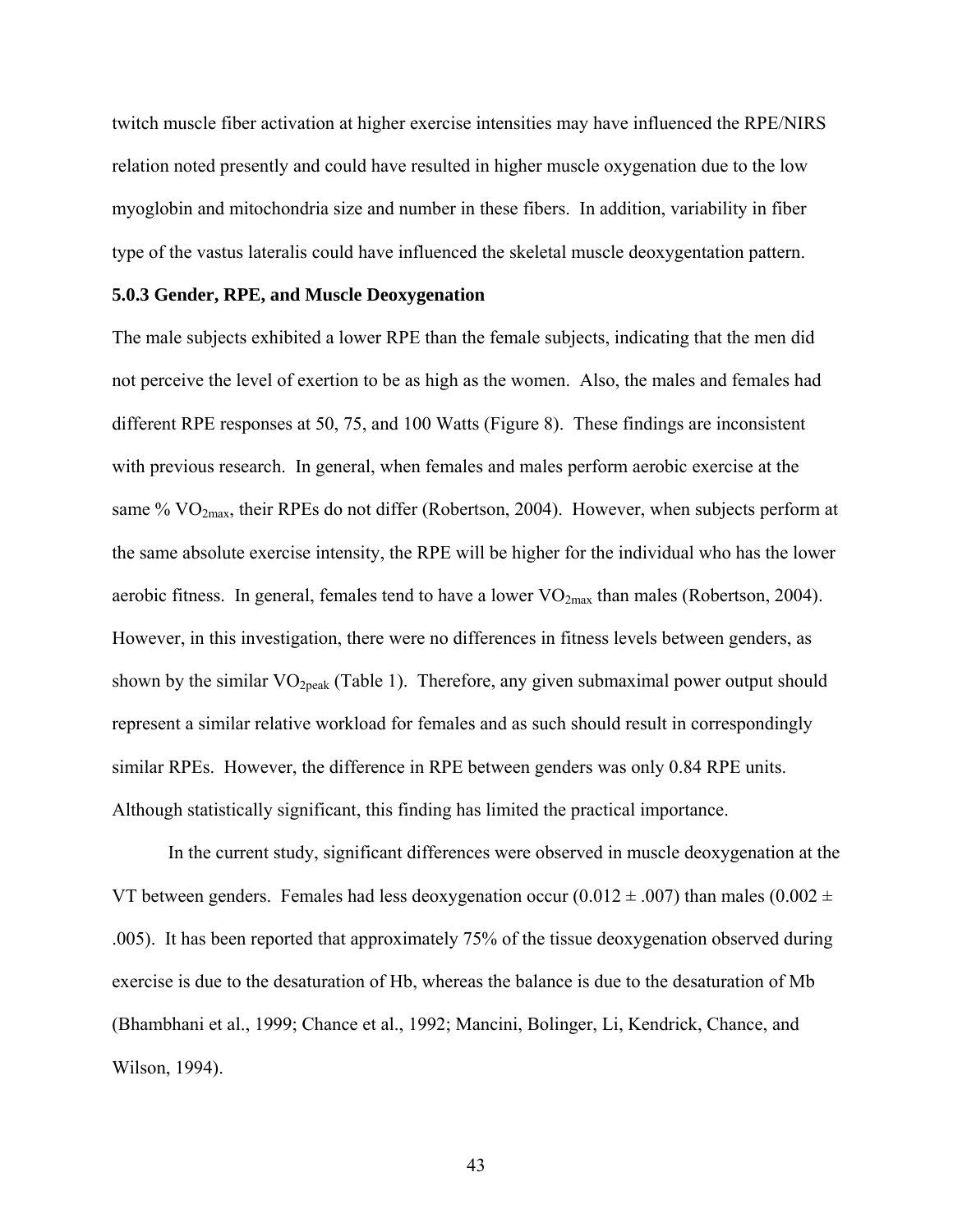twitch muscle fiber activation at higher exercise intensities may have influenced the RPE/NIRS relation noted presently and could have resulted in higher muscle oxygenation due to the low myoglobin and mitochondria size and number in these fibers. In addition, variability in fiber type of the vastus lateralis could have influenced the skeletal muscle deoxygentation pattern.

### 5.0.3 Gender, RPE, and Muscle Deoxygenation

The male subjects exhibited a lower RPE than the female subjects, indicating that the men did not perceive the level of exertion to be as high as the women. Also, the males and females had different RPE responses at 50, 75, and 100 Watts (Figure 8). These findings are inconsistent with previous research. In general, when females and males perform aerobic exercise at the same % $VO_{2max}$, their RPEs do not differ (Robertson, 2004). However, when subjects perform at the same absolute exercise intensity, the RPE will be higher for the individual who has the lower aerobic fitness. In general, females tend to have a lower $VO_{2max}$ than males (Robertson, 2004). However, in this investigation, there were no differences in fitness levels between genders, as shown by the similar $VO_{2peak}$ (Table 1). Therefore, any given submaximal power output should represent a similar relative workload for females and as such should result in correspondingly similar RPEs. However, the difference in RPE between genders was only 0.84 RPE units. Although statistically significant, this finding has limited the practical importance.

In the current study, significant differences were observed in muscle deoxygenation at the VT between genders. Females had less deoxygenation occur ($0.012 \pm .007$) than males ($0.002 \pm .005$). It has been reported that approximately 75% of the tissue deoxygenation observed during exercise is due to the desaturation of Hb, whereas the balance is due to the desaturation of Mb (Bhambhani et al., 1999; Chance et al., 1992; Mancini, Bolinger, Li, Kendrick, Chance, and Wilson, 1994).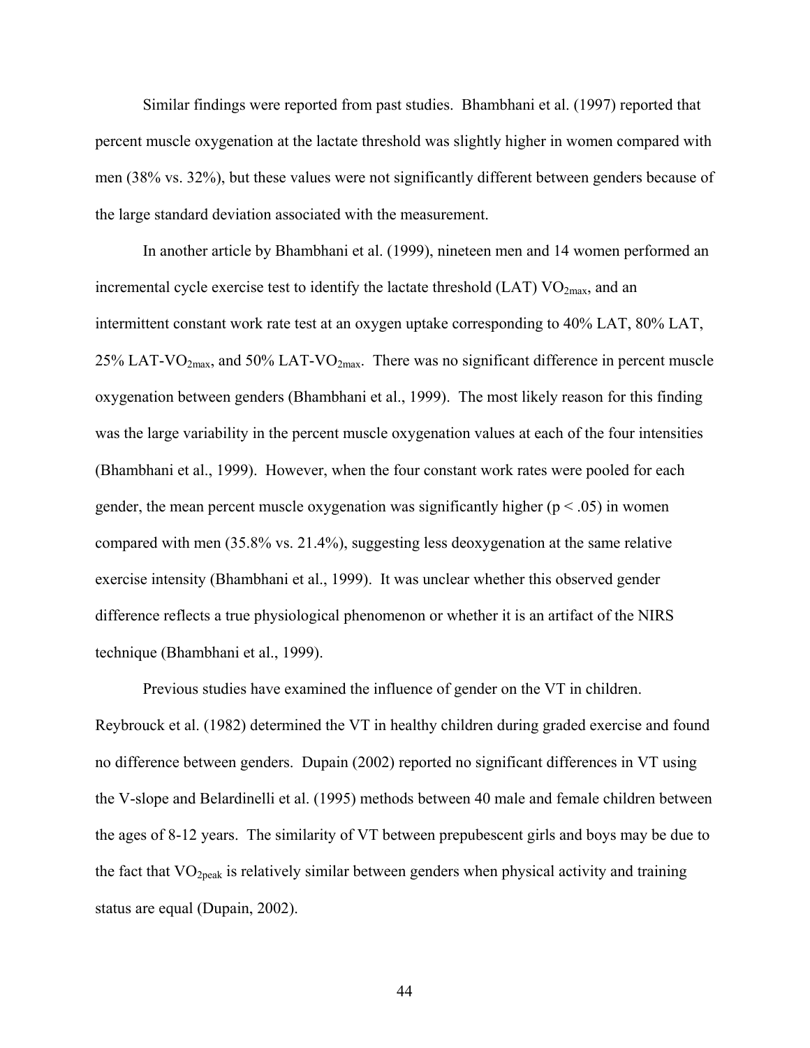Similar findings were reported from past studies. Bhambhani et al. (1997) reported that percent muscle oxygenation at the lactate threshold was slightly higher in women compared with men (38% vs. 32%), but these values were not significantly different between genders because of the large standard deviation associated with the measurement.

In another article by Bhambhani et al. (1999), nineteen men and 14 women performed an incremental cycle exercise test to identify the lactate threshold (LAT) $VO_{2max}$, and an intermittent constant work rate test at an oxygen uptake corresponding to 40% LAT, 80% LAT, 25% LAT-$VO_{2max}$, and 50% LAT-$VO_{2max}$. There was no significant difference in percent muscle oxygenation between genders (Bhambhani et al., 1999). The most likely reason for this finding was the large variability in the percent muscle oxygenation values at each of the four intensities (Bhambhani et al., 1999). However, when the four constant work rates were pooled for each gender, the mean percent muscle oxygenation was significantly higher ($p < .05$) in women compared with men (35.8% vs. 21.4%), suggesting less deoxygenation at the same relative exercise intensity (Bhambhani et al., 1999). It was unclear whether this observed gender difference reflects a true physiological phenomenon or whether it is an artifact of the NIRS technique (Bhambhani et al., 1999).

Previous studies have examined the influence of gender on the VT in children. Reybrouck et al. (1982) determined the VT in healthy children during graded exercise and found no difference between genders. Dupain (2002) reported no significant differences in VT using the V-slope and Belardinelli et al. (1995) methods between 40 male and female children between the ages of 8-12 years. The similarity of VT between prepubescent girls and boys may be due to the fact that $VO_{2peak}$ is relatively similar between genders when physical activity and training status are equal (Dupain, 2002).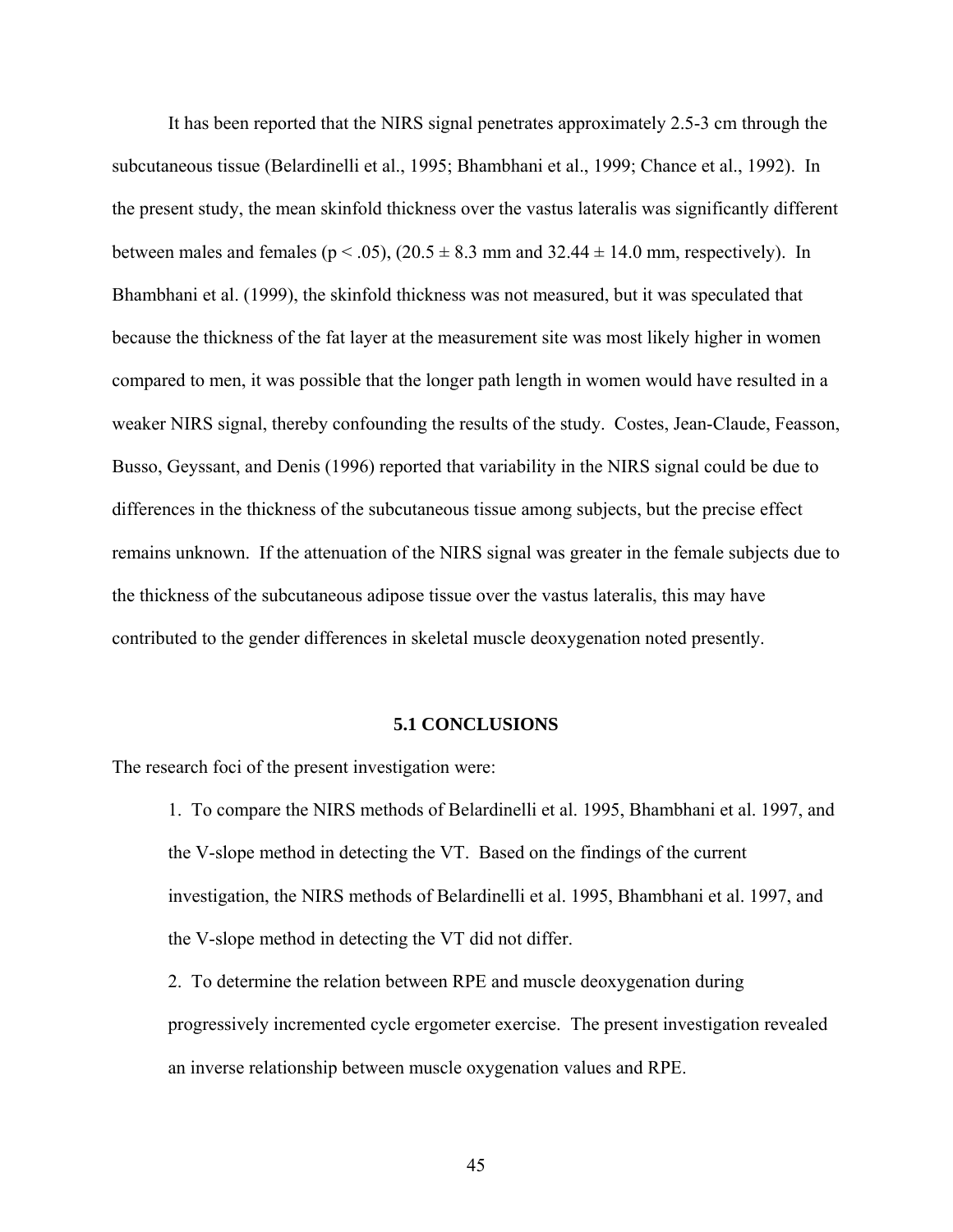It has been reported that the NIRS signal penetrates approximately 2.5-3 cm through the subcutaneous tissue (Belardinelli et al., 1995; Bhambhani et al., 1999; Chance et al., 1992). In the present study, the mean skinfold thickness over the vastus lateralis was significantly different between males and females ($p < .05$), ($20.5 \pm 8.3$ mm and $32.44 \pm 14.0$ mm, respectively). In Bhambhani et al. (1999), the skinfold thickness was not measured, but it was speculated that because the thickness of the fat layer at the measurement site was most likely higher in women compared to men, it was possible that the longer path length in women would have resulted in a weaker NIRS signal, thereby confounding the results of the study. Costes, Jean-Claude, Feasson, Busso, Geyssant, and Denis (1996) reported that variability in the NIRS signal could be due to differences in the thickness of the subcutaneous tissue among subjects, but the precise effect remains unknown. If the attenuation of the NIRS signal was greater in the female subjects due to the thickness of the subcutaneous adipose tissue over the vastus lateralis, this may have contributed to the gender differences in skeletal muscle deoxygenation noted presently.

## 5.1 CONCLUSIONS

The research foci of the present investigation were:

1. To compare the NIRS methods of Belardinelli et al. 1995, Bhambhani et al. 1997, and the V-slope method in detecting the VT. Based on the findings of the current investigation, the NIRS methods of Belardinelli et al. 1995, Bhambhani et al. 1997, and the V-slope method in detecting the VT did not differ.
2. To determine the relation between RPE and muscle deoxygenation during progressively incremented cycle ergometer exercise. The present investigation revealed an inverse relationship between muscle oxygenation values and RPE.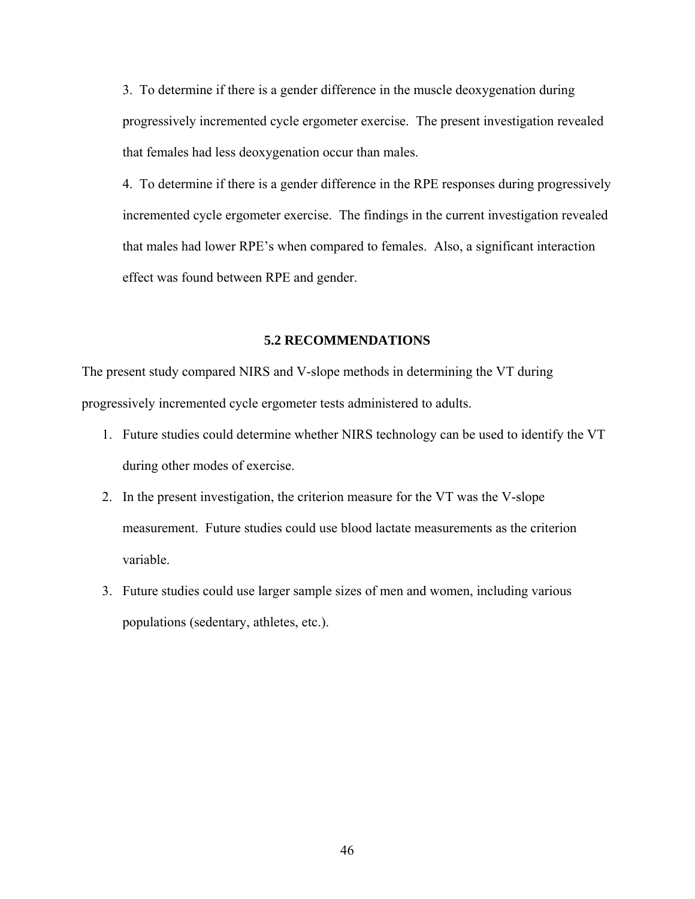3. To determine if there is a gender difference in the muscle deoxygenation during progressively incremented cycle ergometer exercise. The present investigation revealed that females had less deoxygenation occur than males.

4. To determine if there is a gender difference in the RPE responses during progressively incremented cycle ergometer exercise. The findings in the current investigation revealed that males had lower RPE's when compared to females. Also, a significant interaction effect was found between RPE and gender.

## 5.2 RECOMMENDATIONS

The present study compared NIRS and V-slope methods in determining the VT during progressively incremented cycle ergometer tests administered to adults.

1. Future studies could determine whether NIRS technology can be used to identify the VT during other modes of exercise.
2. In the present investigation, the criterion measure for the VT was the V-slope measurement. Future studies could use blood lactate measurements as the criterion variable.
3. Future studies could use larger sample sizes of men and women, including various populations (sedentary, athletes, etc.).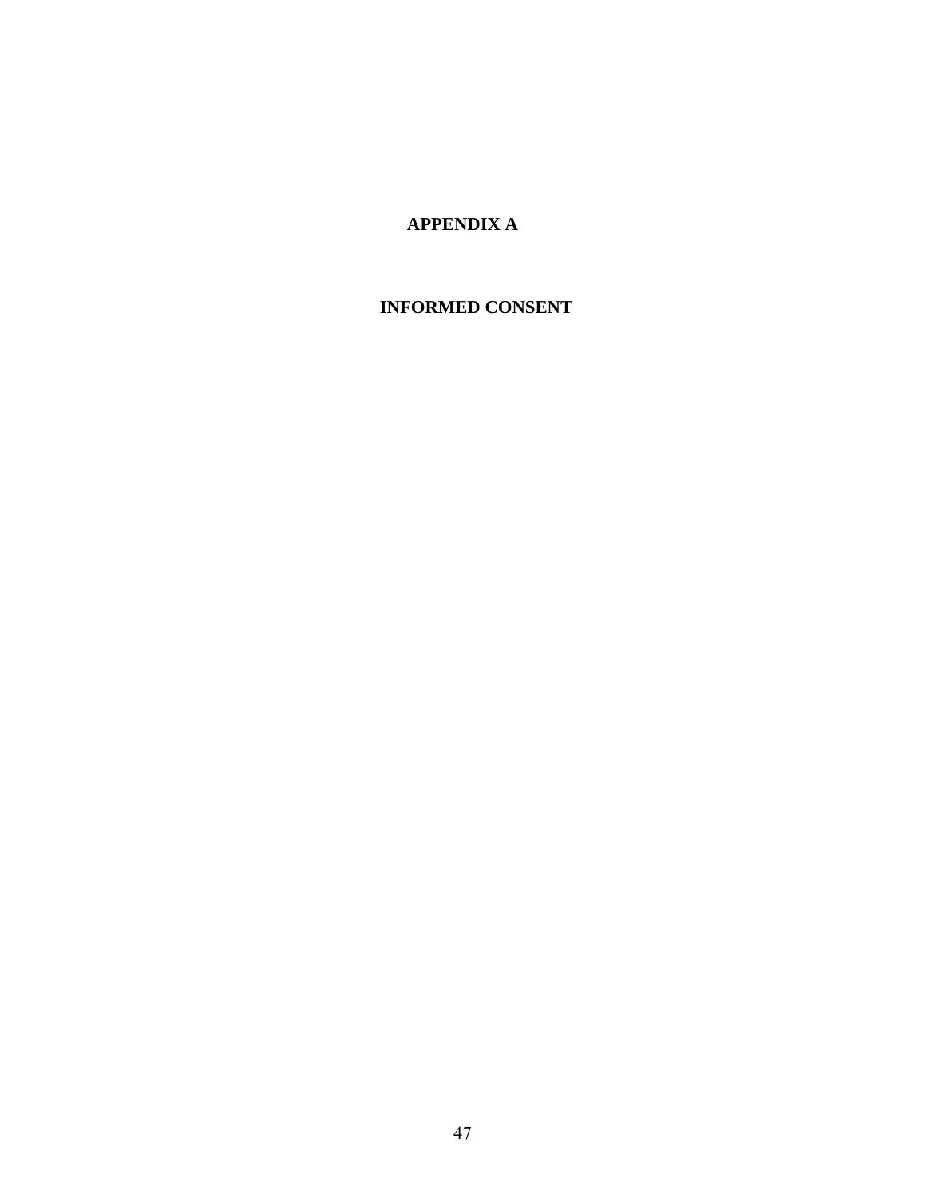# APPENDIX A

## INFORMED CONSENT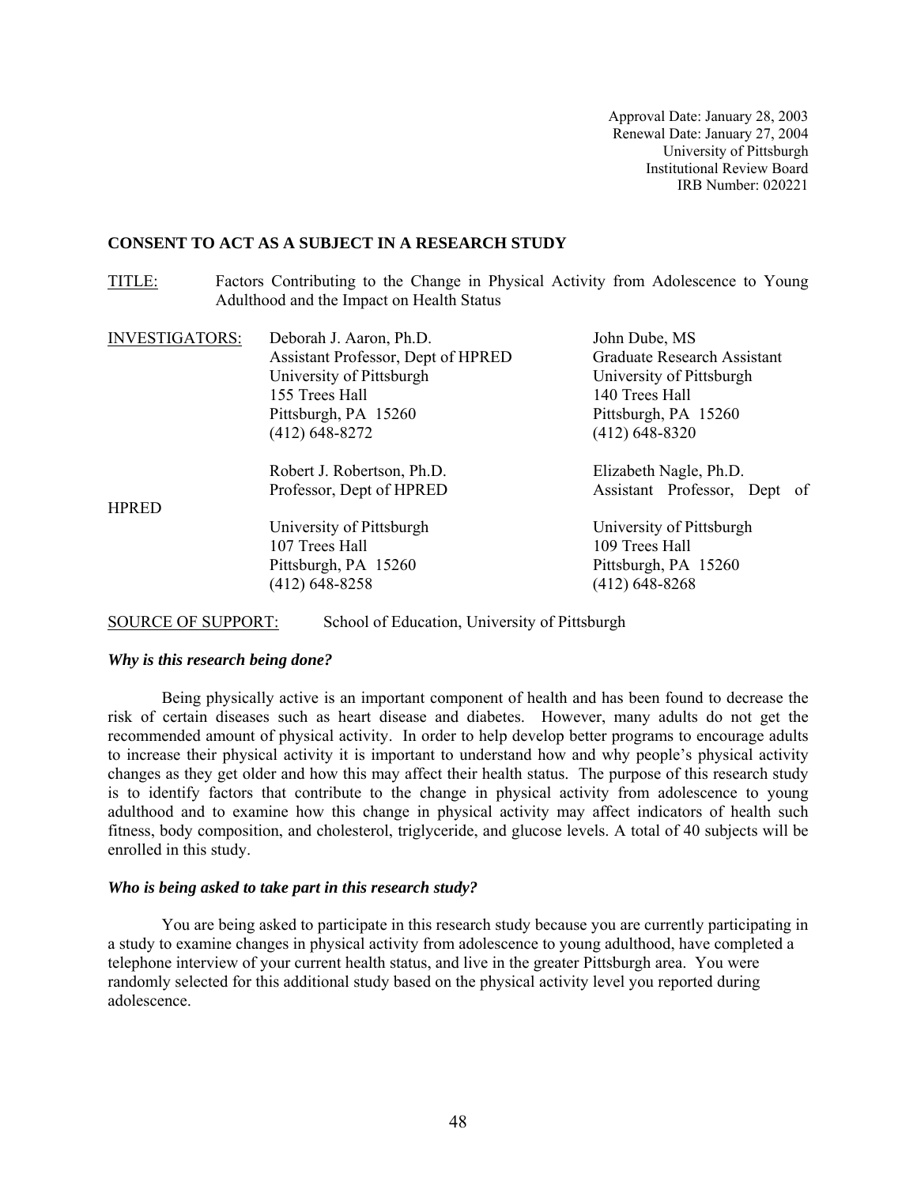Approval Date: January 28, 2003
Renewal Date: January 27, 2004
University of Pittsburgh
Institutional Review Board
IRB Number: 020221

**CONSENT TO ACT AS A SUBJECT IN A RESEARCH STUDY**

TITLE: Factors Contributing to the Change in Physical Activity from Adolescence to Young Adulthood and the Impact on Health Status

INVESTIGATORS:

Deborah J. Aaron, Ph.D.
Assistant Professor, Dept of HPRED
University of Pittsburgh
155 Trees Hall
Pittsburgh, PA 15260
(412) 648-8272

John Dube, MS
Graduate Research Assistant
University of Pittsburgh
140 Trees Hall
Pittsburgh, PA 15260
(412) 648-8320

Robert J. Robertson, Ph.D.
Professor, Dept of HPRED
University of Pittsburgh
107 Trees Hall
Pittsburgh, PA 15260
(412) 648-8258

Elizabeth Nagle, Ph.D.
Assistant Professor, Dept of HPRED
University of Pittsburgh
109 Trees Hall
Pittsburgh, PA 15260
(412) 648-8268

SOURCE OF SUPPORT: School of Education, University of Pittsburgh

***Why is this research being done?***

Being physically active is an important component of health and has been found to decrease the risk of certain diseases such as heart disease and diabetes. However, many adults do not get the recommended amount of physical activity. In order to help develop better programs to encourage adults to increase their physical activity it is important to understand how and why people's physical activity changes as they get older and how this may affect their health status. The purpose of this research study is to identify factors that contribute to the change in physical activity from adolescence to young adulthood and to examine how this change in physical activity may affect indicators of health such fitness, body composition, and cholesterol, triglyceride, and glucose levels. A total of 40 subjects will be enrolled in this study.

***Who is being asked to take part in this research study?***

You are being asked to participate in this research study because you are currently participating in a study to examine changes in physical activity from adolescence to young adulthood, have completed a telephone interview of your current health status, and live in the greater Pittsburgh area. You were randomly selected for this additional study based on the physical activity level you reported during adolescence.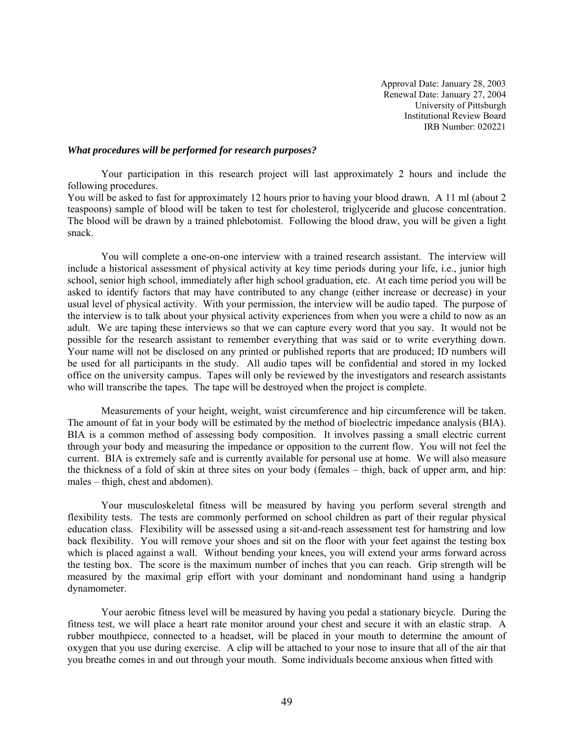Approval Date: January 28, 2003
Renewal Date: January 27, 2004
University of Pittsburgh
Institutional Review Board
IRB Number: 020221

***What procedures will be performed for research purposes?***

Your participation in this research project will last approximately 2 hours and include the following procedures.
You will be asked to fast for approximately 12 hours prior to having your blood drawn. A 11 ml (about 2 teaspoons) sample of blood will be taken to test for cholesterol, triglyceride and glucose concentration. The blood will be drawn by a trained phlebotomist. Following the blood draw, you will be given a light snack.

You will complete a one-on-one interview with a trained research assistant. The interview will include a historical assessment of physical activity at key time periods during your life, i.e., junior high school, senior high school, immediately after high school graduation, etc. At each time period you will be asked to identify factors that may have contributed to any change (either increase or decrease) in your usual level of physical activity. With your permission, the interview will be audio taped. The purpose of the interview is to talk about your physical activity experiences from when you were a child to now as an adult. We are taping these interviews so that we can capture every word that you say. It would not be possible for the research assistant to remember everything that was said or to write everything down. Your name will not be disclosed on any printed or published reports that are produced; ID numbers will be used for all participants in the study. All audio tapes will be confidential and stored in my locked office on the university campus. Tapes will only be reviewed by the investigators and research assistants who will transcribe the tapes. The tape will be destroyed when the project is complete.

Measurements of your height, weight, waist circumference and hip circumference will be taken. The amount of fat in your body will be estimated by the method of bioelectric impedance analysis (BIA). BIA is a common method of assessing body composition. It involves passing a small electric current through your body and measuring the impedance or opposition to the current flow. You will not feel the current. BIA is extremely safe and is currently available for personal use at home. We will also measure the thickness of a fold of skin at three sites on your body (females – thigh, back of upper arm, and hip: males – thigh, chest and abdomen).

Your musculoskeletal fitness will be measured by having you perform several strength and flexibility tests. The tests are commonly performed on school children as part of their regular physical education class. Flexibility will be assessed using a sit-and-reach assessment test for hamstring and low back flexibility. You will remove your shoes and sit on the floor with your feet against the testing box which is placed against a wall. Without bending your knees, you will extend your arms forward across the testing box. The score is the maximum number of inches that you can reach. Grip strength will be measured by the maximal grip effort with your dominant and nondominant hand using a handgrip dynamometer.

Your aerobic fitness level will be measured by having you pedal a stationary bicycle. During the fitness test, we will place a heart rate monitor around your chest and secure it with an elastic strap. A rubber mouthpiece, connected to a headset, will be placed in your mouth to determine the amount of oxygen that you use during exercise. A clip will be attached to your nose to insure that all of the air that you breathe comes in and out through your mouth. Some individuals become anxious when fitted with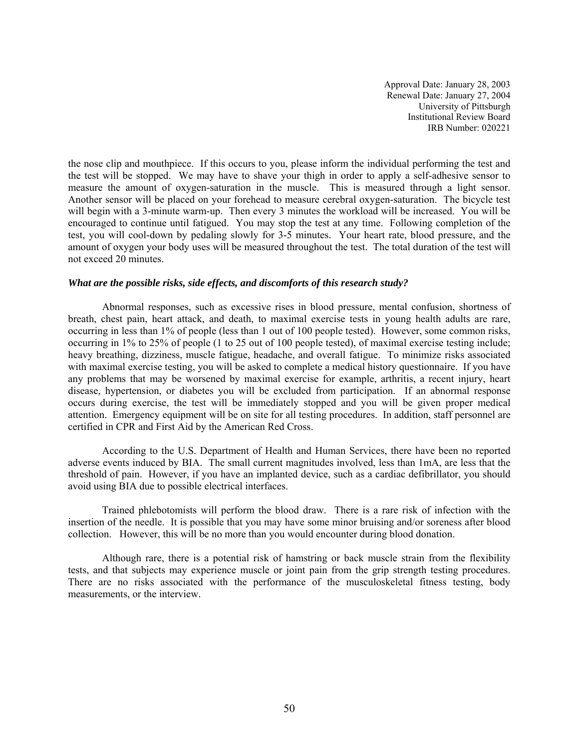Approval Date: January 28, 2003
Renewal Date: January 27, 2004
University of Pittsburgh
Institutional Review Board
IRB Number: 020221

the nose clip and mouthpiece. If this occurs to you, please inform the individual performing the test and the test will be stopped. We may have to shave your thigh in order to apply a self-adhesive sensor to measure the amount of oxygen-saturation in the muscle. This is measured through a light sensor. Another sensor will be placed on your forehead to measure cerebral oxygen-saturation. The bicycle test will begin with a 3-minute warm-up. Then every 3 minutes the workload will be increased. You will be encouraged to continue until fatigued. You may stop the test at any time. Following completion of the test, you will cool-down by pedaling slowly for 3-5 minutes. Your heart rate, blood pressure, and the amount of oxygen your body uses will be measured throughout the test. The total duration of the test will not exceed 20 minutes.

***What are the possible risks, side effects, and discomforts of this research study?***

Abnormal responses, such as excessive rises in blood pressure, mental confusion, shortness of breath, chest pain, heart attack, and death, to maximal exercise tests in young health adults are rare, occurring in less than 1% of people (less than 1 out of 100 people tested). However, some common risks, occurring in 1% to 25% of people (1 to 25 out of 100 people tested), of maximal exercise testing include; heavy breathing, dizziness, muscle fatigue, headache, and overall fatigue. To minimize risks associated with maximal exercise testing, you will be asked to complete a medical history questionnaire. If you have any problems that may be worsened by maximal exercise for example, arthritis, a recent injury, heart disease, hypertension, or diabetes you will be excluded from participation. If an abnormal response occurs during exercise, the test will be immediately stopped and you will be given proper medical attention. Emergency equipment will be on site for all testing procedures. In addition, staff personnel are certified in CPR and First Aid by the American Red Cross.

According to the U.S. Department of Health and Human Services, there have been no reported adverse events induced by BIA. The small current magnitudes involved, less than 1mA, are less that the threshold of pain. However, if you have an implanted device, such as a cardiac defibrillator, you should avoid using BIA due to possible electrical interfaces.

Trained phlebotomists will perform the blood draw. There is a rare risk of infection with the insertion of the needle. It is possible that you may have some minor bruising and/or soreness after blood collection. However, this will be no more than you would encounter during blood donation.

Although rare, there is a potential risk of hamstring or back muscle strain from the flexibility tests, and that subjects may experience muscle or joint pain from the grip strength testing procedures. There are no risks associated with the performance of the musculoskeletal fitness testing, body measurements, or the interview.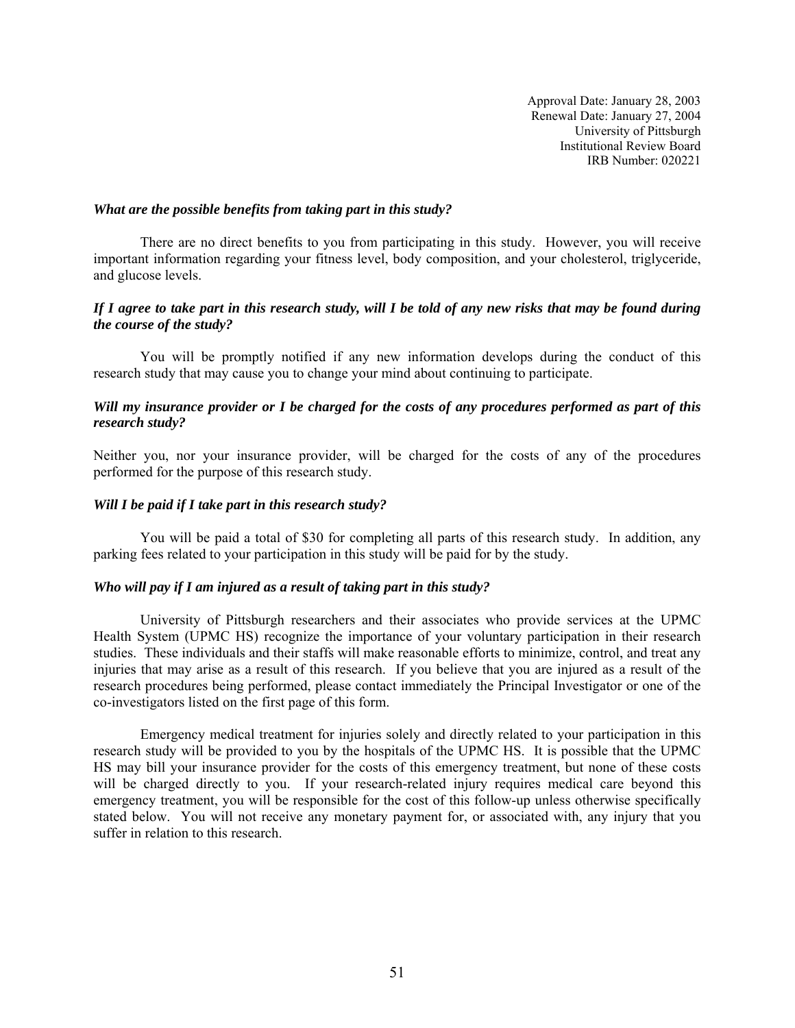Approval Date: January 28, 2003
Renewal Date: January 27, 2004
University of Pittsburgh
Institutional Review Board
IRB Number: 020221

***What are the possible benefits from taking part in this study?***

There are no direct benefits to you from participating in this study. However, you will receive important information regarding your fitness level, body composition, and your cholesterol, triglyceride, and glucose levels.

***If I agree to take part in this research study, will I be told of any new risks that may be found during the course of the study?***

You will be promptly notified if any new information develops during the conduct of this research study that may cause you to change your mind about continuing to participate.

***Will my insurance provider or I be charged for the costs of any procedures performed as part of this research study?***

Neither you, nor your insurance provider, will be charged for the costs of any of the procedures performed for the purpose of this research study.

***Will I be paid if I take part in this research study?***

You will be paid a total of $30 for completing all parts of this research study. In addition, any parking fees related to your participation in this study will be paid for by the study.

***Who will pay if I am injured as a result of taking part in this study?***

University of Pittsburgh researchers and their associates who provide services at the UPMC Health System (UPMC HS) recognize the importance of your voluntary participation in their research studies. These individuals and their staffs will make reasonable efforts to minimize, control, and treat any injuries that may arise as a result of this research. If you believe that you are injured as a result of the research procedures being performed, please contact immediately the Principal Investigator or one of the co-investigators listed on the first page of this form.

Emergency medical treatment for injuries solely and directly related to your participation in this research study will be provided to you by the hospitals of the UPMC HS. It is possible that the UPMC HS may bill your insurance provider for the costs of this emergency treatment, but none of these costs will be charged directly to you. If your research-related injury requires medical care beyond this emergency treatment, you will be responsible for the cost of this follow-up unless otherwise specifically stated below. You will not receive any monetary payment for, or associated with, any injury that you suffer in relation to this research.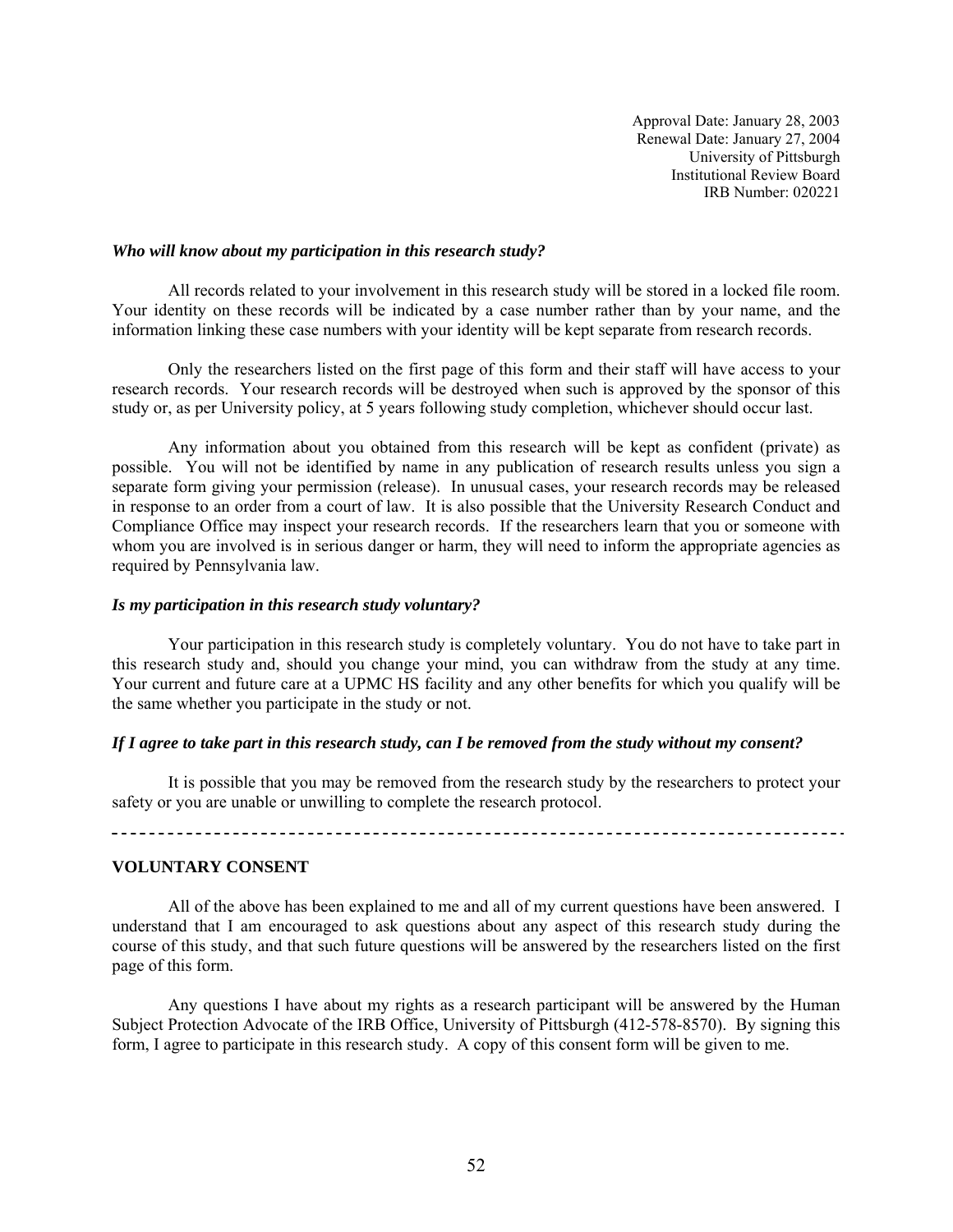Approval Date: January 28, 2003
Renewal Date: January 27, 2004
University of Pittsburgh
Institutional Review Board
IRB Number: 020221

***Who will know about my participation in this research study?***

All records related to your involvement in this research study will be stored in a locked file room. Your identity on these records will be indicated by a case number rather than by your name, and the information linking these case numbers with your identity will be kept separate from research records.

Only the researchers listed on the first page of this form and their staff will have access to your research records. Your research records will be destroyed when such is approved by the sponsor of this study or, as per University policy, at 5 years following study completion, whichever should occur last.

Any information about you obtained from this research will be kept as confident (private) as possible. You will not be identified by name in any publication of research results unless you sign a separate form giving your permission (release). In unusual cases, your research records may be released in response to an order from a court of law. It is also possible that the University Research Conduct and Compliance Office may inspect your research records. If the researchers learn that you or someone with whom you are involved is in serious danger or harm, they will need to inform the appropriate agencies as required by Pennsylvania law.

***Is my participation in this research study voluntary?***

Your participation in this research study is completely voluntary. You do not have to take part in this research study and, should you change your mind, you can withdraw from the study at any time. Your current and future care at a UPMC HS facility and any other benefits for which you qualify will be the same whether you participate in the study or not.

***If I agree to take part in this research study, can I be removed from the study without my consent?***

It is possible that you may be removed from the research study by the researchers to protect your safety or you are unable or unwilling to complete the research protocol.

---

**VOLUNTARY CONSENT**

All of the above has been explained to me and all of my current questions have been answered. I understand that I am encouraged to ask questions about any aspect of this research study during the course of this study, and that such future questions will be answered by the researchers listed on the first page of this form.

Any questions I have about my rights as a research participant will be answered by the Human Subject Protection Advocate of the IRB Office, University of Pittsburgh (412-578-8570). By signing this form, I agree to participate in this research study. A copy of this consent form will be given to me.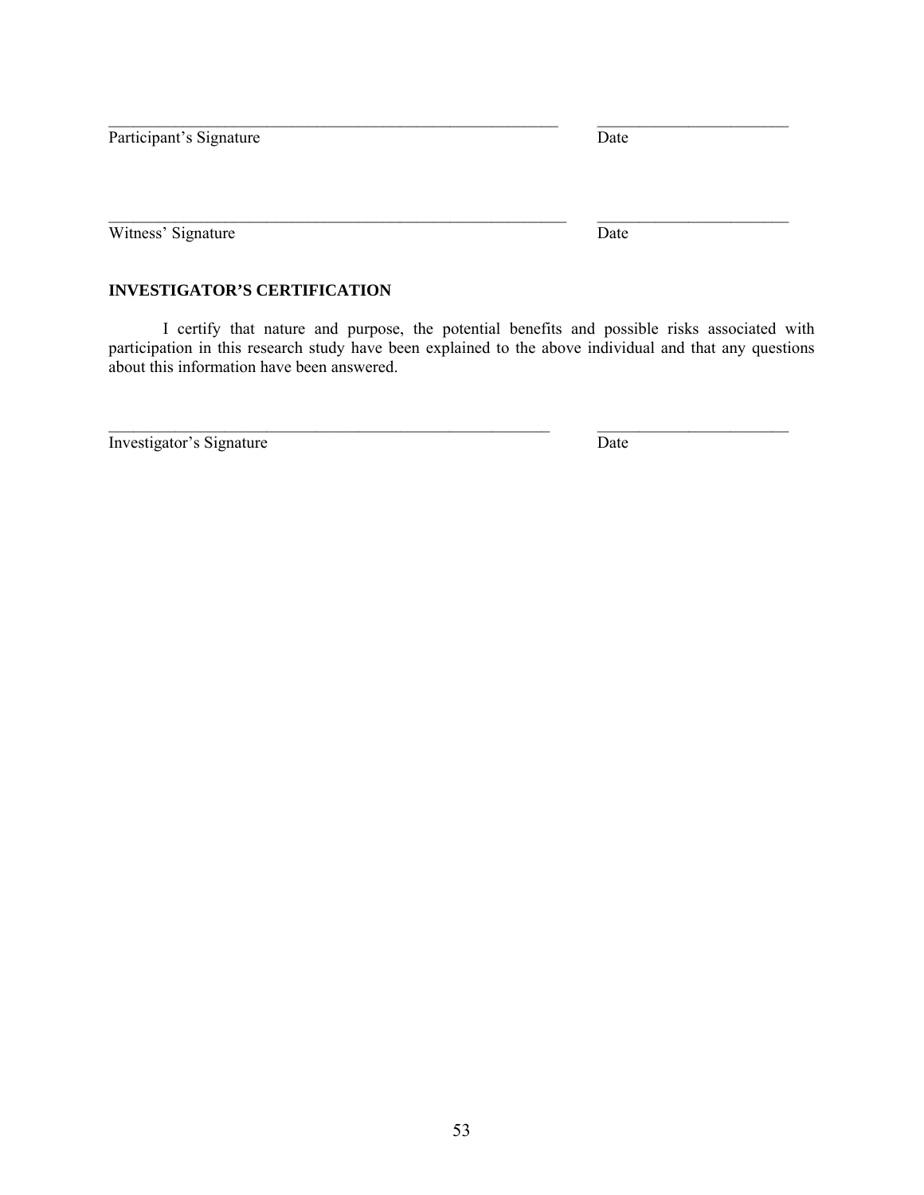\_\_\_\_\_\_\_\_\_\_\_\_\_\_\_\_\_\_\_\_\_\_\_\_\_\_\_\_\_\_\_\_\_\_\_\_\_\_\_\_\_\_\_\_\_\_ \_\_\_\_\_\_\_\_\_\_\_\_\_\_\_\_\_\_\_\_

Participant's Signature Date

\_\_\_\_\_\_\_\_\_\_\_\_\_\_\_\_\_\_\_\_\_\_\_\_\_\_\_\_\_\_\_\_\_\_\_\_\_\_\_\_\_\_\_\_\_\_ \_\_\_\_\_\_\_\_\_\_\_\_\_\_\_\_\_\_\_\_

Witness' Signature Date

**INVESTIGATOR'S CERTIFICATION**

I certify that nature and purpose, the potential benefits and possible risks associated with participation in this research study have been explained to the above individual and that any questions about this information have been answered.

\_\_\_\_\_\_\_\_\_\_\_\_\_\_\_\_\_\_\_\_\_\_\_\_\_\_\_\_\_\_\_\_\_\_\_\_\_\_\_\_\_\_\_\_\_\_ \_\_\_\_\_\_\_\_\_\_\_\_\_\_\_\_\_\_\_\_

Investigator's Signature Date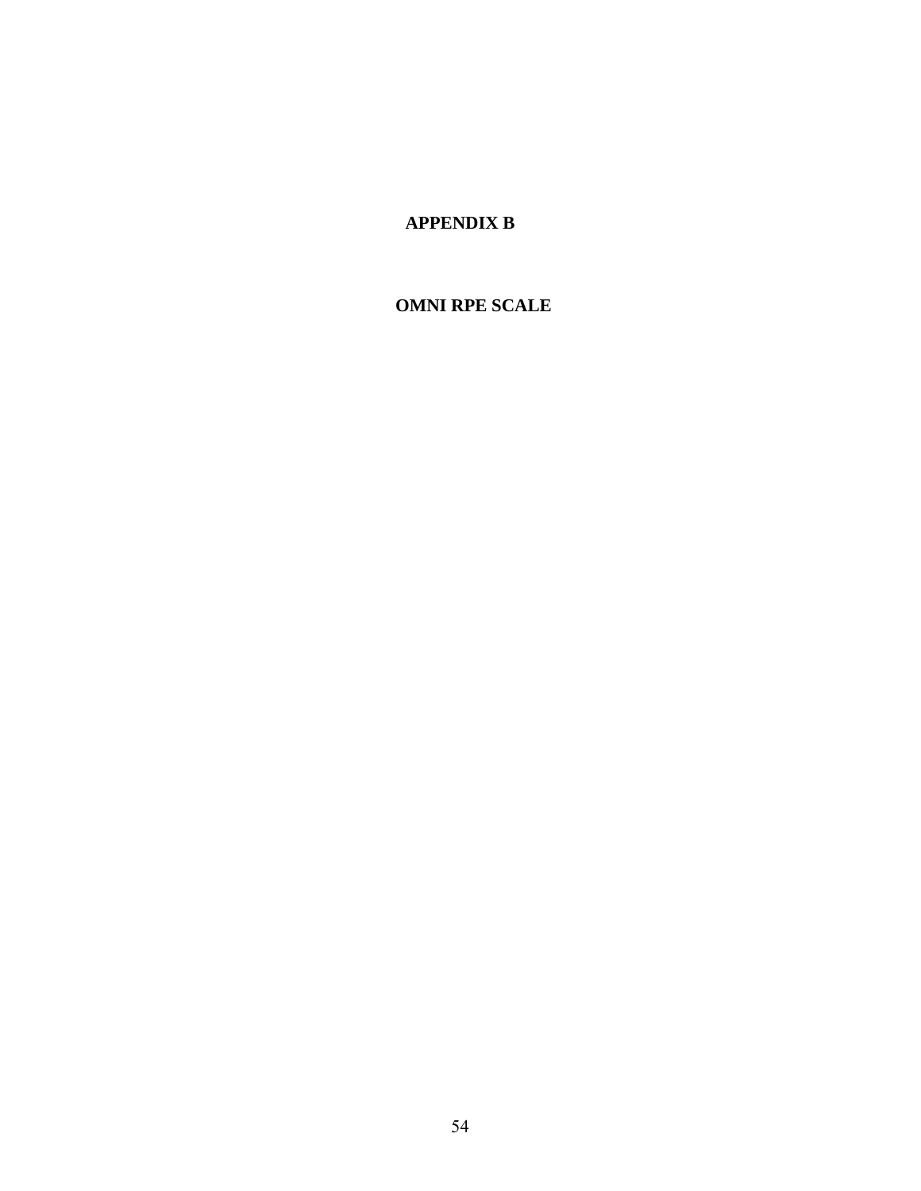# APPENDIX B

## OMNI RPE SCALE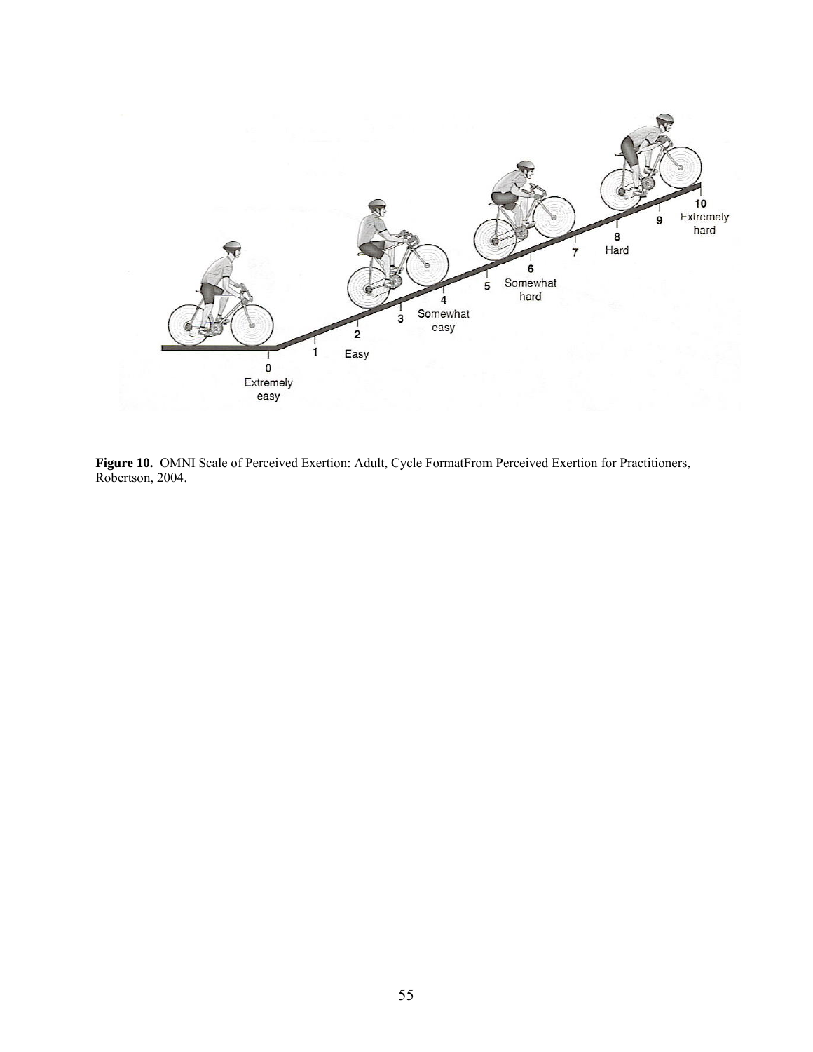**Figure 10.** OMNI Scale of Perceived Exertion: Adult, Cycle FormatFrom Perceived Exertion for Practitioners, Robertson, 2004.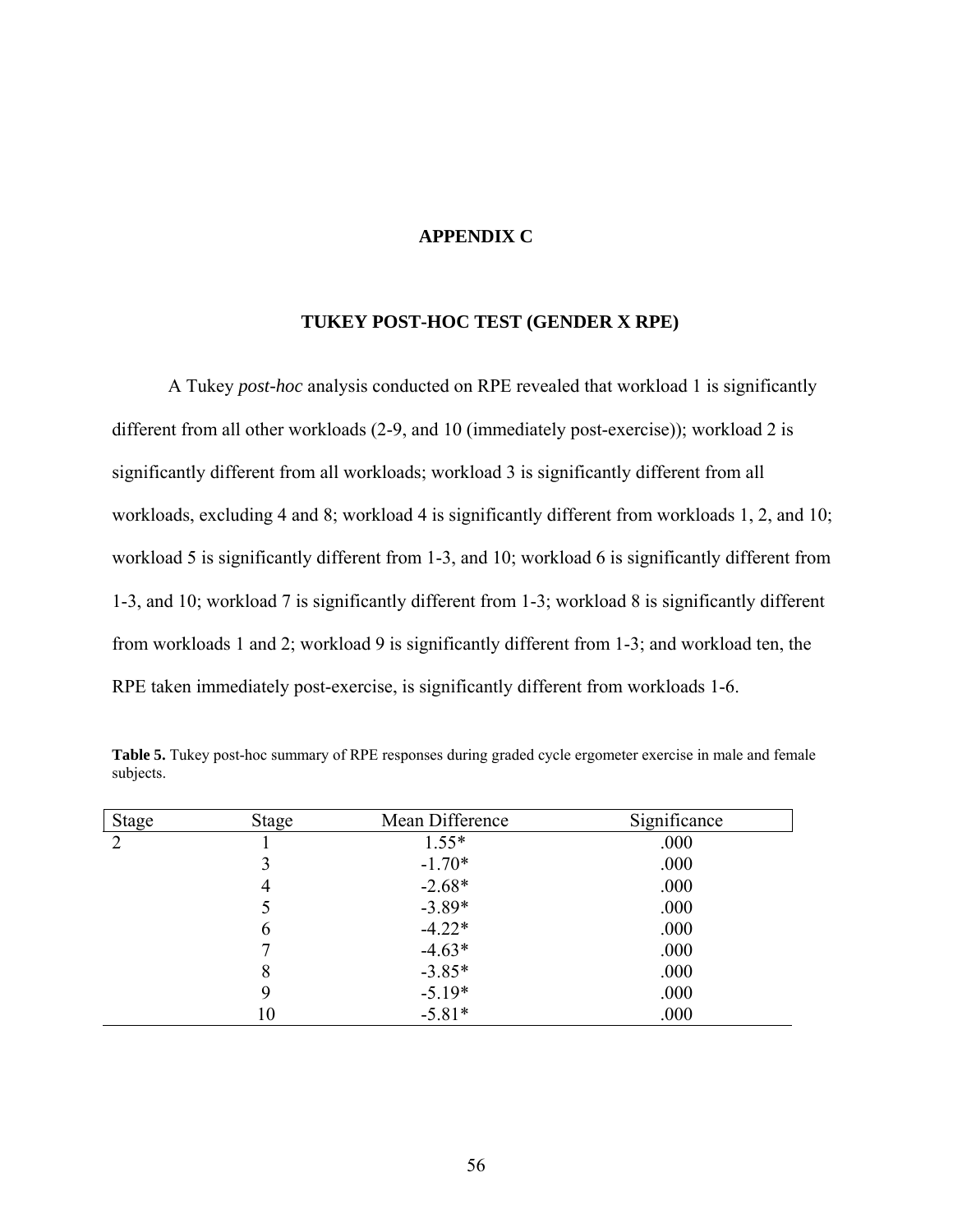# APPENDIX C

## TUKEY POST-HOC TEST (GENDER X RPE)

A Tukey *post-hoc* analysis conducted on RPE revealed that workload 1 is significantly different from all other workloads (2-9, and 10 (immediately post-exercise)); workload 2 is significantly different from all workloads; workload 3 is significantly different from all workloads, excluding 4 and 8; workload 4 is significantly different from workloads 1, 2, and 10; workload 5 is significantly different from 1-3, and 10; workload 6 is significantly different from 1-3, and 10; workload 7 is significantly different from 1-3; workload 8 is significantly different from workloads 1 and 2; workload 9 is significantly different from 1-3; and workload ten, the RPE taken immediately post-exercise, is significantly different from workloads 1-6.

**Table 5.** Tukey post-hoc summary of RPE responses during graded cycle ergometer exercise in male and female subjects.

| Stage | Stage | Mean Difference | Significance |
|---|---|---|---|
| 2 | 1 | 1.55* | .000 |
| | 3 | -1.70* | .000 |
| | 4 | -2.68* | .000 |
| | 5 | -3.89* | .000 |
| | 6 | -4.22* | .000 |
| | 7 | -4.63* | .000 |
| | 8 | -3.85* | .000 |
| | 9 | -5.19* | .000 |
| | 10 | -5.81* | .000 |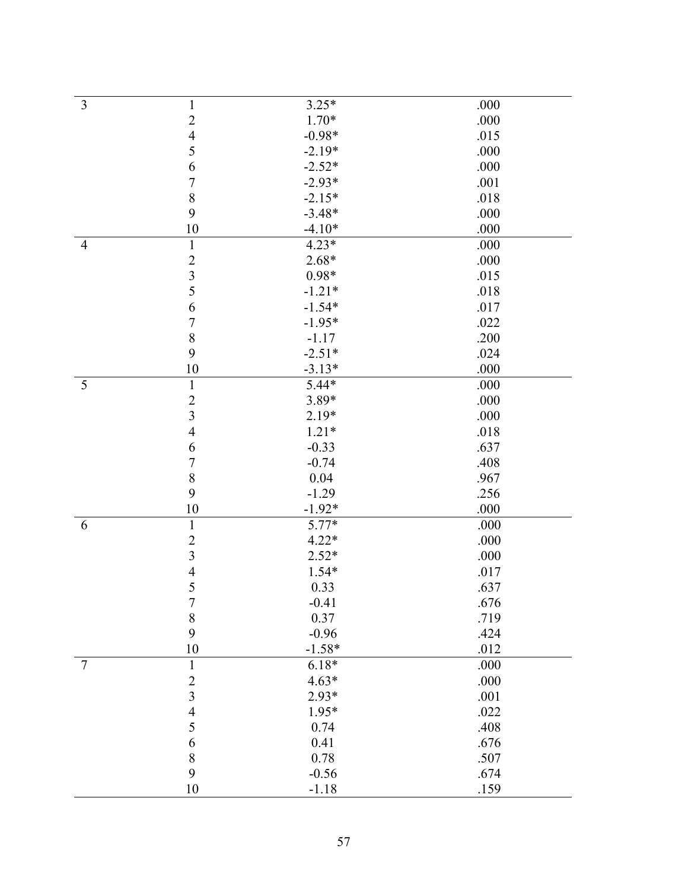| | | | |
|---|---|---|---|
| 3 | 1 | 3.25* | .000 |
| | 2 | 1.70* | .000 |
| | 4 | -0.98* | .015 |
| | 5 | -2.19* | .000 |
| | 6 | -2.52* | .000 |
| | 7 | -2.93* | .001 |
| | 8 | -2.15* | .018 |
| | 9 | -3.48* | .000 |
| | 10 | -4.10* | .000 |
| 4 | 1 | 4.23* | .000 |
| | 2 | 2.68* | .000 |
| | 3 | 0.98* | .015 |
| | 5 | -1.21* | .018 |
| | 6 | -1.54* | .017 |
| | 7 | -1.95* | .022 |
| | 8 | -1.17 | .200 |
| | 9 | -2.51* | .024 |
| | 10 | -3.13* | .000 |
| 5 | 1 | 5.44* | .000 |
| | 2 | 3.89* | .000 |
| | 3 | 2.19* | .000 |
| | 4 | 1.21* | .018 |
| | 6 | -0.33 | .637 |
| | 7 | -0.74 | .408 |
| | 8 | 0.04 | .967 |
| | 9 | -1.29 | .256 |
| | 10 | -1.92* | .000 |
| 6 | 1 | 5.77* | .000 |
| | 2 | 4.22* | .000 |
| | 3 | 2.52* | .000 |
| | 4 | 1.54* | .017 |
| | 5 | 0.33 | .637 |
| | 7 | -0.41 | .676 |
| | 8 | 0.37 | .719 |
| | 9 | -0.96 | .424 |
| | 10 | -1.58* | .012 |
| 7 | 1 | 6.18* | .000 |
| | 2 | 4.63* | .000 |
| | 3 | 2.93* | .001 |
| | 4 | 1.95* | .022 |
| | 5 | 0.74 | .408 |
| | 6 | 0.41 | .676 |
| | 8 | 0.78 | .507 |
| | 9 | -0.56 | .674 |
| | 10 | -1.18 | .159 |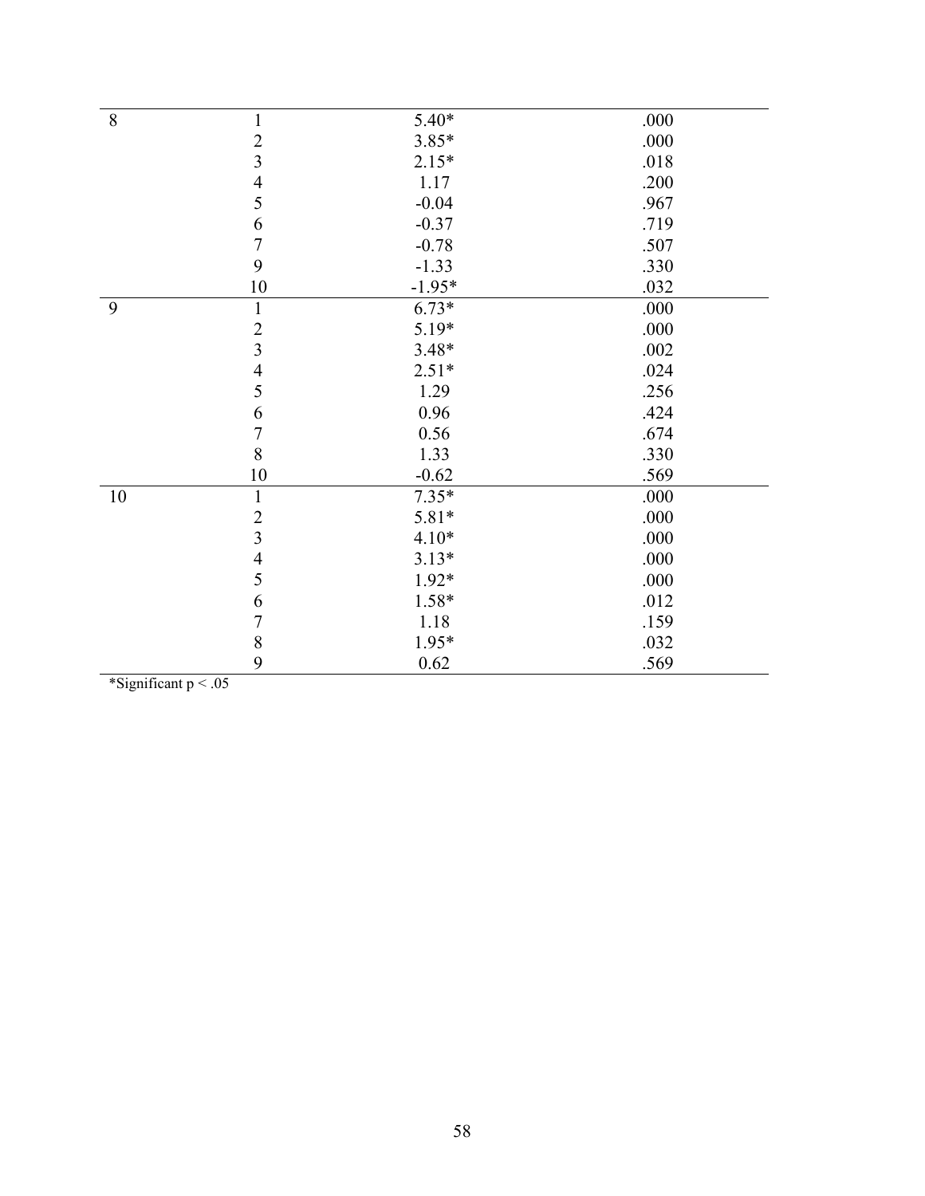| | | | |
|---|---|---|---|
| 8 | 1 | 5.40* | .000 |
| | 2 | 3.85* | .000 |
| | 3 | 2.15* | .018 |
| | 4 | 1.17 | .200 |
| | 5 | -0.04 | .967 |
| | 6 | -0.37 | .719 |
| | 7 | -0.78 | .507 |
| | 9 | -1.33 | .330 |
| | 10 | -1.95* | .032 |
| 9 | 1 | 6.73* | .000 |
| | 2 | 5.19* | .000 |
| | 3 | 3.48* | .002 |
| | 4 | 2.51* | .024 |
| | 5 | 1.29 | .256 |
| | 6 | 0.96 | .424 |
| | 7 | 0.56 | .674 |
| | 8 | 1.33 | .330 |
| | 10 | -0.62 | .569 |
| 10 | 1 | 7.35* | .000 |
| | 2 | 5.81* | .000 |
| | 3 | 4.10* | .000 |
| | 4 | 3.13* | .000 |
| | 5 | 1.92* | .000 |
| | 6 | 1.58* | .012 |
| | 7 | 1.18 | .159 |
| | 8 | 1.95* | .032 |
| | 9 | 0.62 | .569 |

*Significant $p < .05$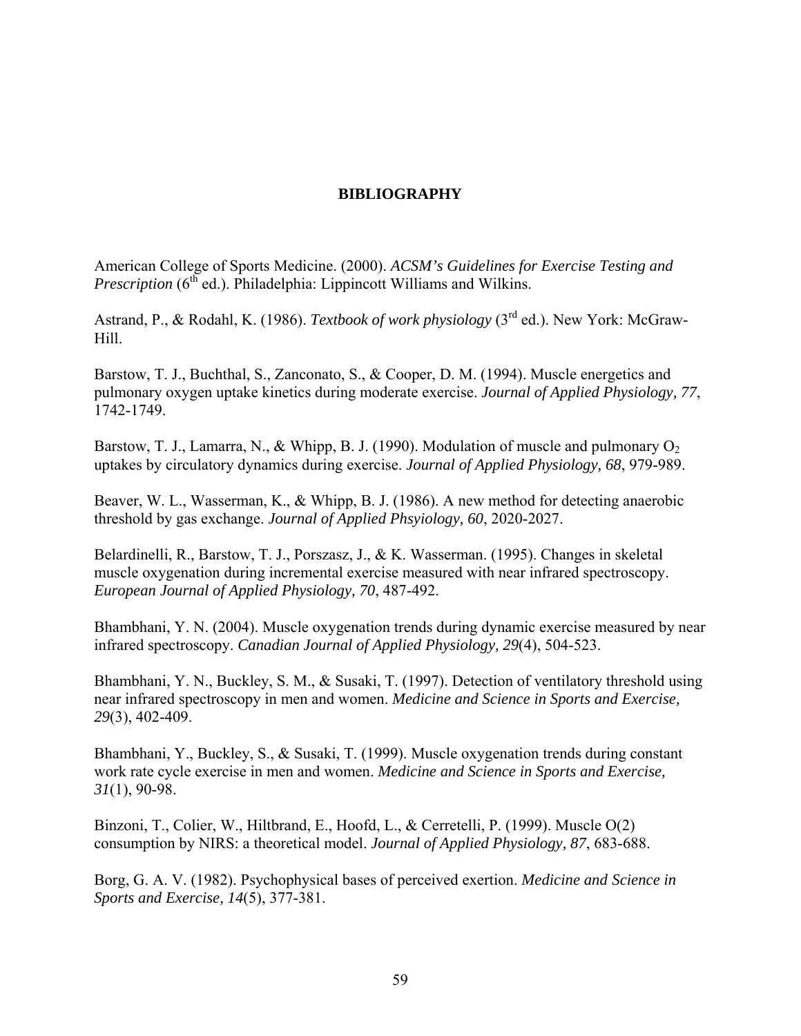# BIBLIOGRAPHY

American College of Sports Medicine. (2000). *ACSM's Guidelines for Exercise Testing and Prescription* (6th ed.). Philadelphia: Lippincott Williams and Wilkins.

Astrand, P., & Rodahl, K. (1986). *Textbook of work physiology* (3rd ed.). New York: McGraw-Hill.

Barstow, T. J., Buchthal, S., Zanconato, S., & Cooper, D. M. (1994). Muscle energetics and pulmonary oxygen uptake kinetics during moderate exercise. *Journal of Applied Physiology, 77*, 1742-1749.

Barstow, T. J., Lamarra, N., & Whipp, B. J. (1990). Modulation of muscle and pulmonary $O_2$ uptakes by circulatory dynamics during exercise. *Journal of Applied Physiology, 68*, 979-989.

Beaver, W. L., Wasserman, K., & Whipp, B. J. (1986). A new method for detecting anaerobic threshold by gas exchange. *Journal of Applied Phsyiology, 60*, 2020-2027.

Belardinelli, R., Barstow, T. J., Porszasz, J., & K. Wasserman. (1995). Changes in skeletal muscle oxygenation during incremental exercise measured with near infrared spectroscopy. *European Journal of Applied Physiology, 70*, 487-492.

Bhambhani, Y. N. (2004). Muscle oxygenation trends during dynamic exercise measured by near infrared spectroscopy. *Canadian Journal of Applied Physiology, 29*(4), 504-523.

Bhambhani, Y. N., Buckley, S. M., & Susaki, T. (1997). Detection of ventilatory threshold using near infrared spectroscopy in men and women. *Medicine and Science in Sports and Exercise, 29*(3), 402-409.

Bhambhani, Y., Buckley, S., & Susaki, T. (1999). Muscle oxygenation trends during constant work rate cycle exercise in men and women. *Medicine and Science in Sports and Exercise, 31*(1), 90-98.

Binzoni, T., Colier, W., Hiltbrand, E., Hoofd, L., & Cerretelli, P. (1999). Muscle O(2) consumption by NIRS: a theoretical model. *Journal of Applied Physiology, 87*, 683-688.

Borg, G. A. V. (1982). Psychophysical bases of perceived exertion. *Medicine and Science in Sports and Exercise, 14*(5), 377-381.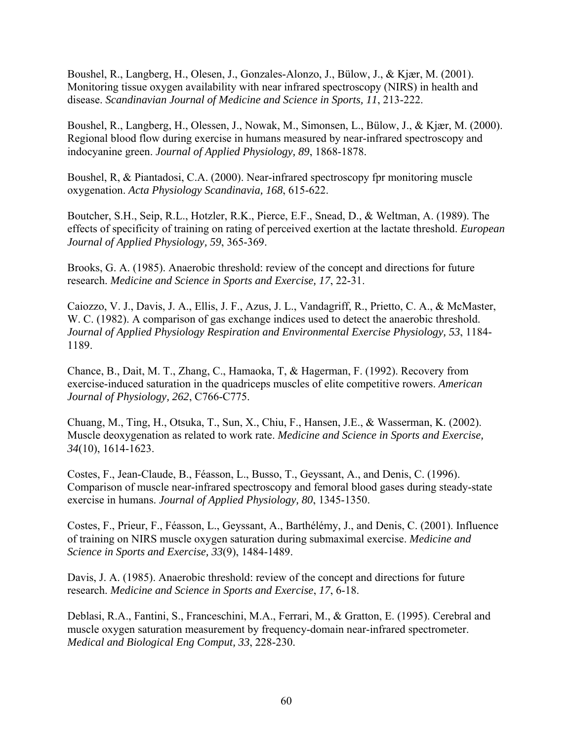Boushel, R., Langberg, H., Olesen, J., Gonzales-Alonzo, J., Bülow, J., & Kjær, M. (2001). Monitoring tissue oxygen availability with near infrared spectroscopy (NIRS) in health and disease. *Scandinavian Journal of Medicine and Science in Sports, 11*, 213-222.

Boushel, R., Langberg, H., Olessen, J., Nowak, M., Simonsen, L., Bülow, J., & Kjær, M. (2000). Regional blood flow during exercise in humans measured by near-infrared spectroscopy and indocyanine green. *Journal of Applied Physiology, 89*, 1868-1878.

Boushel, R, & Piantadosi, C.A. (2000). Near-infrared spectroscopy fpr monitoring muscle oxygenation. *Acta Physiology Scandinavia, 168*, 615-622.

Boutcher, S.H., Seip, R.L., Hotzler, R.K., Pierce, E.F., Snead, D., & Weltman, A. (1989). The effects of specificity of training on rating of perceived exertion at the lactate threshold. *European Journal of Applied Physiology, 59*, 365-369.

Brooks, G. A. (1985). Anaerobic threshold: review of the concept and directions for future research. *Medicine and Science in Sports and Exercise, 17*, 22-31.

Caiozzo, V. J., Davis, J. A., Ellis, J. F., Azus, J. L., Vandagriff, R., Prietto, C. A., & McMaster, W. C. (1982). A comparison of gas exchange indices used to detect the anaerobic threshold. *Journal of Applied Physiology Respiration and Environmental Exercise Physiology, 53*, 1184-1189.

Chance, B., Dait, M. T., Zhang, C., Hamaoka, T, & Hagerman, F. (1992). Recovery from exercise-induced saturation in the quadriceps muscles of elite competitive rowers. *American Journal of Physiology, 262*, C766-C775.

Chuang, M., Ting, H., Otsuka, T., Sun, X., Chiu, F., Hansen, J.E., & Wasserman, K. (2002). Muscle deoxygenation as related to work rate. *Medicine and Science in Sports and Exercise, 34*(10), 1614-1623.

Costes, F., Jean-Claude, B., Féasson, L., Busso, T., Geyssant, A., and Denis, C. (1996). Comparison of muscle near-infrared spectroscopy and femoral blood gases during steady-state exercise in humans. *Journal of Applied Physiology, 80*, 1345-1350.

Costes, F., Prieur, F., Féasson, L., Geyssant, A., Barthélémy, J., and Denis, C. (2001). Influence of training on NIRS muscle oxygen saturation during submaximal exercise. *Medicine and Science in Sports and Exercise, 33*(9), 1484-1489.

Davis, J. A. (1985). Anaerobic threshold: review of the concept and directions for future research. *Medicine and Science in Sports and Exercise*, *17*, 6-18.

Deblasi, R.A., Fantini, S., Franceschini, M.A., Ferrari, M., & Gratton, E. (1995). Cerebral and muscle oxygen saturation measurement by frequency-domain near-infrared spectrometer. *Medical and Biological Eng Comput, 33*, 228-230.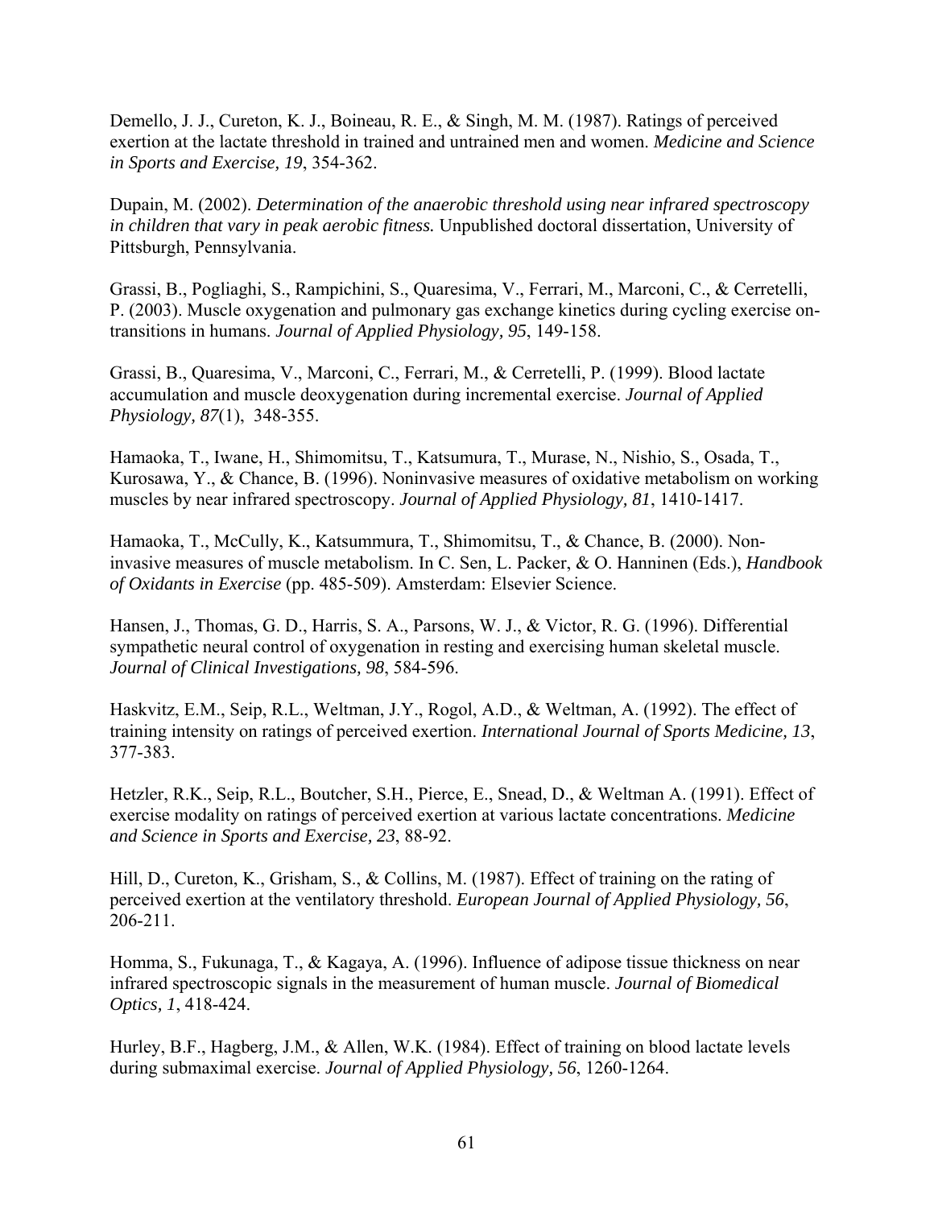Demello, J. J., Cureton, K. J., Boineau, R. E., & Singh, M. M. (1987). Ratings of perceived exertion at the lactate threshold in trained and untrained men and women. *Medicine and Science in Sports and Exercise, 19*, 354-362.

Dupain, M. (2002). *Determination of the anaerobic threshold using near infrared spectroscopy in children that vary in peak aerobic fitness.* Unpublished doctoral dissertation, University of Pittsburgh, Pennsylvania.

Grassi, B., Pogliaghi, S., Rampichini, S., Quaresima, V., Ferrari, M., Marconi, C., & Cerretelli, P. (2003). Muscle oxygenation and pulmonary gas exchange kinetics during cycling exercise on-transitions in humans. *Journal of Applied Physiology, 95*, 149-158.

Grassi, B., Quaresima, V., Marconi, C., Ferrari, M., & Cerretelli, P. (1999). Blood lactate accumulation and muscle deoxygenation during incremental exercise. *Journal of Applied Physiology, 87*(1), 348-355.

Hamaoka, T., Iwane, H., Shimomitsu, T., Katsumura, T., Murase, N., Nishio, S., Osada, T., Kurosawa, Y., & Chance, B. (1996). Noninvasive measures of oxidative metabolism on working muscles by near infrared spectroscopy. *Journal of Applied Physiology, 81*, 1410-1417.

Hamaoka, T., McCully, K., Katsummura, T., Shimomitsu, T., & Chance, B. (2000). Non-invasive measures of muscle metabolism. In C. Sen, L. Packer, & O. Hanninen (Eds.), *Handbook of Oxidants in Exercise* (pp. 485-509). Amsterdam: Elsevier Science.

Hansen, J., Thomas, G. D., Harris, S. A., Parsons, W. J., & Victor, R. G. (1996). Differential sympathetic neural control of oxygenation in resting and exercising human skeletal muscle. *Journal of Clinical Investigations, 98*, 584-596.

Haskvitz, E.M., Seip, R.L., Weltman, J.Y., Rogol, A.D., & Weltman, A. (1992). The effect of training intensity on ratings of perceived exertion. *International Journal of Sports Medicine, 13*, 377-383.

Hetzler, R.K., Seip, R.L., Boutcher, S.H., Pierce, E., Snead, D., & Weltman A. (1991). Effect of exercise modality on ratings of perceived exertion at various lactate concentrations. *Medicine and Science in Sports and Exercise, 23*, 88-92.

Hill, D., Cureton, K., Grisham, S., & Collins, M. (1987). Effect of training on the rating of perceived exertion at the ventilatory threshold. *European Journal of Applied Physiology, 56*, 206-211.

Homma, S., Fukunaga, T., & Kagaya, A. (1996). Influence of adipose tissue thickness on near infrared spectroscopic signals in the measurement of human muscle. *Journal of Biomedical Optics, 1*, 418-424.

Hurley, B.F., Hagberg, J.M., & Allen, W.K. (1984). Effect of training on blood lactate levels during submaximal exercise. *Journal of Applied Physiology, 56*, 1260-1264.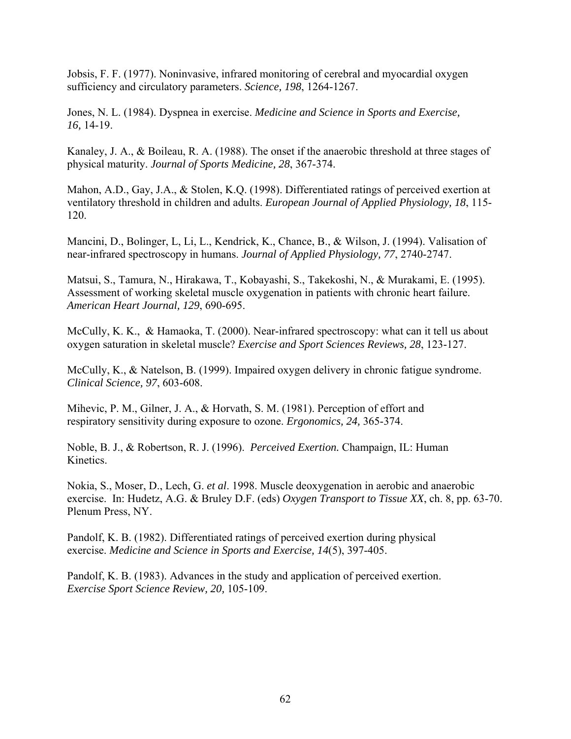Jobsis, F. F. (1977). Noninvasive, infrared monitoring of cerebral and myocardial oxygen sufficiency and circulatory parameters. *Science, 198*, 1264-1267.

Jones, N. L. (1984). Dyspnea in exercise. *Medicine and Science in Sports and Exercise, 16,* 14-19.

Kanaley, J. A., & Boileau, R. A. (1988). The onset if the anaerobic threshold at three stages of physical maturity. *Journal of Sports Medicine, 28*, 367-374.

Mahon, A.D., Gay, J.A., & Stolen, K.Q. (1998). Differentiated ratings of perceived exertion at ventilatory threshold in children and adults. *European Journal of Applied Physiology, 18*, 115-120.

Mancini, D., Bolinger, L, Li, L., Kendrick, K., Chance, B., & Wilson, J. (1994). Valisation of near-infrared spectroscopy in humans. *Journal of Applied Physiology, 77*, 2740-2747.

Matsui, S., Tamura, N., Hirakawa, T., Kobayashi, S., Takekoshi, N., & Murakami, E. (1995). Assessment of working skeletal muscle oxygenation in patients with chronic heart failure. *American Heart Journal, 129*, 690-695.

McCully, K. K., & Hamaoka, T. (2000). Near-infrared spectroscopy: what can it tell us about oxygen saturation in skeletal muscle? *Exercise and Sport Sciences Reviews, 28*, 123-127.

McCully, K., & Natelson, B. (1999). Impaired oxygen delivery in chronic fatigue syndrome. *Clinical Science, 97*, 603-608.

Mihevic, P. M., Gilner, J. A., & Horvath, S. M. (1981). Perception of effort and respiratory sensitivity during exposure to ozone. *Ergonomics, 24,* 365-374.

Noble, B. J., & Robertson, R. J. (1996). *Perceived Exertion.* Champaign, IL: Human Kinetics.

Nokia, S., Moser, D., Lech, G. *et al*. 1998. Muscle deoxygenation in aerobic and anaerobic exercise. In: Hudetz, A.G. & Bruley D.F. (eds) *Oxygen Transport to Tissue XX*, ch. 8, pp. 63-70. Plenum Press, NY.

Pandolf, K. B. (1982). Differentiated ratings of perceived exertion during physical exercise. *Medicine and Science in Sports and Exercise, 14*(5), 397-405.

Pandolf, K. B. (1983). Advances in the study and application of perceived exertion. *Exercise Sport Science Review, 20,* 105-109.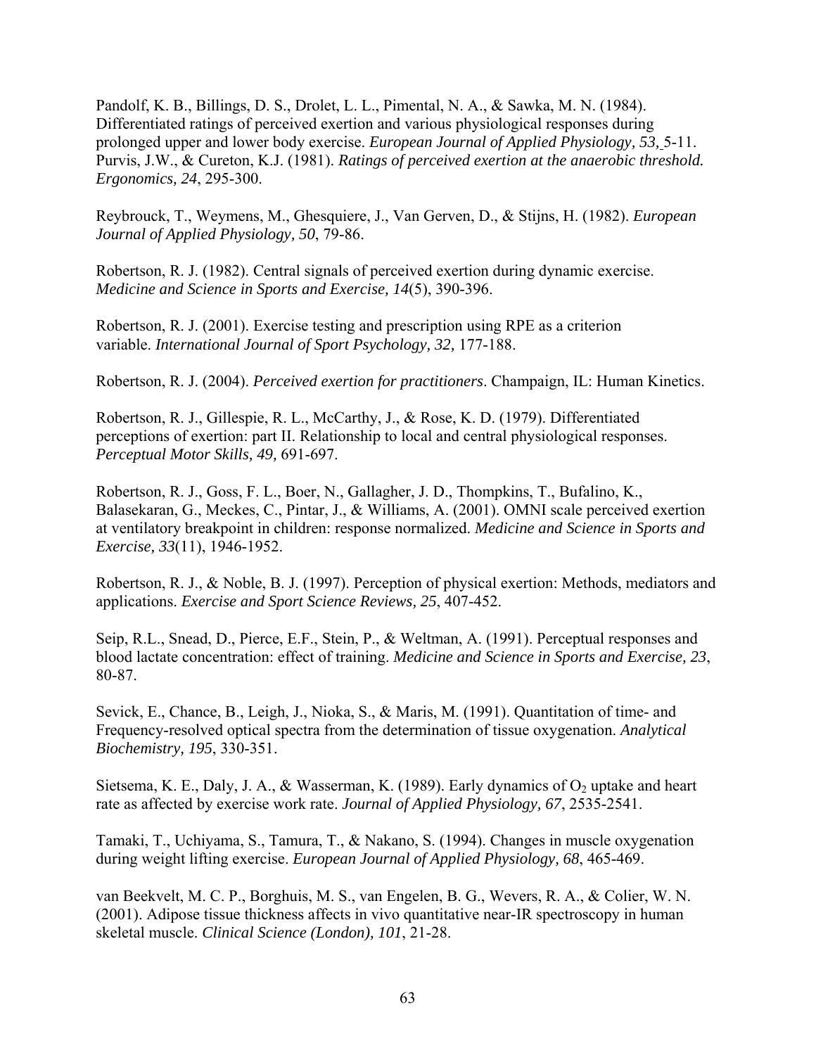Pandolf, K. B., Billings, D. S., Drolet, L. L., Pimental, N. A., & Sawka, M. N. (1984). Differentiated ratings of perceived exertion and various physiological responses during prolonged upper and lower body exercise. *European Journal of Applied Physiology, 53,* 5-11.
Purvis, J.W., & Cureton, K.J. (1981). *Ratings of perceived exertion at the anaerobic threshold. Ergonomics, 24*, 295-300.

Reybrouck, T., Weymens, M., Ghesquiere, J., Van Gerven, D., & Stijns, H. (1982). *European Journal of Applied Physiology, 50*, 79-86.

Robertson, R. J. (1982). Central signals of perceived exertion during dynamic exercise. *Medicine and Science in Sports and Exercise, 14*(5), 390-396.

Robertson, R. J. (2001). Exercise testing and prescription using RPE as a criterion variable. *International Journal of Sport Psychology, 32,* 177-188.

Robertson, R. J. (2004). *Perceived exertion for practitioners*. Champaign, IL: Human Kinetics.

Robertson, R. J., Gillespie, R. L., McCarthy, J., & Rose, K. D. (1979). Differentiated perceptions of exertion: part II. Relationship to local and central physiological responses. *Perceptual Motor Skills, 49,* 691-697.

Robertson, R. J., Goss, F. L., Boer, N., Gallagher, J. D., Thompkins, T., Bufalino, K., Balasekaran, G., Meckes, C., Pintar, J., & Williams, A. (2001). OMNI scale perceived exertion at ventilatory breakpoint in children: response normalized. *Medicine and Science in Sports and Exercise, 33*(11), 1946-1952.

Robertson, R. J., & Noble, B. J. (1997). Perception of physical exertion: Methods, mediators and applications. *Exercise and Sport Science Reviews, 25*, 407-452.

Seip, R.L., Snead, D., Pierce, E.F., Stein, P., & Weltman, A. (1991). Perceptual responses and blood lactate concentration: effect of training. *Medicine and Science in Sports and Exercise, 23*, 80-87.

Sevick, E., Chance, B., Leigh, J., Nioka, S., & Maris, M. (1991). Quantitation of time- and Frequency-resolved optical spectra from the determination of tissue oxygenation. *Analytical Biochemistry, 195*, 330-351.

Sietsema, K. E., Daly, J. A., & Wasserman, K. (1989). Early dynamics of $O_2$ uptake and heart rate as affected by exercise work rate. *Journal of Applied Physiology, 67*, 2535-2541.

Tamaki, T., Uchiyama, S., Tamura, T., & Nakano, S. (1994). Changes in muscle oxygenation during weight lifting exercise. *European Journal of Applied Physiology, 68*, 465-469.

van Beekvelt, M. C. P., Borghuis, M. S., van Engelen, B. G., Wevers, R. A., & Colier, W. N. (2001). Adipose tissue thickness affects in vivo quantitative near-IR spectroscopy in human skeletal muscle. *Clinical Science (London), 101*, 21-28.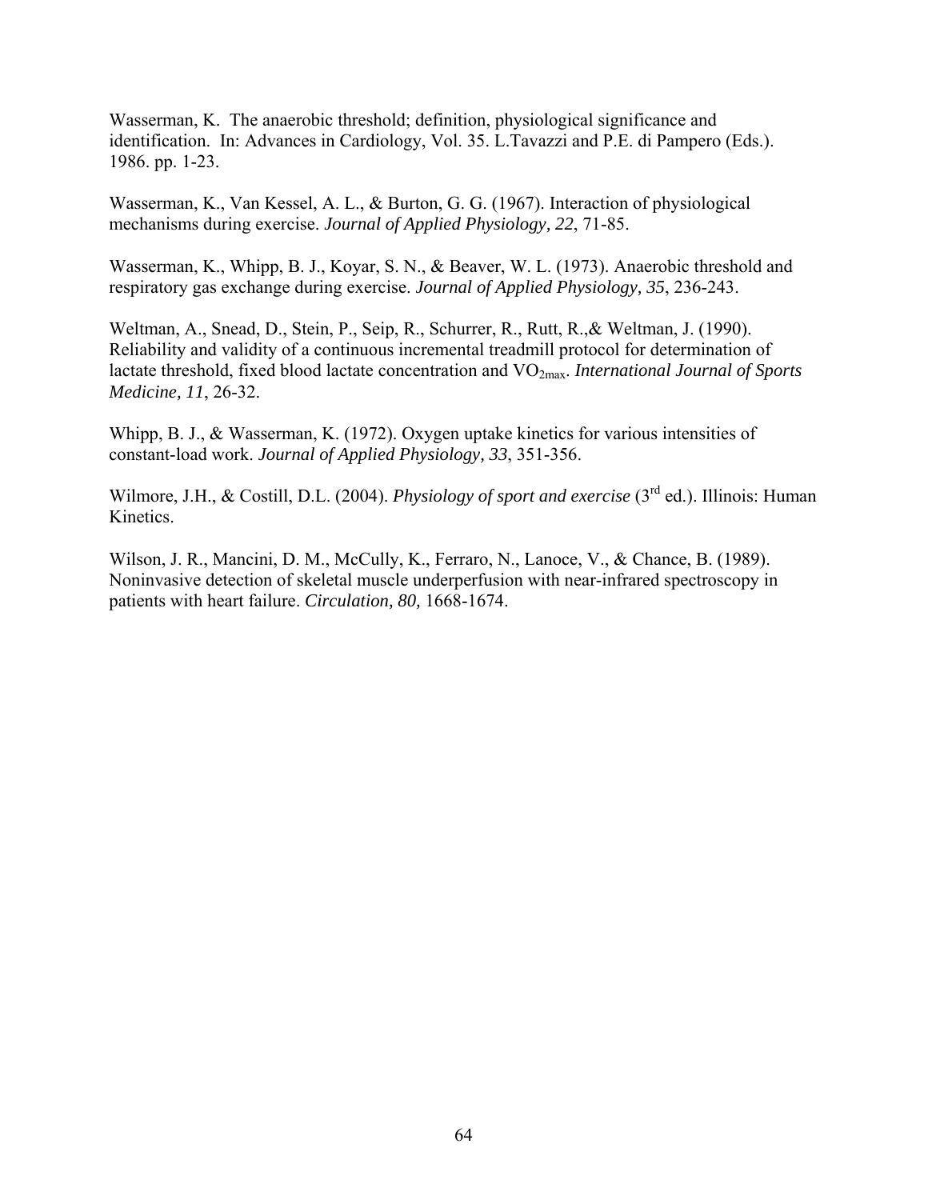Wasserman, K. The anaerobic threshold; definition, physiological significance and identification. In: Advances in Cardiology, Vol. 35. L.Tavazzi and P.E. di Pampero (Eds.). 1986. pp. 1-23.

Wasserman, K., Van Kessel, A. L., & Burton, G. G. (1967). Interaction of physiological mechanisms during exercise. *Journal of Applied Physiology, 22*, 71-85.

Wasserman, K., Whipp, B. J., Koyar, S. N., & Beaver, W. L. (1973). Anaerobic threshold and respiratory gas exchange during exercise. *Journal of Applied Physiology, 35*, 236-243.

Weltman, A., Snead, D., Stein, P., Seip, R., Schurrer, R., Rutt, R.,& Weltman, J. (1990). Reliability and validity of a continuous incremental treadmill protocol for determination of lactate threshold, fixed blood lactate concentration and $VO_{2max}$. *International Journal of Sports Medicine, 11*, 26-32.

Whipp, B. J., & Wasserman, K. (1972). Oxygen uptake kinetics for various intensities of constant-load work. *Journal of Applied Physiology, 33*, 351-356.

Wilmore, J.H., & Costill, D.L. (2004). *Physiology of sport and exercise* (3rd ed.). Illinois: Human Kinetics.

Wilson, J. R., Mancini, D. M., McCully, K., Ferraro, N., Lanoce, V., & Chance, B. (1989). Noninvasive detection of skeletal muscle underperfusion with near-infrared spectroscopy in patients with heart failure. *Circulation, 80,* 1668-1674.